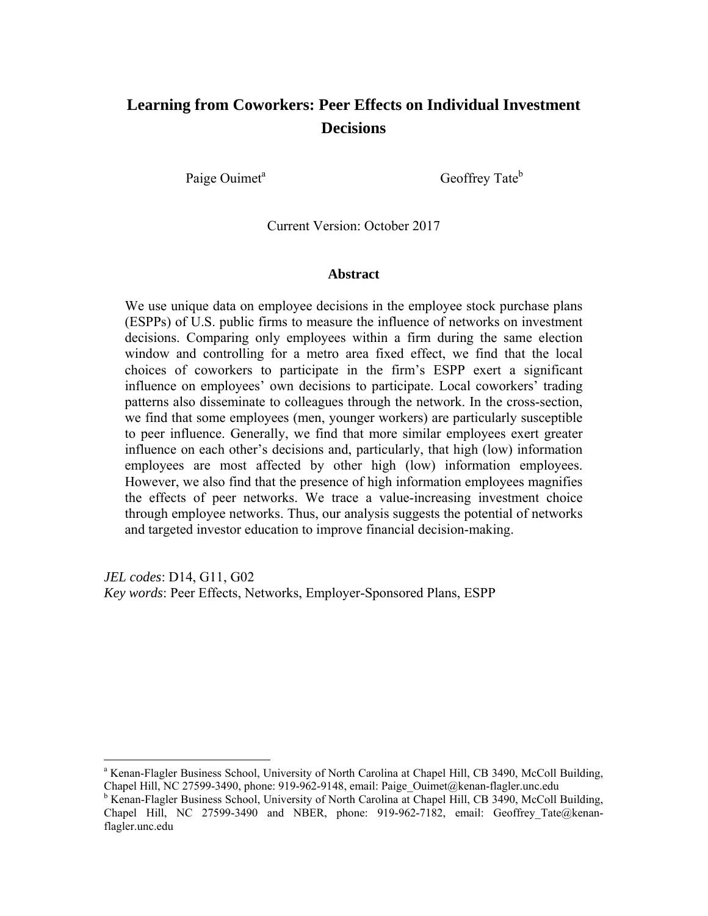# Learning from Coworkers: Peer Effects on Individual Investment Decisions

Paige Ouimet[a] Geoffrey Tate[b]

Current Version: October 2017

## Abstract

We use unique data on employee decisions in the employee stock purchase plans (ESPPs) of U.S. public firms to measure the influence of networks on investment decisions. Comparing only employees within a firm during the same election window and controlling for a metro area fixed effect, we find that the local choices of coworkers to participate in the firm's ESPP exert a significant influence on employees' own decisions to participate. Local coworkers' trading patterns also disseminate to colleagues through the network. In the cross-section, we find that some employees (men, younger workers) are particularly susceptible to peer influence. Generally, we find that more similar employees exert greater influence on each other's decisions and, particularly, that high (low) information employees are most affected by other high (low) information employees. However, we also find that the presence of high information employees magnifies the effects of peer networks. We trace a value-increasing investment choice through employee networks. Thus, our analysis suggests the potential of networks and targeted investor education to improve financial decision-making.

*JEL codes*: D14, G11, G02
*Key words*: Peer Effects, Networks, Employer-Sponsored Plans, ESPP

---

[a] Kenan-Flagler Business School, University of North Carolina at Chapel Hill, CB 3490, McColl Building, Chapel Hill, NC 27599-3490, phone: 919-962-9148, email: Paige_Ouimet@kenan-flagler.unc.edu

[b] Kenan-Flagler Business School, University of North Carolina at Chapel Hill, CB 3490, McColl Building, Chapel Hill, NC 27599-3490 and NBER, phone: 919-962-7182, email: Geoffrey_Tate@kenan-flagler.unc.edu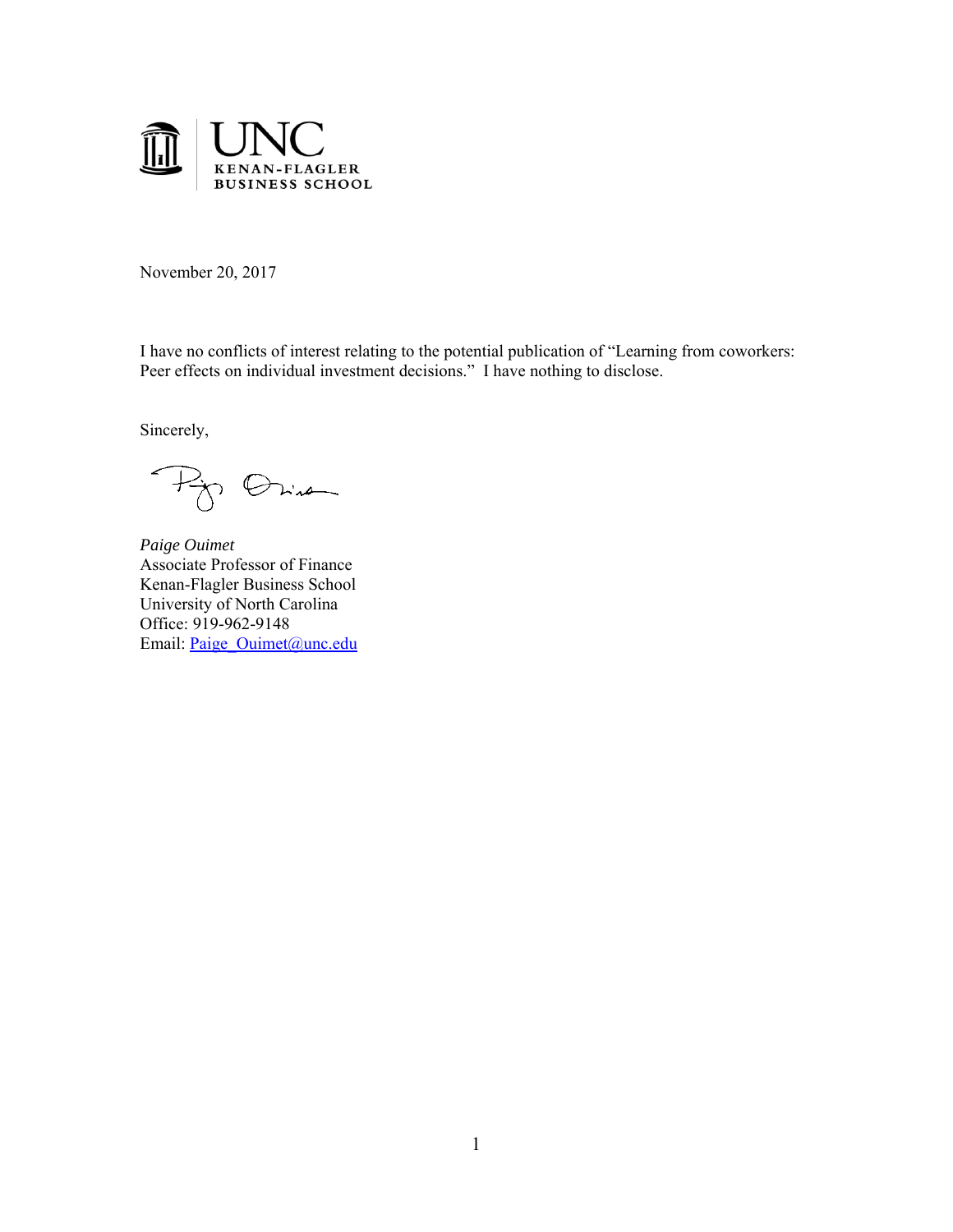UNC KENAN-FLAGLER BUSINESS SCHOOL

November 20, 2017

I have no conflicts of interest relating to the potential publication of "Learning from coworkers: Peer effects on individual investment decisions." I have nothing to disclose.

Sincerely,

*Paige Ouimet*
Associate Professor of Finance
Kenan-Flagler Business School
University of North Carolina
Office: 919-962-9148
Email: Paige_Ouimet@unc.edu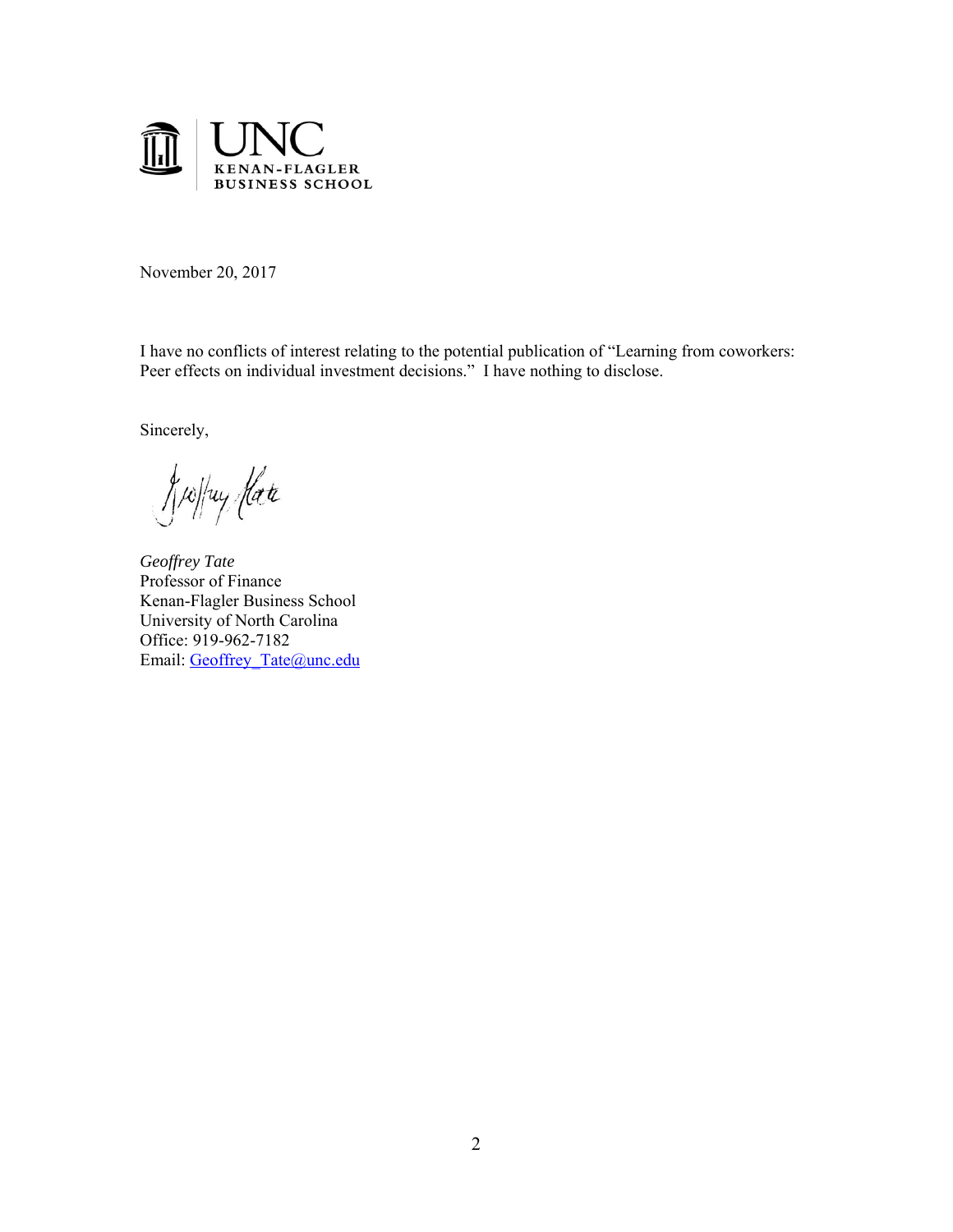UNC
KENAN-FLAGLER
BUSINESS SCHOOL

November 20, 2017

I have no conflicts of interest relating to the potential publication of "Learning from coworkers: Peer effects on individual investment decisions." I have nothing to disclose.

Sincerely,

*Geoffrey Tate*
Professor of Finance
Kenan-Flagler Business School
University of North Carolina
Office: 919-962-7182
Email: Geoffrey_Tate@unc.edu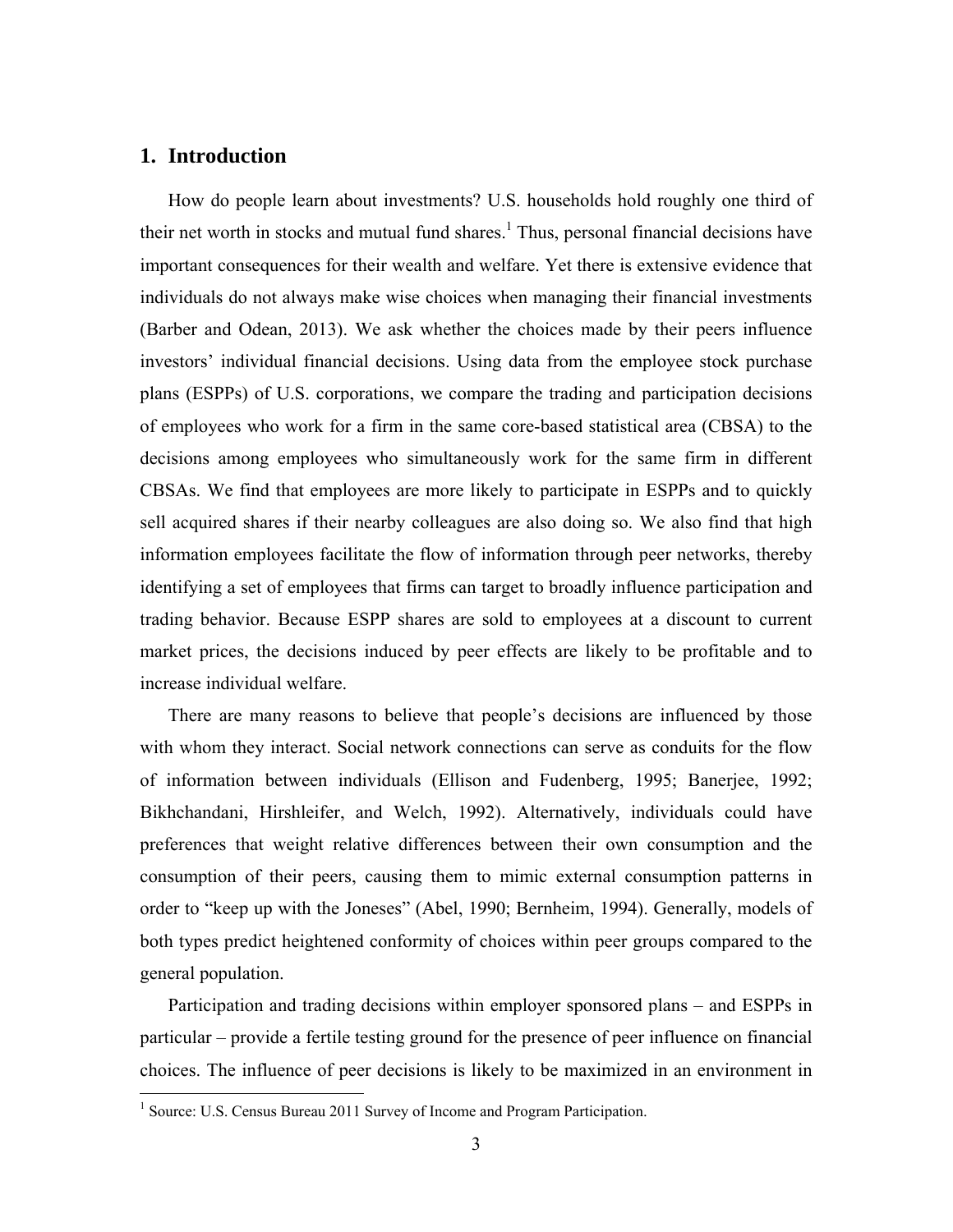## 1. Introduction

How do people learn about investments? U.S. households hold roughly one third of their net worth in stocks and mutual fund shares.[1] Thus, personal financial decisions have important consequences for their wealth and welfare. Yet there is extensive evidence that individuals do not always make wise choices when managing their financial investments (Barber and Odean, 2013). We ask whether the choices made by their peers influence investors' individual financial decisions. Using data from the employee stock purchase plans (ESPPs) of U.S. corporations, we compare the trading and participation decisions of employees who work for a firm in the same core-based statistical area (CBSA) to the decisions among employees who simultaneously work for the same firm in different CBSAs. We find that employees are more likely to participate in ESPPs and to quickly sell acquired shares if their nearby colleagues are also doing so. We also find that high information employees facilitate the flow of information through peer networks, thereby identifying a set of employees that firms can target to broadly influence participation and trading behavior. Because ESPP shares are sold to employees at a discount to current market prices, the decisions induced by peer effects are likely to be profitable and to increase individual welfare.

There are many reasons to believe that people's decisions are influenced by those with whom they interact. Social network connections can serve as conduits for the flow of information between individuals (Ellison and Fudenberg, 1995; Banerjee, 1992; Bikhchandani, Hirshleifer, and Welch, 1992). Alternatively, individuals could have preferences that weight relative differences between their own consumption and the consumption of their peers, causing them to mimic external consumption patterns in order to "keep up with the Joneses" (Abel, 1990; Bernheim, 1994). Generally, models of both types predict heightened conformity of choices within peer groups compared to the general population.

Participation and trading decisions within employer sponsored plans – and ESPPs in particular – provide a fertile testing ground for the presence of peer influence on financial choices. The influence of peer decisions is likely to be maximized in an environment in

[1] Source: U.S. Census Bureau 2011 Survey of Income and Program Participation.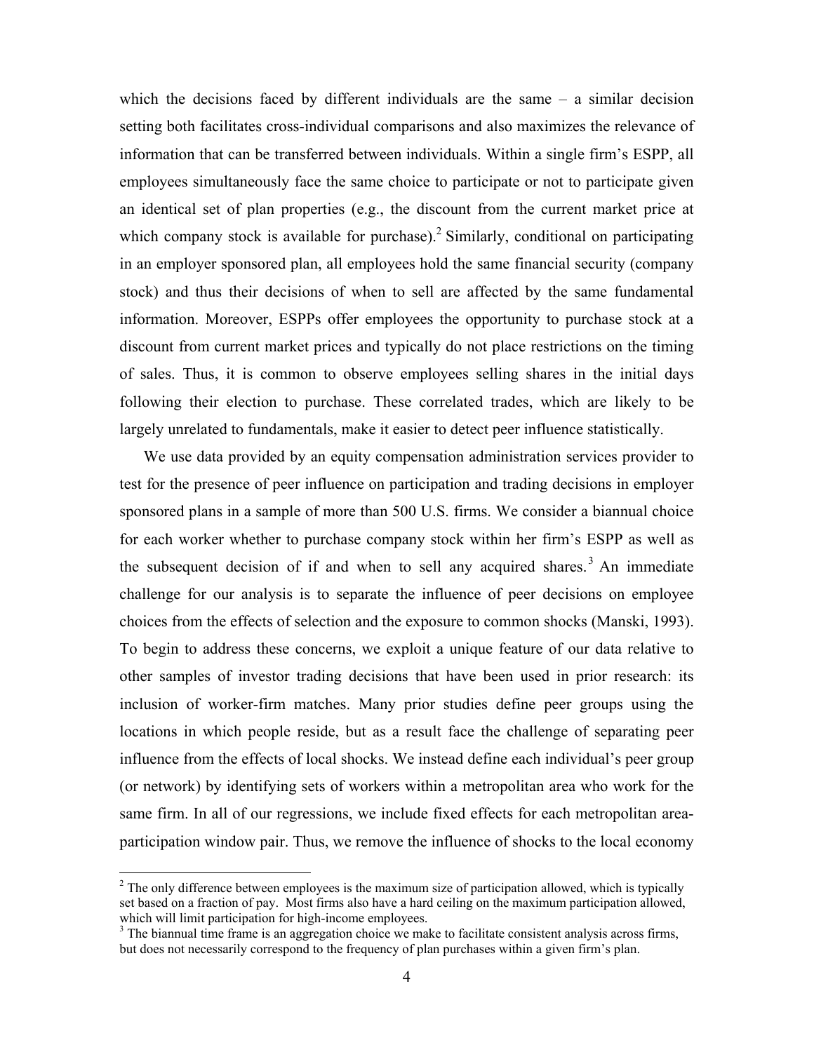which the decisions faced by different individuals are the same – a similar decision setting both facilitates cross-individual comparisons and also maximizes the relevance of information that can be transferred between individuals. Within a single firm's ESPP, all employees simultaneously face the same choice to participate or not to participate given an identical set of plan properties (e.g., the discount from the current market price at which company stock is available for purchase).[2] Similarly, conditional on participating in an employer sponsored plan, all employees hold the same financial security (company stock) and thus their decisions of when to sell are affected by the same fundamental information. Moreover, ESPPs offer employees the opportunity to purchase stock at a discount from current market prices and typically do not place restrictions on the timing of sales. Thus, it is common to observe employees selling shares in the initial days following their election to purchase. These correlated trades, which are likely to be largely unrelated to fundamentals, make it easier to detect peer influence statistically.

We use data provided by an equity compensation administration services provider to test for the presence of peer influence on participation and trading decisions in employer sponsored plans in a sample of more than 500 U.S. firms. We consider a biannual choice for each worker whether to purchase company stock within her firm's ESPP as well as the subsequent decision of if and when to sell any acquired shares.[3] An immediate challenge for our analysis is to separate the influence of peer decisions on employee choices from the effects of selection and the exposure to common shocks (Manski, 1993). To begin to address these concerns, we exploit a unique feature of our data relative to other samples of investor trading decisions that have been used in prior research: its inclusion of worker-firm matches. Many prior studies define peer groups using the locations in which people reside, but as a result face the challenge of separating peer influence from the effects of local shocks. We instead define each individual's peer group (or network) by identifying sets of workers within a metropolitan area who work for the same firm. In all of our regressions, we include fixed effects for each metropolitan area-participation window pair. Thus, we remove the influence of shocks to the local economy

[2] The only difference between employees is the maximum size of participation allowed, which is typically set based on a fraction of pay. Most firms also have a hard ceiling on the maximum participation allowed, which will limit participation for high-income employees.

[3] The biannual time frame is an aggregation choice we make to facilitate consistent analysis across firms, but does not necessarily correspond to the frequency of plan purchases within a given firm's plan.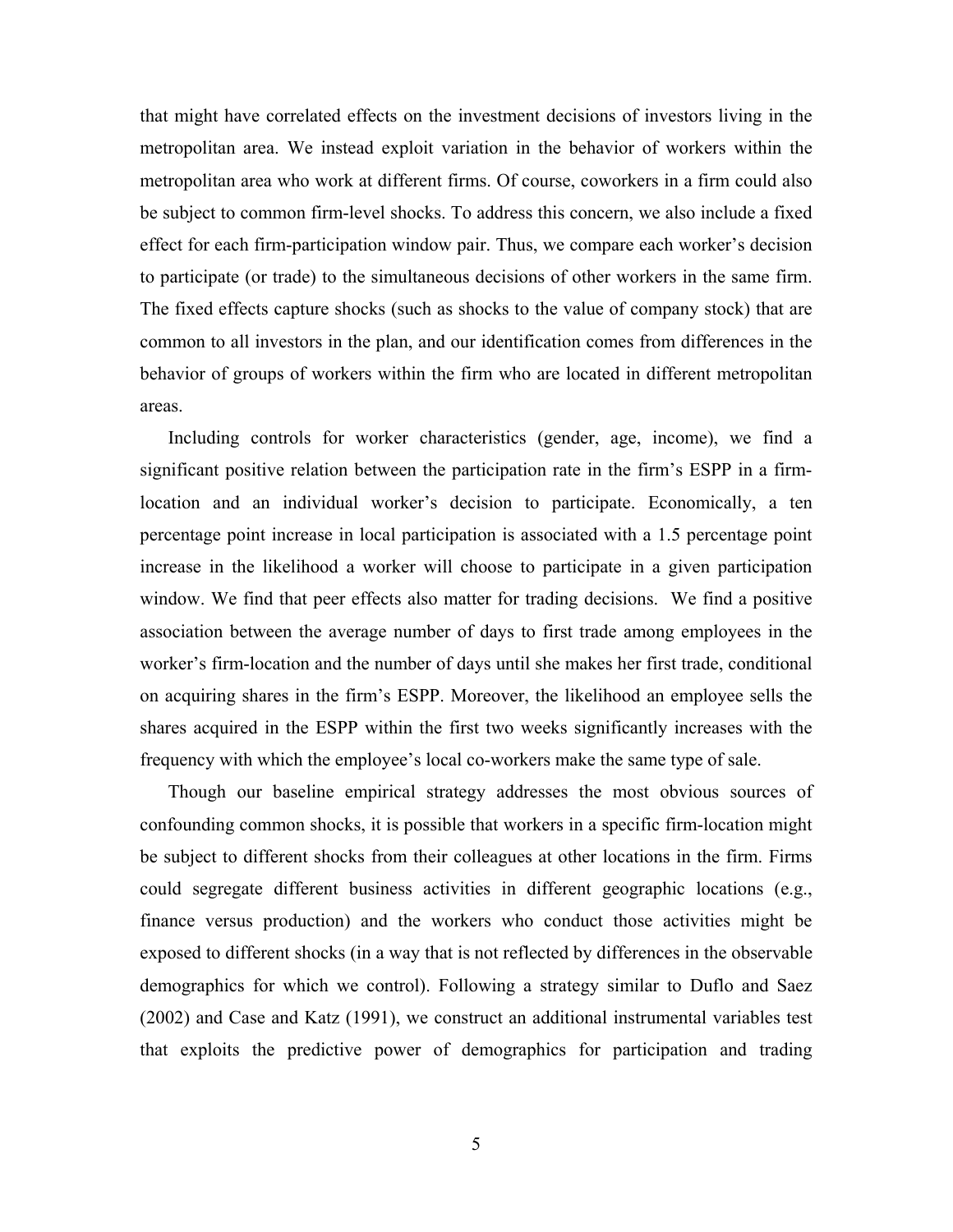that might have correlated effects on the investment decisions of investors living in the metropolitan area. We instead exploit variation in the behavior of workers within the metropolitan area who work at different firms. Of course, coworkers in a firm could also be subject to common firm-level shocks. To address this concern, we also include a fixed effect for each firm-participation window pair. Thus, we compare each worker's decision to participate (or trade) to the simultaneous decisions of other workers in the same firm. The fixed effects capture shocks (such as shocks to the value of company stock) that are common to all investors in the plan, and our identification comes from differences in the behavior of groups of workers within the firm who are located in different metropolitan areas.

Including controls for worker characteristics (gender, age, income), we find a significant positive relation between the participation rate in the firm's ESPP in a firm-location and an individual worker's decision to participate. Economically, a ten percentage point increase in local participation is associated with a 1.5 percentage point increase in the likelihood a worker will choose to participate in a given participation window. We find that peer effects also matter for trading decisions. We find a positive association between the average number of days to first trade among employees in the worker's firm-location and the number of days until she makes her first trade, conditional on acquiring shares in the firm's ESPP. Moreover, the likelihood an employee sells the shares acquired in the ESPP within the first two weeks significantly increases with the frequency with which the employee's local co-workers make the same type of sale.

Though our baseline empirical strategy addresses the most obvious sources of confounding common shocks, it is possible that workers in a specific firm-location might be subject to different shocks from their colleagues at other locations in the firm. Firms could segregate different business activities in different geographic locations (e.g., finance versus production) and the workers who conduct those activities might be exposed to different shocks (in a way that is not reflected by differences in the observable demographics for which we control). Following a strategy similar to Duflo and Saez (2002) and Case and Katz (1991), we construct an additional instrumental variables test that exploits the predictive power of demographics for participation and trading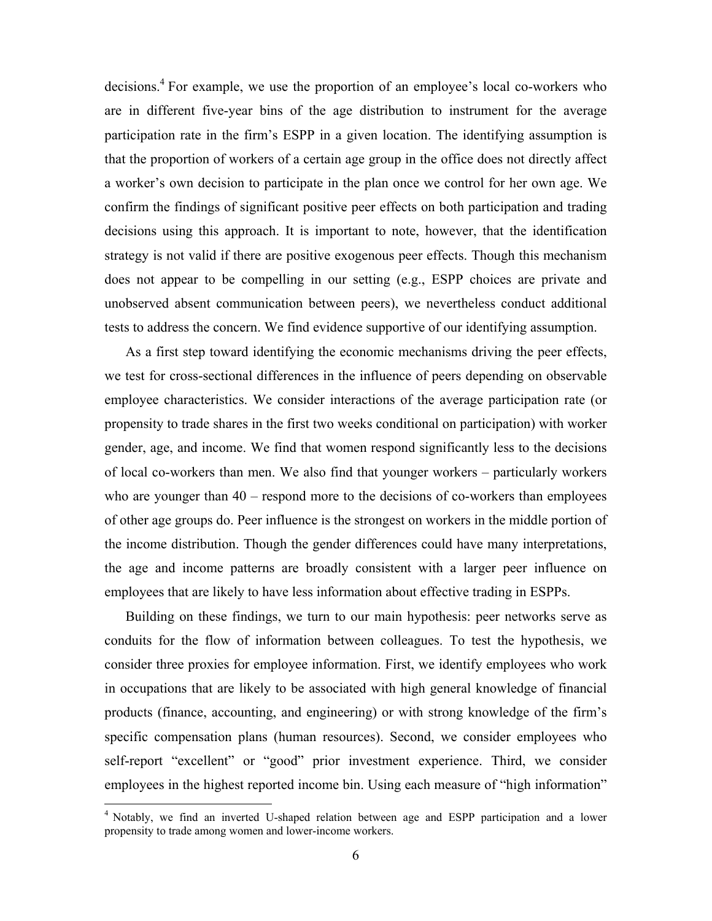decisions.[4] For example, we use the proportion of an employee's local co-workers who are in different five-year bins of the age distribution to instrument for the average participation rate in the firm's ESPP in a given location. The identifying assumption is that the proportion of workers of a certain age group in the office does not directly affect a worker's own decision to participate in the plan once we control for her own age. We confirm the findings of significant positive peer effects on both participation and trading decisions using this approach. It is important to note, however, that the identification strategy is not valid if there are positive exogenous peer effects. Though this mechanism does not appear to be compelling in our setting (e.g., ESPP choices are private and unobserved absent communication between peers), we nevertheless conduct additional tests to address the concern. We find evidence supportive of our identifying assumption.

As a first step toward identifying the economic mechanisms driving the peer effects, we test for cross-sectional differences in the influence of peers depending on observable employee characteristics. We consider interactions of the average participation rate (or propensity to trade shares in the first two weeks conditional on participation) with worker gender, age, and income. We find that women respond significantly less to the decisions of local co-workers than men. We also find that younger workers – particularly workers who are younger than 40 – respond more to the decisions of co-workers than employees of other age groups do. Peer influence is the strongest on workers in the middle portion of the income distribution. Though the gender differences could have many interpretations, the age and income patterns are broadly consistent with a larger peer influence on employees that are likely to have less information about effective trading in ESPPs.

Building on these findings, we turn to our main hypothesis: peer networks serve as conduits for the flow of information between colleagues. To test the hypothesis, we consider three proxies for employee information. First, we identify employees who work in occupations that are likely to be associated with high general knowledge of financial products (finance, accounting, and engineering) or with strong knowledge of the firm's specific compensation plans (human resources). Second, we consider employees who self-report "excellent" or "good" prior investment experience. Third, we consider employees in the highest reported income bin. Using each measure of "high information"

[4] Notably, we find an inverted U-shaped relation between age and ESPP participation and a lower propensity to trade among women and lower-income workers.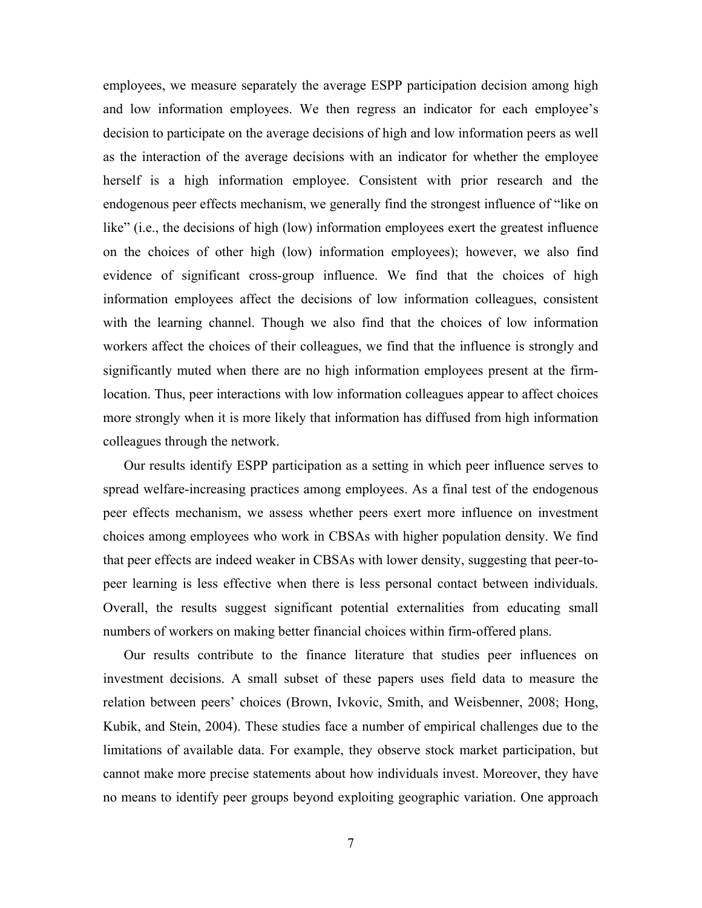employees, we measure separately the average ESPP participation decision among high and low information employees. We then regress an indicator for each employee's decision to participate on the average decisions of high and low information peers as well as the interaction of the average decisions with an indicator for whether the employee herself is a high information employee. Consistent with prior research and the endogenous peer effects mechanism, we generally find the strongest influence of "like on like" (i.e., the decisions of high (low) information employees exert the greatest influence on the choices of other high (low) information employees); however, we also find evidence of significant cross-group influence. We find that the choices of high information employees affect the decisions of low information colleagues, consistent with the learning channel. Though we also find that the choices of low information workers affect the choices of their colleagues, we find that the influence is strongly and significantly muted when there are no high information employees present at the firm-location. Thus, peer interactions with low information colleagues appear to affect choices more strongly when it is more likely that information has diffused from high information colleagues through the network.

Our results identify ESPP participation as a setting in which peer influence serves to spread welfare-increasing practices among employees. As a final test of the endogenous peer effects mechanism, we assess whether peers exert more influence on investment choices among employees who work in CBSAs with higher population density. We find that peer effects are indeed weaker in CBSAs with lower density, suggesting that peer-to-peer learning is less effective when there is less personal contact between individuals. Overall, the results suggest significant potential externalities from educating small numbers of workers on making better financial choices within firm-offered plans.

Our results contribute to the finance literature that studies peer influences on investment decisions. A small subset of these papers uses field data to measure the relation between peers' choices (Brown, Ivkovic, Smith, and Weisbenner, 2008; Hong, Kubik, and Stein, 2004). These studies face a number of empirical challenges due to the limitations of available data. For example, they observe stock market participation, but cannot make more precise statements about how individuals invest. Moreover, they have no means to identify peer groups beyond exploiting geographic variation. One approach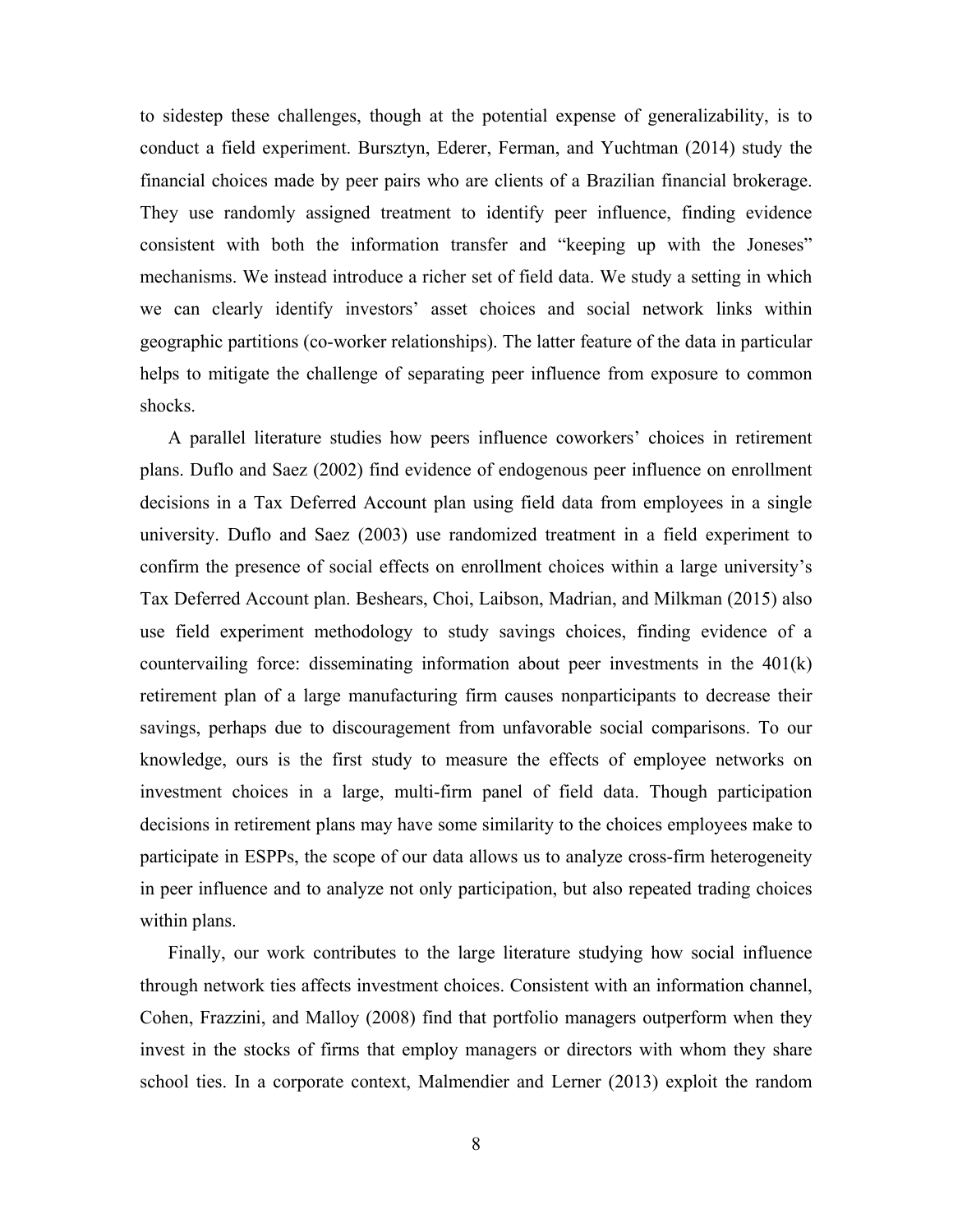to sidestep these challenges, though at the potential expense of generalizability, is to conduct a field experiment. Bursztyn, Ederer, Ferman, and Yuchtman (2014) study the financial choices made by peer pairs who are clients of a Brazilian financial brokerage. They use randomly assigned treatment to identify peer influence, finding evidence consistent with both the information transfer and "keeping up with the Joneses" mechanisms. We instead introduce a richer set of field data. We study a setting in which we can clearly identify investors' asset choices and social network links within geographic partitions (co-worker relationships). The latter feature of the data in particular helps to mitigate the challenge of separating peer influence from exposure to common shocks.

A parallel literature studies how peers influence coworkers' choices in retirement plans. Duflo and Saez (2002) find evidence of endogenous peer influence on enrollment decisions in a Tax Deferred Account plan using field data from employees in a single university. Duflo and Saez (2003) use randomized treatment in a field experiment to confirm the presence of social effects on enrollment choices within a large university's Tax Deferred Account plan. Beshears, Choi, Laibson, Madrian, and Milkman (2015) also use field experiment methodology to study savings choices, finding evidence of a countervailing force: disseminating information about peer investments in the 401(k) retirement plan of a large manufacturing firm causes nonparticipants to decrease their savings, perhaps due to discouragement from unfavorable social comparisons. To our knowledge, ours is the first study to measure the effects of employee networks on investment choices in a large, multi-firm panel of field data. Though participation decisions in retirement plans may have some similarity to the choices employees make to participate in ESPPs, the scope of our data allows us to analyze cross-firm heterogeneity in peer influence and to analyze not only participation, but also repeated trading choices within plans.

Finally, our work contributes to the large literature studying how social influence through network ties affects investment choices. Consistent with an information channel, Cohen, Frazzini, and Malloy (2008) find that portfolio managers outperform when they invest in the stocks of firms that employ managers or directors with whom they share school ties. In a corporate context, Malmendier and Lerner (2013) exploit the random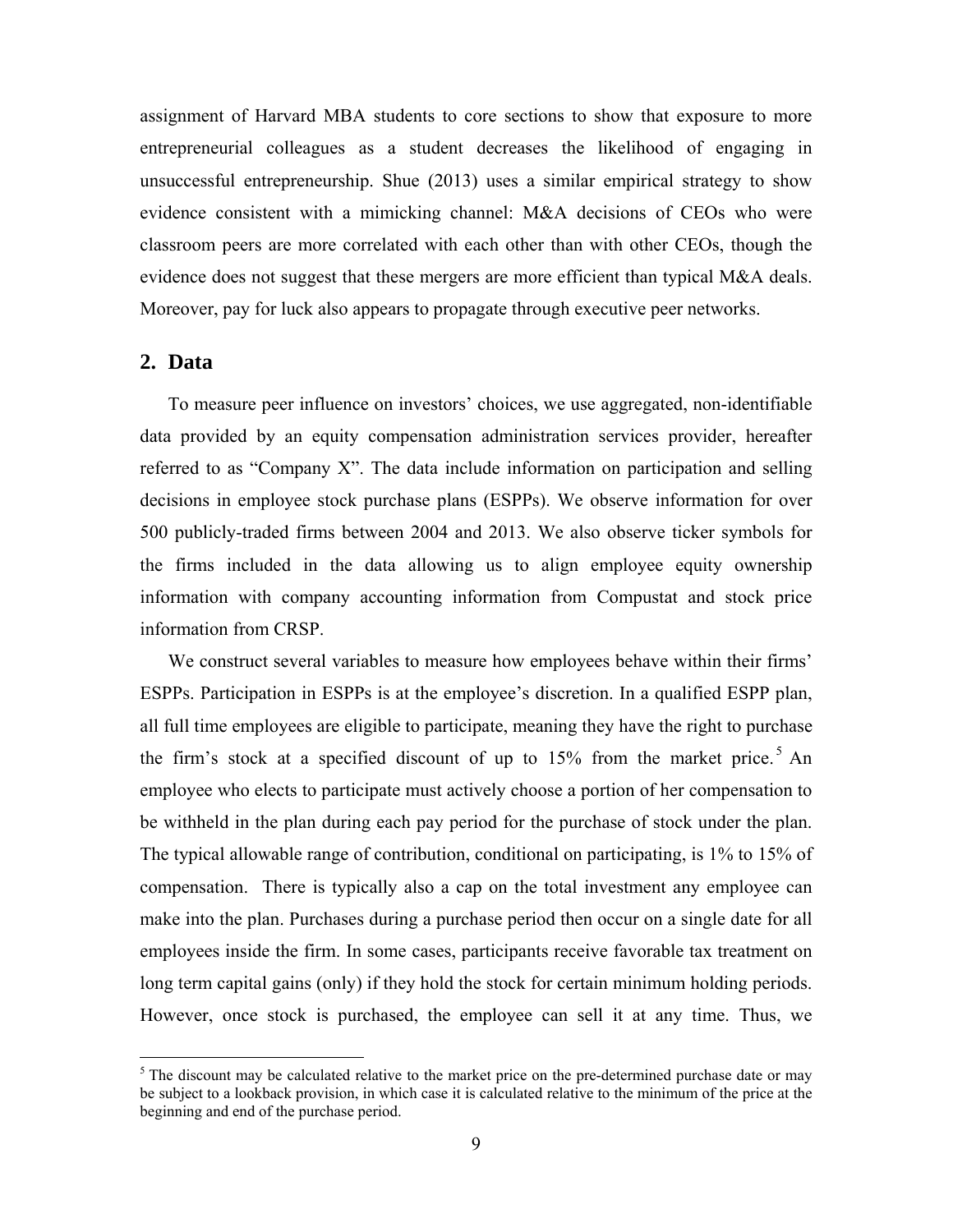assignment of Harvard MBA students to core sections to show that exposure to more entrepreneurial colleagues as a student decreases the likelihood of engaging in unsuccessful entrepreneurship. Shue (2013) uses a similar empirical strategy to show evidence consistent with a mimicking channel: M&A decisions of CEOs who were classroom peers are more correlated with each other than with other CEOs, though the evidence does not suggest that these mergers are more efficient than typical M&A deals. Moreover, pay for luck also appears to propagate through executive peer networks.

## 2. Data

To measure peer influence on investors' choices, we use aggregated, non-identifiable data provided by an equity compensation administration services provider, hereafter referred to as "Company X". The data include information on participation and selling decisions in employee stock purchase plans (ESPPs). We observe information for over 500 publicly-traded firms between 2004 and 2013. We also observe ticker symbols for the firms included in the data allowing us to align employee equity ownership information with company accounting information from Compustat and stock price information from CRSP.

We construct several variables to measure how employees behave within their firms' ESPPs. Participation in ESPPs is at the employee's discretion. In a qualified ESPP plan, all full time employees are eligible to participate, meaning they have the right to purchase the firm's stock at a specified discount of up to 15% from the market price.[5] An employee who elects to participate must actively choose a portion of her compensation to be withheld in the plan during each pay period for the purchase of stock under the plan. The typical allowable range of contribution, conditional on participating, is 1% to 15% of compensation. There is typically also a cap on the total investment any employee can make into the plan. Purchases during a purchase period then occur on a single date for all employees inside the firm. In some cases, participants receive favorable tax treatment on long term capital gains (only) if they hold the stock for certain minimum holding periods. However, once stock is purchased, the employee can sell it at any time. Thus, we

[5] The discount may be calculated relative to the market price on the pre-determined purchase date or may be subject to a lookback provision, in which case it is calculated relative to the minimum of the price at the beginning and end of the purchase period.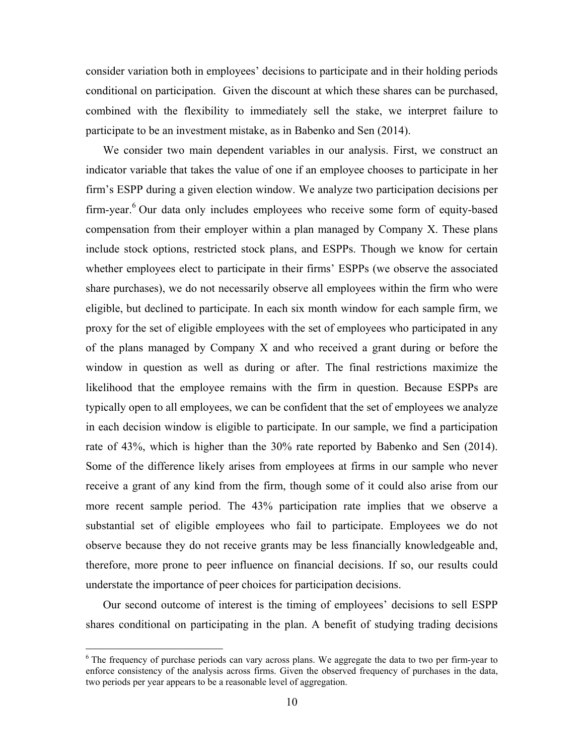consider variation both in employees' decisions to participate and in their holding periods conditional on participation. Given the discount at which these shares can be purchased, combined with the flexibility to immediately sell the stake, we interpret failure to participate to be an investment mistake, as in Babenko and Sen (2014).

We consider two main dependent variables in our analysis. First, we construct an indicator variable that takes the value of one if an employee chooses to participate in her firm's ESPP during a given election window. We analyze two participation decisions per firm-year.[6] Our data only includes employees who receive some form of equity-based compensation from their employer within a plan managed by Company X. These plans include stock options, restricted stock plans, and ESPPs. Though we know for certain whether employees elect to participate in their firms' ESPPs (we observe the associated share purchases), we do not necessarily observe all employees within the firm who were eligible, but declined to participate. In each six month window for each sample firm, we proxy for the set of eligible employees with the set of employees who participated in any of the plans managed by Company X and who received a grant during or before the window in question as well as during or after. The final restrictions maximize the likelihood that the employee remains with the firm in question. Because ESPPs are typically open to all employees, we can be confident that the set of employees we analyze in each decision window is eligible to participate. In our sample, we find a participation rate of 43%, which is higher than the 30% rate reported by Babenko and Sen (2014). Some of the difference likely arises from employees at firms in our sample who never receive a grant of any kind from the firm, though some of it could also arise from our more recent sample period. The 43% participation rate implies that we observe a substantial set of eligible employees who fail to participate. Employees we do not observe because they do not receive grants may be less financially knowledgeable and, therefore, more prone to peer influence on financial decisions. If so, our results could understate the importance of peer choices for participation decisions.

Our second outcome of interest is the timing of employees' decisions to sell ESPP shares conditional on participating in the plan. A benefit of studying trading decisions

[6] The frequency of purchase periods can vary across plans. We aggregate the data to two per firm-year to enforce consistency of the analysis across firms. Given the observed frequency of purchases in the data, two periods per year appears to be a reasonable level of aggregation.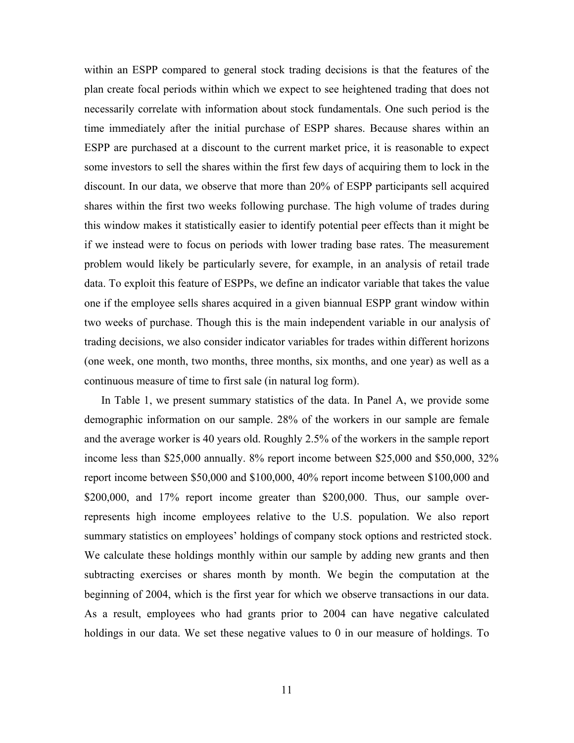within an ESPP compared to general stock trading decisions is that the features of the plan create focal periods within which we expect to see heightened trading that does not necessarily correlate with information about stock fundamentals. One such period is the time immediately after the initial purchase of ESPP shares. Because shares within an ESPP are purchased at a discount to the current market price, it is reasonable to expect some investors to sell the shares within the first few days of acquiring them to lock in the discount. In our data, we observe that more than 20% of ESPP participants sell acquired shares within the first two weeks following purchase. The high volume of trades during this window makes it statistically easier to identify potential peer effects than it might be if we instead were to focus on periods with lower trading base rates. The measurement problem would likely be particularly severe, for example, in an analysis of retail trade data. To exploit this feature of ESPPs, we define an indicator variable that takes the value one if the employee sells shares acquired in a given biannual ESPP grant window within two weeks of purchase. Though this is the main independent variable in our analysis of trading decisions, we also consider indicator variables for trades within different horizons (one week, one month, two months, three months, six months, and one year) as well as a continuous measure of time to first sale (in natural log form).

In Table 1, we present summary statistics of the data. In Panel A, we provide some demographic information on our sample. 28% of the workers in our sample are female and the average worker is 40 years old. Roughly 2.5% of the workers in the sample report income less than $25,000 annually. 8% report income between $25,000 and $50,000, 32% report income between $50,000 and $100,000, 40% report income between $100,000 and $200,000, and 17% report income greater than $200,000. Thus, our sample over-represents high income employees relative to the U.S. population. We also report summary statistics on employees' holdings of company stock options and restricted stock. We calculate these holdings monthly within our sample by adding new grants and then subtracting exercises or shares month by month. We begin the computation at the beginning of 2004, which is the first year for which we observe transactions in our data. As a result, employees who had grants prior to 2004 can have negative calculated holdings in our data. We set these negative values to 0 in our measure of holdings. To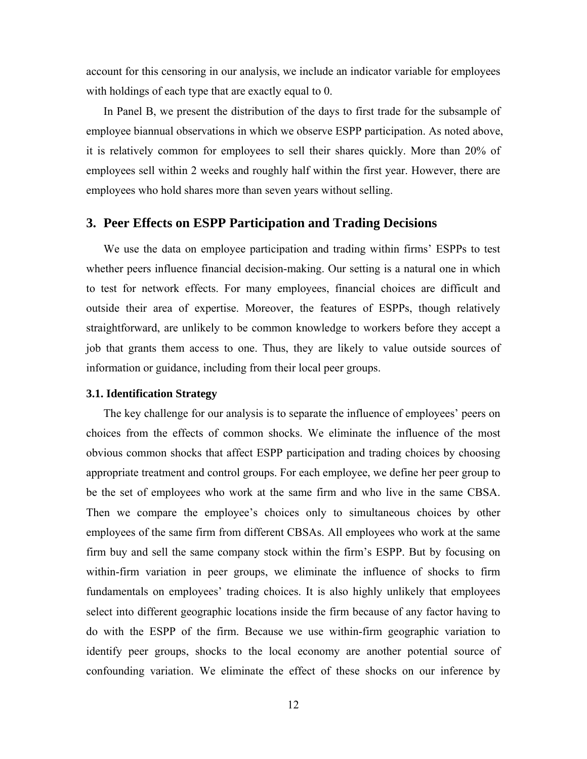account for this censoring in our analysis, we include an indicator variable for employees with holdings of each type that are exactly equal to 0.

In Panel B, we present the distribution of the days to first trade for the subsample of employee biannual observations in which we observe ESPP participation. As noted above, it is relatively common for employees to sell their shares quickly. More than 20% of employees sell within 2 weeks and roughly half within the first year. However, there are employees who hold shares more than seven years without selling.

## 3. Peer Effects on ESPP Participation and Trading Decisions

We use the data on employee participation and trading within firms' ESPPs to test whether peers influence financial decision-making. Our setting is a natural one in which to test for network effects. For many employees, financial choices are difficult and outside their area of expertise. Moreover, the features of ESPPs, though relatively straightforward, are unlikely to be common knowledge to workers before they accept a job that grants them access to one. Thus, they are likely to value outside sources of information or guidance, including from their local peer groups.

### 3.1. Identification Strategy

The key challenge for our analysis is to separate the influence of employees' peers on choices from the effects of common shocks. We eliminate the influence of the most obvious common shocks that affect ESPP participation and trading choices by choosing appropriate treatment and control groups. For each employee, we define her peer group to be the set of employees who work at the same firm and who live in the same CBSA. Then we compare the employee's choices only to simultaneous choices by other employees of the same firm from different CBSAs. All employees who work at the same firm buy and sell the same company stock within the firm's ESPP. But by focusing on within-firm variation in peer groups, we eliminate the influence of shocks to firm fundamentals on employees' trading choices. It is also highly unlikely that employees select into different geographic locations inside the firm because of any factor having to do with the ESPP of the firm. Because we use within-firm geographic variation to identify peer groups, shocks to the local economy are another potential source of confounding variation. We eliminate the effect of these shocks on our inference by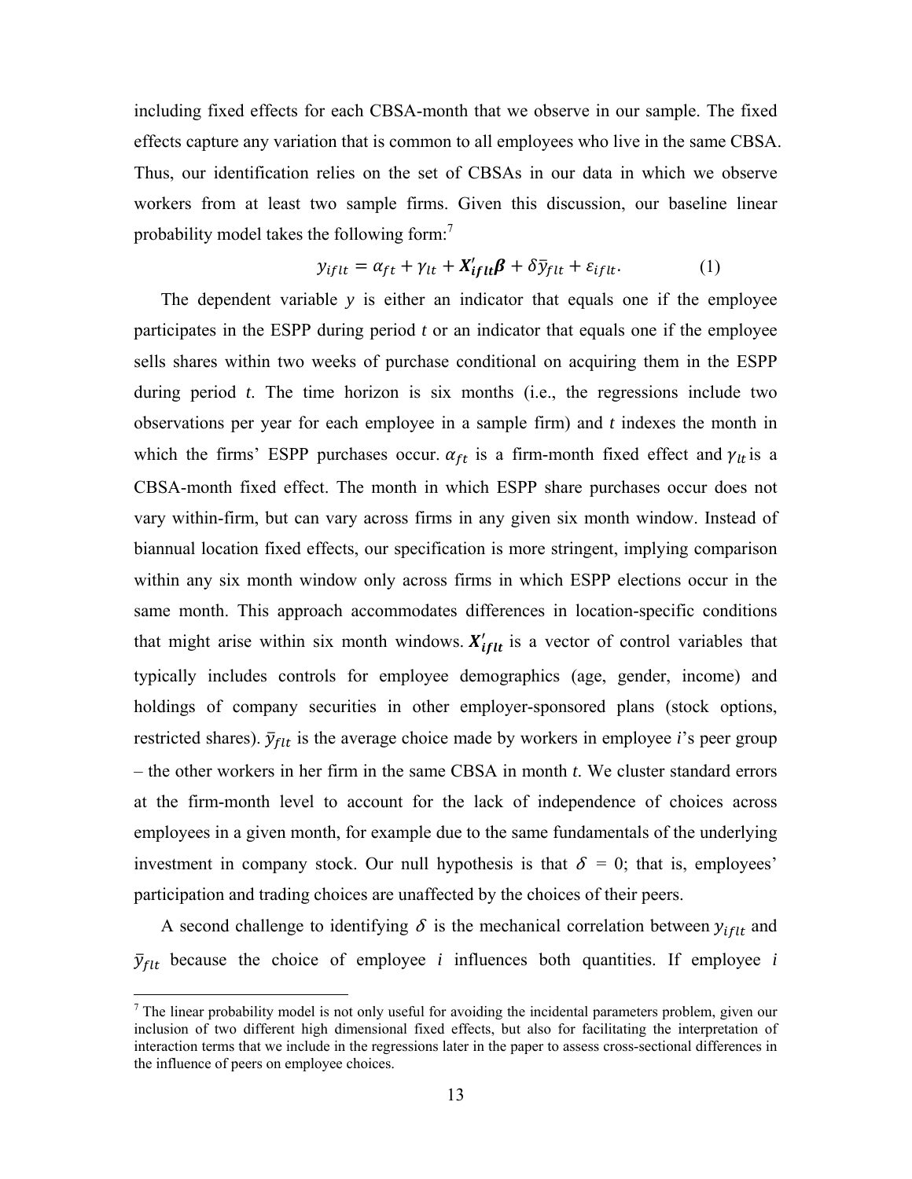including fixed effects for each CBSA-month that we observe in our sample. The fixed effects capture any variation that is common to all employees who live in the same CBSA. Thus, our identification relies on the set of CBSAs in our data in which we observe workers from at least two sample firms. Given this discussion, our baseline linear probability model takes the following form:[7]

$$y_{iflt} = \alpha_{ft} + \gamma_{lt} + \boldsymbol{X}'_{\boldsymbol{iflt}}\boldsymbol{\beta} + \delta\bar{y}_{flt} + \varepsilon_{iflt}. \qquad (1)$$

The dependent variable $y$ is either an indicator that equals one if the employee participates in the ESPP during period $t$ or an indicator that equals one if the employee sells shares within two weeks of purchase conditional on acquiring them in the ESPP during period $t$. The time horizon is six months (i.e., the regressions include two observations per year for each employee in a sample firm) and $t$ indexes the month in which the firms' ESPP purchases occur. $\alpha_{ft}$ is a firm-month fixed effect and $\gamma_{lt}$ is a CBSA-month fixed effect. The month in which ESPP share purchases occur does not vary within-firm, but can vary across firms in any given six month window. Instead of biannual location fixed effects, our specification is more stringent, implying comparison within any six month window only across firms in which ESPP elections occur in the same month. This approach accommodates differences in location-specific conditions that might arise within six month windows. $\boldsymbol{X}'_{\boldsymbol{iflt}}$ is a vector of control variables that typically includes controls for employee demographics (age, gender, income) and holdings of company securities in other employer-sponsored plans (stock options, restricted shares). $\bar{y}_{flt}$ is the average choice made by workers in employee $i$'s peer group – the other workers in her firm in the same CBSA in month $t$. We cluster standard errors at the firm-month level to account for the lack of independence of choices across employees in a given month, for example due to the same fundamentals of the underlying investment in company stock. Our null hypothesis is that $\delta = 0$; that is, employees' participation and trading choices are unaffected by the choices of their peers.

A second challenge to identifying $\delta$ is the mechanical correlation between $y_{iflt}$ and $\bar{y}_{flt}$ because the choice of employee $i$ influences both quantities. If employee $i$

---

[7] The linear probability model is not only useful for avoiding the incidental parameters problem, given our inclusion of two different high dimensional fixed effects, but also for facilitating the interpretation of interaction terms that we include in the regressions later in the paper to assess cross-sectional differences in the influence of peers on employee choices.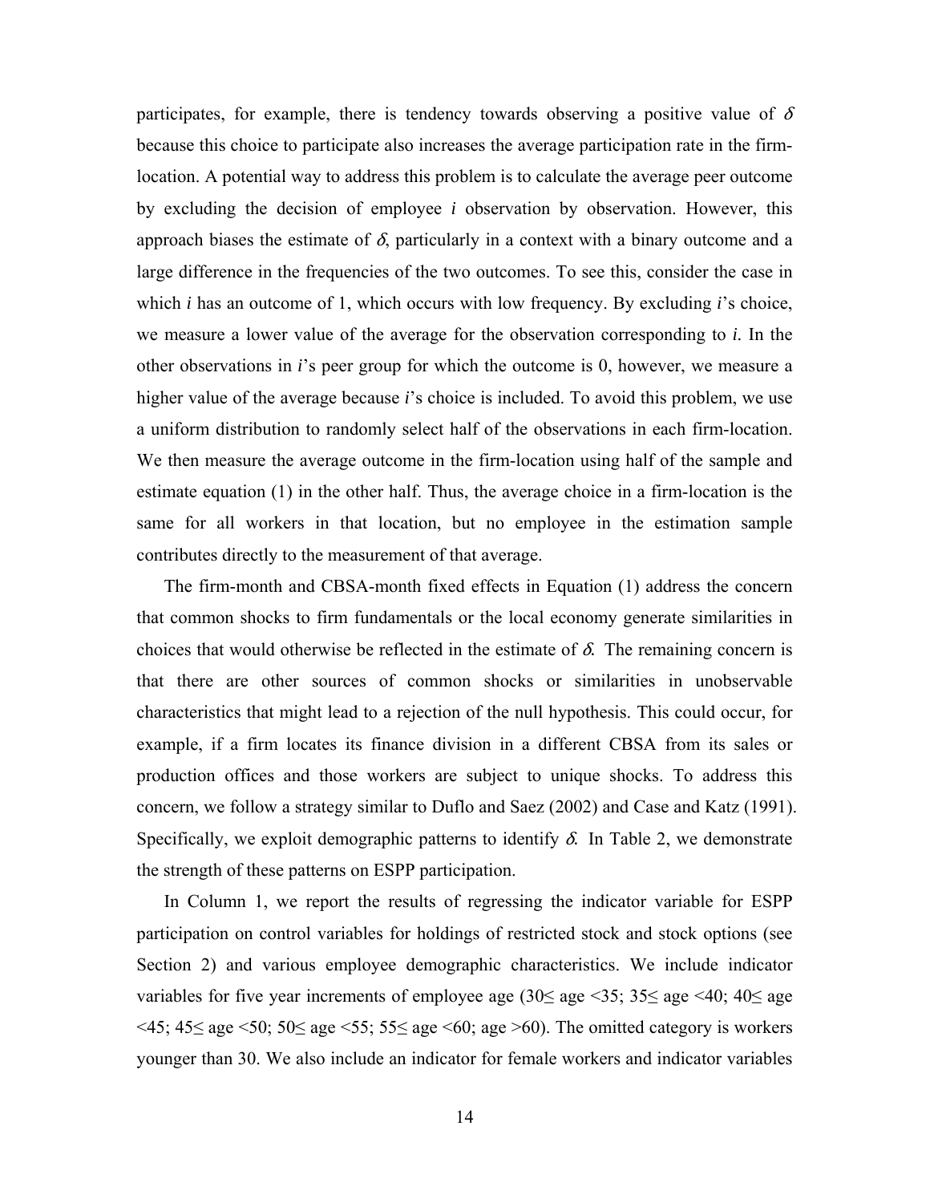participates, for example, there is tendency towards observing a positive value of $\delta$ because this choice to participate also increases the average participation rate in the firm-location. A potential way to address this problem is to calculate the average peer outcome by excluding the decision of employee *i* observation by observation. However, this approach biases the estimate of $\delta$, particularly in a context with a binary outcome and a large difference in the frequencies of the two outcomes. To see this, consider the case in which *i* has an outcome of 1, which occurs with low frequency. By excluding *i*'s choice, we measure a lower value of the average for the observation corresponding to *i*. In the other observations in *i*'s peer group for which the outcome is 0, however, we measure a higher value of the average because *i*'s choice is included. To avoid this problem, we use a uniform distribution to randomly select half of the observations in each firm-location. We then measure the average outcome in the firm-location using half of the sample and estimate equation (1) in the other half. Thus, the average choice in a firm-location is the same for all workers in that location, but no employee in the estimation sample contributes directly to the measurement of that average.

The firm-month and CBSA-month fixed effects in Equation (1) address the concern that common shocks to firm fundamentals or the local economy generate similarities in choices that would otherwise be reflected in the estimate of $\delta$. The remaining concern is that there are other sources of common shocks or similarities in unobservable characteristics that might lead to a rejection of the null hypothesis. This could occur, for example, if a firm locates its finance division in a different CBSA from its sales or production offices and those workers are subject to unique shocks. To address this concern, we follow a strategy similar to Duflo and Saez (2002) and Case and Katz (1991). Specifically, we exploit demographic patterns to identify $\delta$. In Table 2, we demonstrate the strength of these patterns on ESPP participation.

In Column 1, we report the results of regressing the indicator variable for ESPP participation on control variables for holdings of restricted stock and stock options (see Section 2) and various employee demographic characteristics. We include indicator variables for five year increments of employee age ($30 \leq$ age $<35$; $35 \leq$ age $<40$; $40 \leq$ age $<45$; $45 \leq$ age $<50$; $50 \leq$ age $<55$; $55 \leq$ age $<60$; age $>60$). The omitted category is workers younger than 30. We also include an indicator for female workers and indicator variables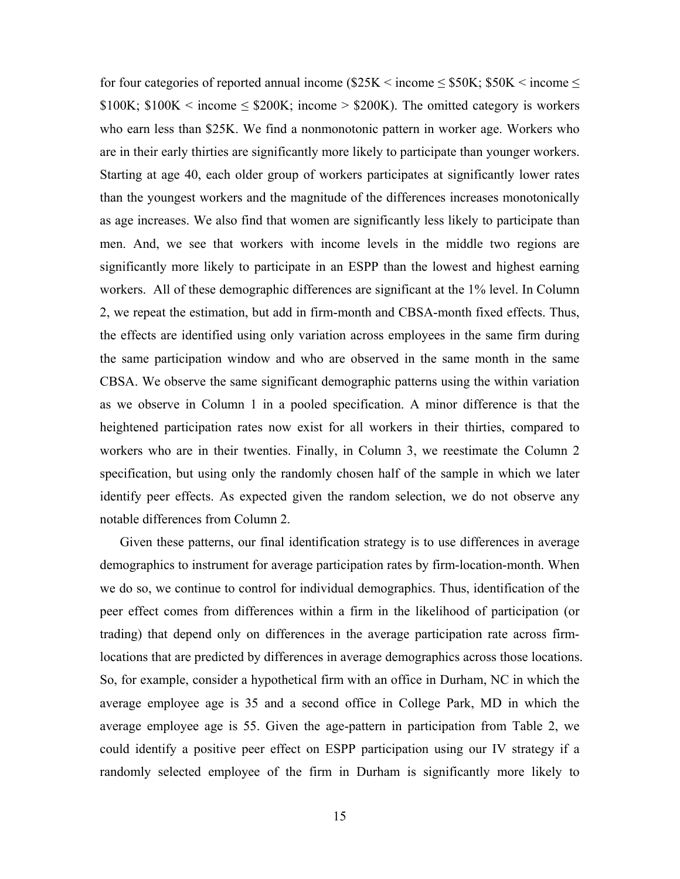for four categories of reported annual income ($25K < income ≤ $50K; $50K < income ≤ $100K; $100K < income ≤ $200K; income > $200K). The omitted category is workers who earn less than $25K. We find a nonmonotonic pattern in worker age. Workers who are in their early thirties are significantly more likely to participate than younger workers. Starting at age 40, each older group of workers participates at significantly lower rates than the youngest workers and the magnitude of the differences increases monotonically as age increases. We also find that women are significantly less likely to participate than men. And, we see that workers with income levels in the middle two regions are significantly more likely to participate in an ESPP than the lowest and highest earning workers. All of these demographic differences are significant at the 1% level. In Column 2, we repeat the estimation, but add in firm-month and CBSA-month fixed effects. Thus, the effects are identified using only variation across employees in the same firm during the same participation window and who are observed in the same month in the same CBSA. We observe the same significant demographic patterns using the within variation as we observe in Column 1 in a pooled specification. A minor difference is that the heightened participation rates now exist for all workers in their thirties, compared to workers who are in their twenties. Finally, in Column 3, we reestimate the Column 2 specification, but using only the randomly chosen half of the sample in which we later identify peer effects. As expected given the random selection, we do not observe any notable differences from Column 2.

Given these patterns, our final identification strategy is to use differences in average demographics to instrument for average participation rates by firm-location-month. When we do so, we continue to control for individual demographics. Thus, identification of the peer effect comes from differences within a firm in the likelihood of participation (or trading) that depend only on differences in the average participation rate across firm-locations that are predicted by differences in average demographics across those locations. So, for example, consider a hypothetical firm with an office in Durham, NC in which the average employee age is 35 and a second office in College Park, MD in which the average employee age is 55. Given the age-pattern in participation from Table 2, we could identify a positive peer effect on ESPP participation using our IV strategy if a randomly selected employee of the firm in Durham is significantly more likely to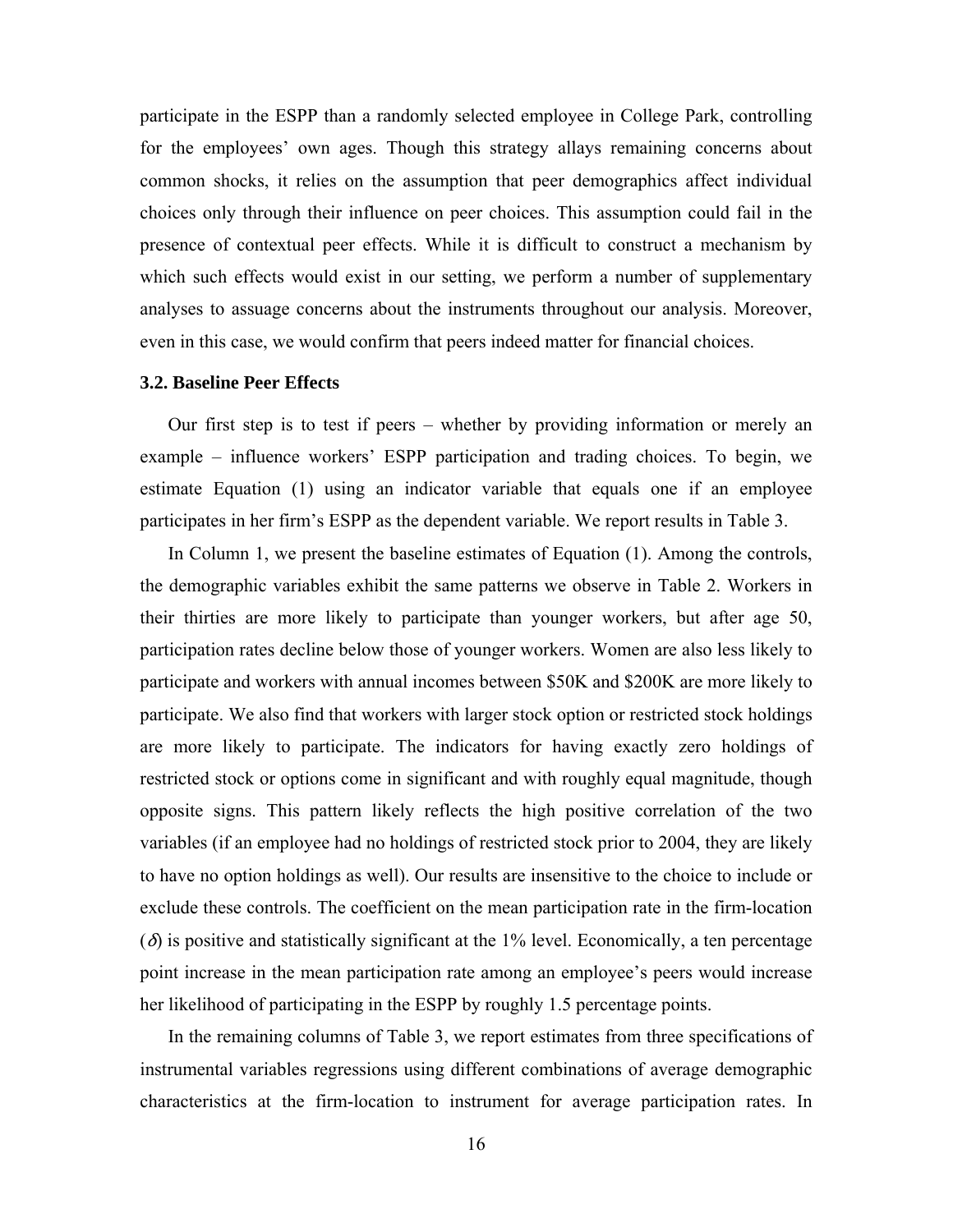participate in the ESPP than a randomly selected employee in College Park, controlling for the employees' own ages. Though this strategy allays remaining concerns about common shocks, it relies on the assumption that peer demographics affect individual choices only through their influence on peer choices. This assumption could fail in the presence of contextual peer effects. While it is difficult to construct a mechanism by which such effects would exist in our setting, we perform a number of supplementary analyses to assuage concerns about the instruments throughout our analysis. Moreover, even in this case, we would confirm that peers indeed matter for financial choices.

### 3.2. Baseline Peer Effects

Our first step is to test if peers – whether by providing information or merely an example – influence workers' ESPP participation and trading choices. To begin, we estimate Equation (1) using an indicator variable that equals one if an employee participates in her firm's ESPP as the dependent variable. We report results in Table 3.

In Column 1, we present the baseline estimates of Equation (1). Among the controls, the demographic variables exhibit the same patterns we observe in Table 2. Workers in their thirties are more likely to participate than younger workers, but after age 50, participation rates decline below those of younger workers. Women are also less likely to participate and workers with annual incomes between \$50K and \$200K are more likely to participate. We also find that workers with larger stock option or restricted stock holdings are more likely to participate. The indicators for having exactly zero holdings of restricted stock or options come in significant and with roughly equal magnitude, though opposite signs. This pattern likely reflects the high positive correlation of the two variables (if an employee had no holdings of restricted stock prior to 2004, they are likely to have no option holdings as well). Our results are insensitive to the choice to include or exclude these controls. The coefficient on the mean participation rate in the firm-location ($\delta$) is positive and statistically significant at the 1% level. Economically, a ten percentage point increase in the mean participation rate among an employee's peers would increase her likelihood of participating in the ESPP by roughly 1.5 percentage points.

In the remaining columns of Table 3, we report estimates from three specifications of instrumental variables regressions using different combinations of average demographic characteristics at the firm-location to instrument for average participation rates. In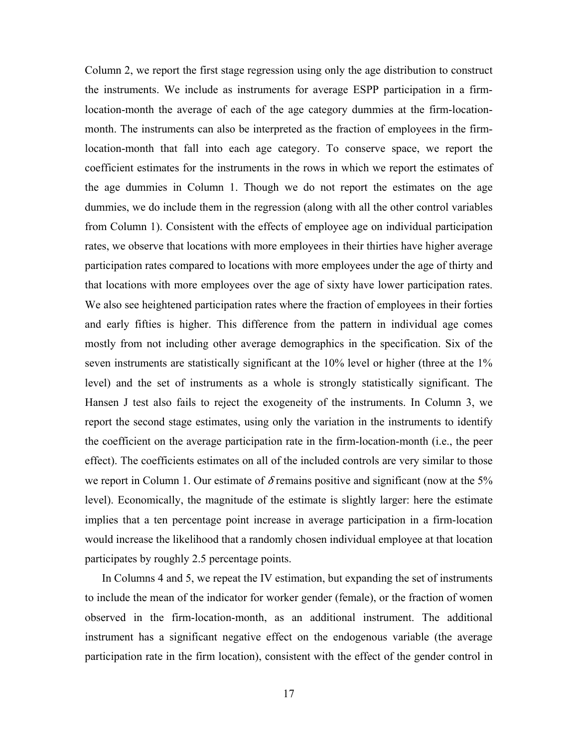Column 2, we report the first stage regression using only the age distribution to construct the instruments. We include as instruments for average ESPP participation in a firm-location-month the average of each of the age category dummies at the firm-location-month. The instruments can also be interpreted as the fraction of employees in the firm-location-month that fall into each age category. To conserve space, we report the coefficient estimates for the instruments in the rows in which we report the estimates of the age dummies in Column 1. Though we do not report the estimates on the age dummies, we do include them in the regression (along with all the other control variables from Column 1). Consistent with the effects of employee age on individual participation rates, we observe that locations with more employees in their thirties have higher average participation rates compared to locations with more employees under the age of thirty and that locations with more employees over the age of sixty have lower participation rates. We also see heightened participation rates where the fraction of employees in their forties and early fifties is higher. This difference from the pattern in individual age comes mostly from not including other average demographics in the specification. Six of the seven instruments are statistically significant at the 10% level or higher (three at the 1% level) and the set of instruments as a whole is strongly statistically significant. The Hansen J test also fails to reject the exogeneity of the instruments. In Column 3, we report the second stage estimates, using only the variation in the instruments to identify the coefficient on the average participation rate in the firm-location-month (i.e., the peer effect). The coefficients estimates on all of the included controls are very similar to those we report in Column 1. Our estimate of $\delta$ remains positive and significant (now at the 5% level). Economically, the magnitude of the estimate is slightly larger: here the estimate implies that a ten percentage point increase in average participation in a firm-location would increase the likelihood that a randomly chosen individual employee at that location participates by roughly 2.5 percentage points.

In Columns 4 and 5, we repeat the IV estimation, but expanding the set of instruments to include the mean of the indicator for worker gender (female), or the fraction of women observed in the firm-location-month, as an additional instrument. The additional instrument has a significant negative effect on the endogenous variable (the average participation rate in the firm location), consistent with the effect of the gender control in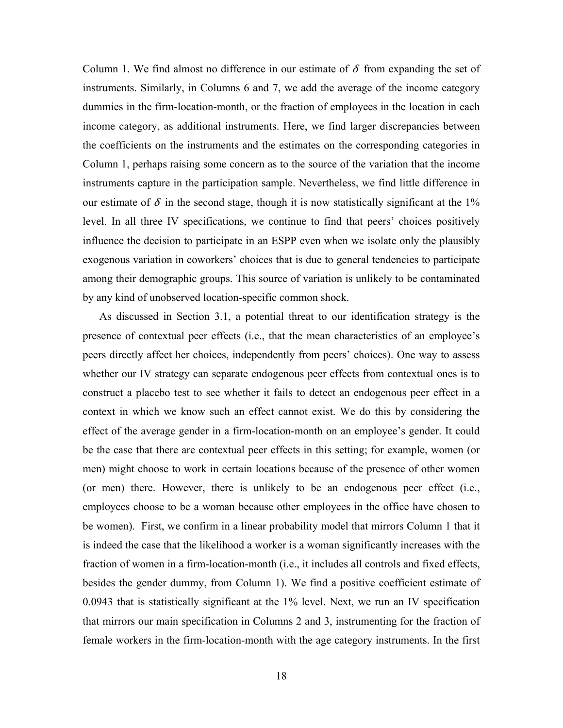Column 1. We find almost no difference in our estimate of $\delta$ from expanding the set of instruments. Similarly, in Columns 6 and 7, we add the average of the income category dummies in the firm-location-month, or the fraction of employees in the location in each income category, as additional instruments. Here, we find larger discrepancies between the coefficients on the instruments and the estimates on the corresponding categories in Column 1, perhaps raising some concern as to the source of the variation that the income instruments capture in the participation sample. Nevertheless, we find little difference in our estimate of $\delta$ in the second stage, though it is now statistically significant at the 1% level. In all three IV specifications, we continue to find that peers' choices positively influence the decision to participate in an ESPP even when we isolate only the plausibly exogenous variation in coworkers' choices that is due to general tendencies to participate among their demographic groups. This source of variation is unlikely to be contaminated by any kind of unobserved location-specific common shock.

As discussed in Section 3.1, a potential threat to our identification strategy is the presence of contextual peer effects (i.e., that the mean characteristics of an employee's peers directly affect her choices, independently from peers' choices). One way to assess whether our IV strategy can separate endogenous peer effects from contextual ones is to construct a placebo test to see whether it fails to detect an endogenous peer effect in a context in which we know such an effect cannot exist. We do this by considering the effect of the average gender in a firm-location-month on an employee's gender. It could be the case that there are contextual peer effects in this setting; for example, women (or men) might choose to work in certain locations because of the presence of other women (or men) there. However, there is unlikely to be an endogenous peer effect (i.e., employees choose to be a woman because other employees in the office have chosen to be women). First, we confirm in a linear probability model that mirrors Column 1 that it is indeed the case that the likelihood a worker is a woman significantly increases with the fraction of women in a firm-location-month (i.e., it includes all controls and fixed effects, besides the gender dummy, from Column 1). We find a positive coefficient estimate of 0.0943 that is statistically significant at the 1% level. Next, we run an IV specification that mirrors our main specification in Columns 2 and 3, instrumenting for the fraction of female workers in the firm-location-month with the age category instruments. In the first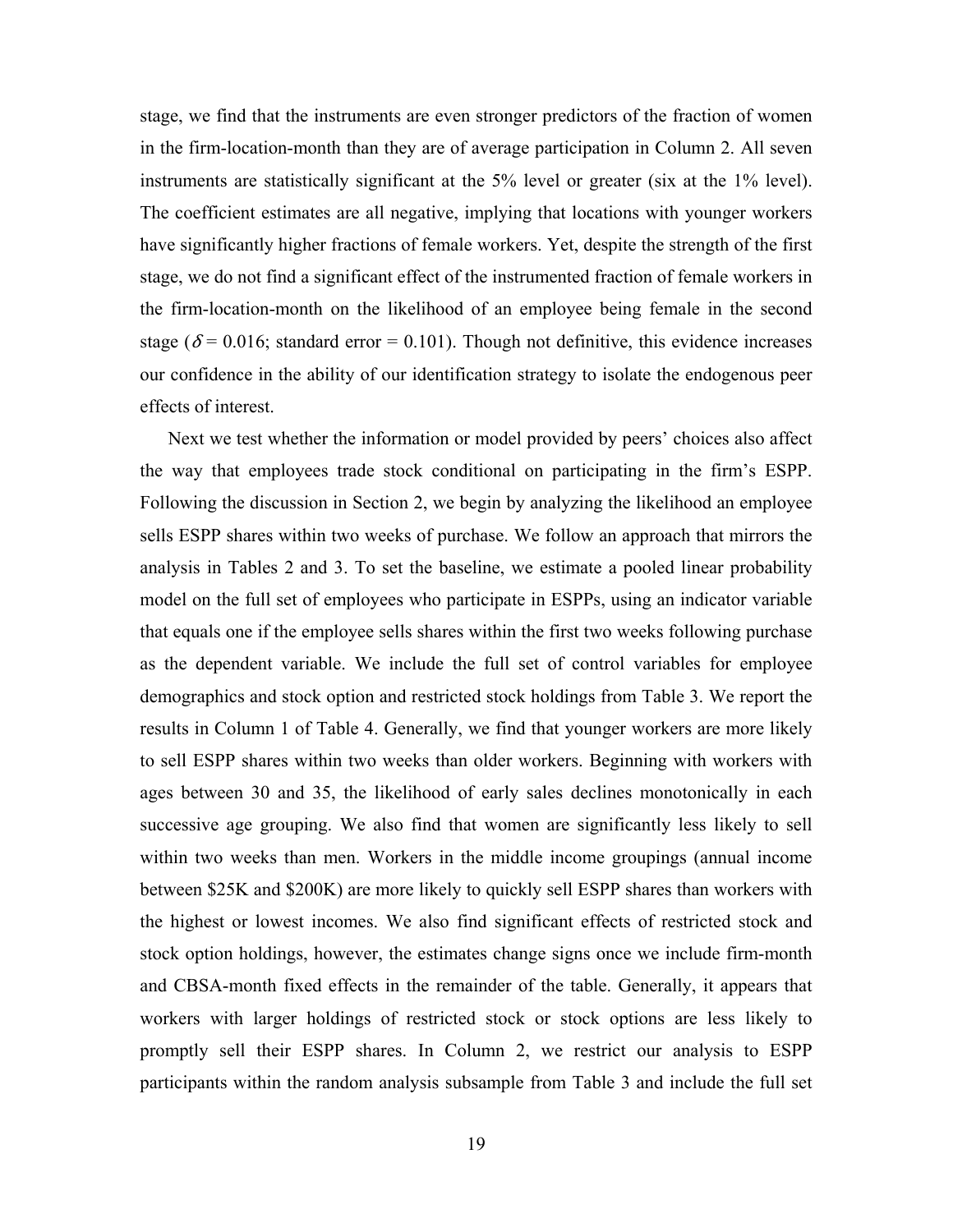stage, we find that the instruments are even stronger predictors of the fraction of women in the firm-location-month than they are of average participation in Column 2. All seven instruments are statistically significant at the 5% level or greater (six at the 1% level). The coefficient estimates are all negative, implying that locations with younger workers have significantly higher fractions of female workers. Yet, despite the strength of the first stage, we do not find a significant effect of the instrumented fraction of female workers in the firm-location-month on the likelihood of an employee being female in the second stage ($\delta$ = 0.016; standard error = 0.101). Though not definitive, this evidence increases our confidence in the ability of our identification strategy to isolate the endogenous peer effects of interest.

Next we test whether the information or model provided by peers' choices also affect the way that employees trade stock conditional on participating in the firm's ESPP. Following the discussion in Section 2, we begin by analyzing the likelihood an employee sells ESPP shares within two weeks of purchase. We follow an approach that mirrors the analysis in Tables 2 and 3. To set the baseline, we estimate a pooled linear probability model on the full set of employees who participate in ESPPs, using an indicator variable that equals one if the employee sells shares within the first two weeks following purchase as the dependent variable. We include the full set of control variables for employee demographics and stock option and restricted stock holdings from Table 3. We report the results in Column 1 of Table 4. Generally, we find that younger workers are more likely to sell ESPP shares within two weeks than older workers. Beginning with workers with ages between 30 and 35, the likelihood of early sales declines monotonically in each successive age grouping. We also find that women are significantly less likely to sell within two weeks than men. Workers in the middle income groupings (annual income between \$25K and \$200K) are more likely to quickly sell ESPP shares than workers with the highest or lowest incomes. We also find significant effects of restricted stock and stock option holdings, however, the estimates change signs once we include firm-month and CBSA-month fixed effects in the remainder of the table. Generally, it appears that workers with larger holdings of restricted stock or stock options are less likely to promptly sell their ESPP shares. In Column 2, we restrict our analysis to ESPP participants within the random analysis subsample from Table 3 and include the full set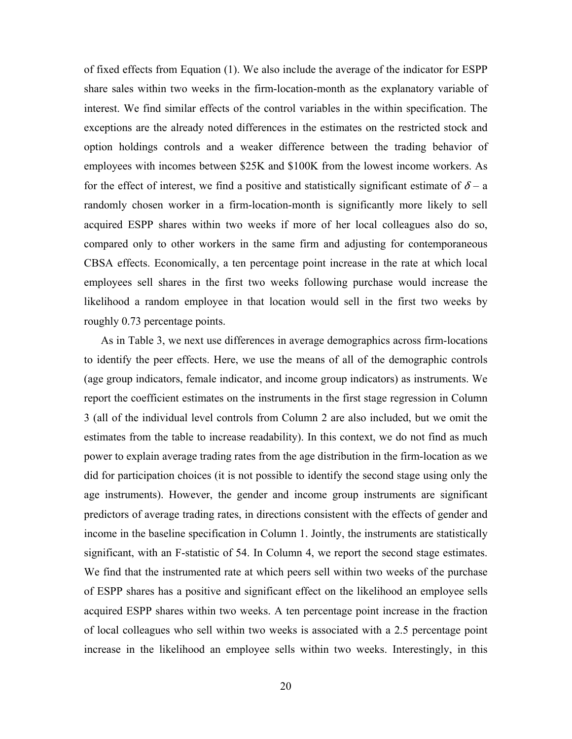of fixed effects from Equation (1). We also include the average of the indicator for ESPP share sales within two weeks in the firm-location-month as the explanatory variable of interest. We find similar effects of the control variables in the within specification. The exceptions are the already noted differences in the estimates on the restricted stock and option holdings controls and a weaker difference between the trading behavior of employees with incomes between \$25K and \$100K from the lowest income workers. As for the effect of interest, we find a positive and statistically significant estimate of $\delta$ – a randomly chosen worker in a firm-location-month is significantly more likely to sell acquired ESPP shares within two weeks if more of her local colleagues also do so, compared only to other workers in the same firm and adjusting for contemporaneous CBSA effects. Economically, a ten percentage point increase in the rate at which local employees sell shares in the first two weeks following purchase would increase the likelihood a random employee in that location would sell in the first two weeks by roughly 0.73 percentage points.

As in Table 3, we next use differences in average demographics across firm-locations to identify the peer effects. Here, we use the means of all of the demographic controls (age group indicators, female indicator, and income group indicators) as instruments. We report the coefficient estimates on the instruments in the first stage regression in Column 3 (all of the individual level controls from Column 2 are also included, but we omit the estimates from the table to increase readability). In this context, we do not find as much power to explain average trading rates from the age distribution in the firm-location as we did for participation choices (it is not possible to identify the second stage using only the age instruments). However, the gender and income group instruments are significant predictors of average trading rates, in directions consistent with the effects of gender and income in the baseline specification in Column 1. Jointly, the instruments are statistically significant, with an F-statistic of 54. In Column 4, we report the second stage estimates. We find that the instrumented rate at which peers sell within two weeks of the purchase of ESPP shares has a positive and significant effect on the likelihood an employee sells acquired ESPP shares within two weeks. A ten percentage point increase in the fraction of local colleagues who sell within two weeks is associated with a 2.5 percentage point increase in the likelihood an employee sells within two weeks. Interestingly, in this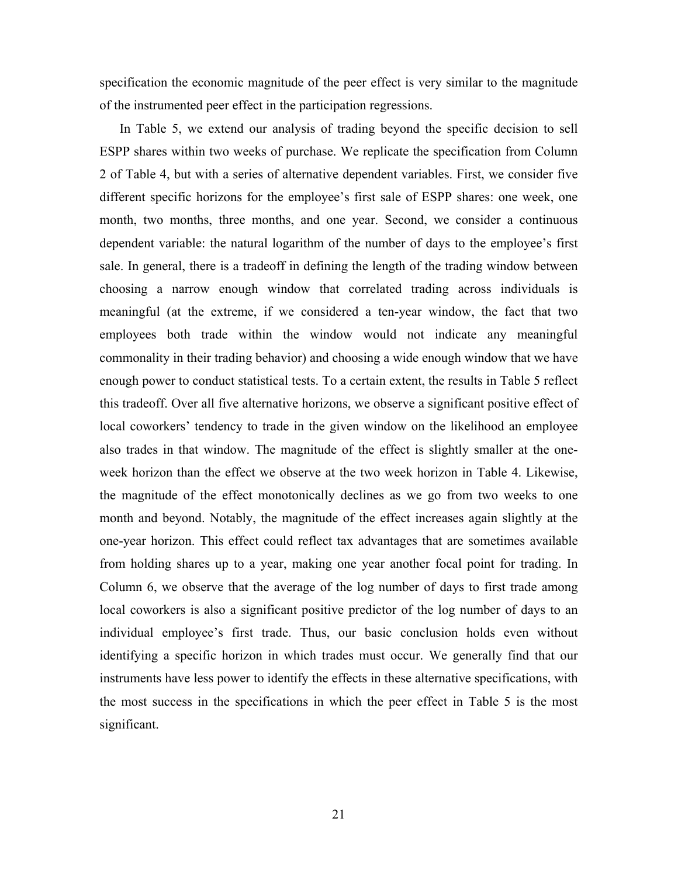specification the economic magnitude of the peer effect is very similar to the magnitude of the instrumented peer effect in the participation regressions.

In Table 5, we extend our analysis of trading beyond the specific decision to sell ESPP shares within two weeks of purchase. We replicate the specification from Column 2 of Table 4, but with a series of alternative dependent variables. First, we consider five different specific horizons for the employee's first sale of ESPP shares: one week, one month, two months, three months, and one year. Second, we consider a continuous dependent variable: the natural logarithm of the number of days to the employee's first sale. In general, there is a tradeoff in defining the length of the trading window between choosing a narrow enough window that correlated trading across individuals is meaningful (at the extreme, if we considered a ten-year window, the fact that two employees both trade within the window would not indicate any meaningful commonality in their trading behavior) and choosing a wide enough window that we have enough power to conduct statistical tests. To a certain extent, the results in Table 5 reflect this tradeoff. Over all five alternative horizons, we observe a significant positive effect of local coworkers' tendency to trade in the given window on the likelihood an employee also trades in that window. The magnitude of the effect is slightly smaller at the one-week horizon than the effect we observe at the two week horizon in Table 4. Likewise, the magnitude of the effect monotonically declines as we go from two weeks to one month and beyond. Notably, the magnitude of the effect increases again slightly at the one-year horizon. This effect could reflect tax advantages that are sometimes available from holding shares up to a year, making one year another focal point for trading. In Column 6, we observe that the average of the log number of days to first trade among local coworkers is also a significant positive predictor of the log number of days to an individual employee's first trade. Thus, our basic conclusion holds even without identifying a specific horizon in which trades must occur. We generally find that our instruments have less power to identify the effects in these alternative specifications, with the most success in the specifications in which the peer effect in Table 5 is the most significant.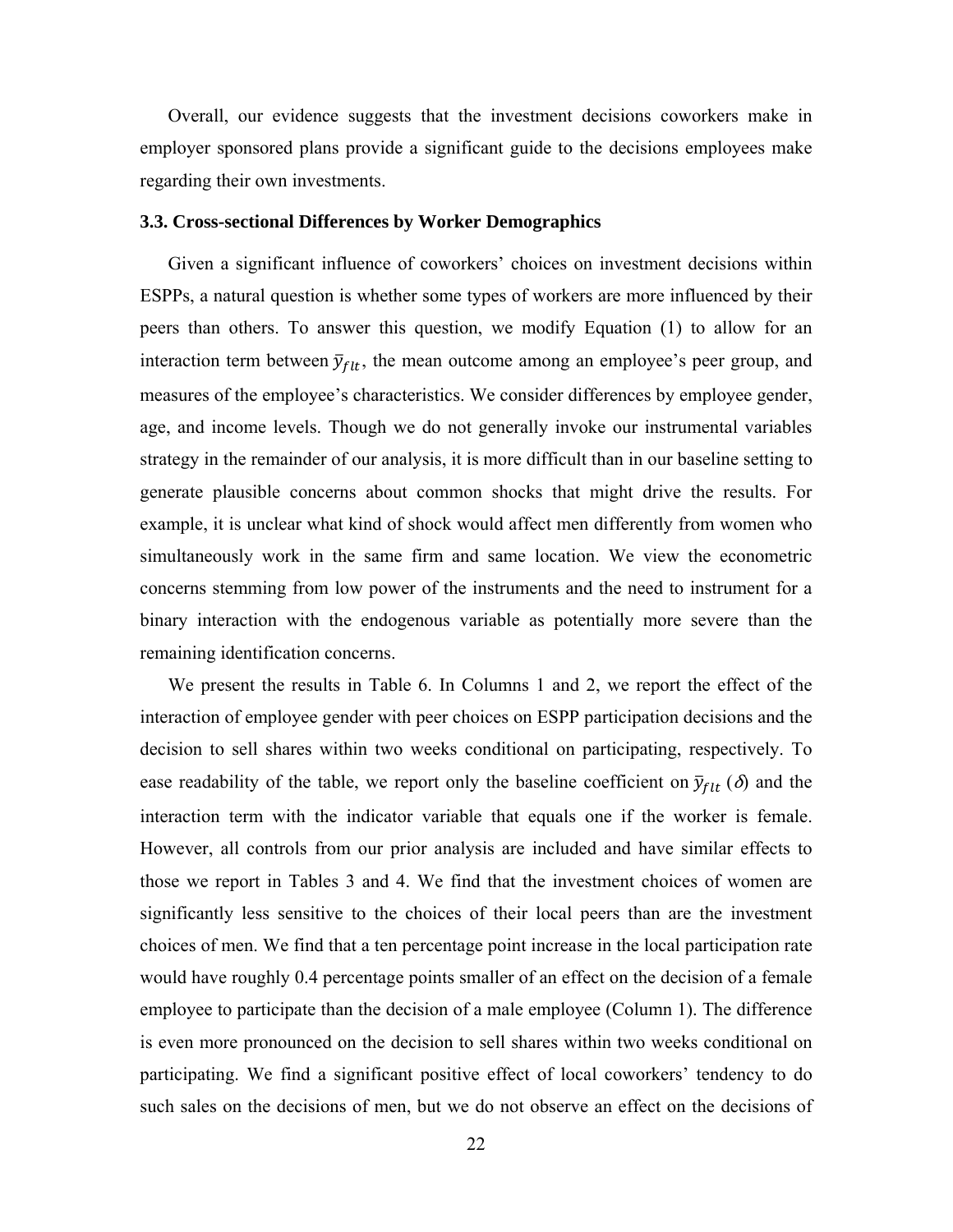Overall, our evidence suggests that the investment decisions coworkers make in employer sponsored plans provide a significant guide to the decisions employees make regarding their own investments.

### 3.3. Cross-sectional Differences by Worker Demographics

Given a significant influence of coworkers' choices on investment decisions within ESPPs, a natural question is whether some types of workers are more influenced by their peers than others. To answer this question, we modify Equation (1) to allow for an interaction term between $\bar{y}_{flt}$, the mean outcome among an employee's peer group, and measures of the employee's characteristics. We consider differences by employee gender, age, and income levels. Though we do not generally invoke our instrumental variables strategy in the remainder of our analysis, it is more difficult than in our baseline setting to generate plausible concerns about common shocks that might drive the results. For example, it is unclear what kind of shock would affect men differently from women who simultaneously work in the same firm and same location. We view the econometric concerns stemming from low power of the instruments and the need to instrument for a binary interaction with the endogenous variable as potentially more severe than the remaining identification concerns.

We present the results in Table 6. In Columns 1 and 2, we report the effect of the interaction of employee gender with peer choices on ESPP participation decisions and the decision to sell shares within two weeks conditional on participating, respectively. To ease readability of the table, we report only the baseline coefficient on $\bar{y}_{flt}$ ($\delta$) and the interaction term with the indicator variable that equals one if the worker is female. However, all controls from our prior analysis are included and have similar effects to those we report in Tables 3 and 4. We find that the investment choices of women are significantly less sensitive to the choices of their local peers than are the investment choices of men. We find that a ten percentage point increase in the local participation rate would have roughly 0.4 percentage points smaller of an effect on the decision of a female employee to participate than the decision of a male employee (Column 1). The difference is even more pronounced on the decision to sell shares within two weeks conditional on participating. We find a significant positive effect of local coworkers' tendency to do such sales on the decisions of men, but we do not observe an effect on the decisions of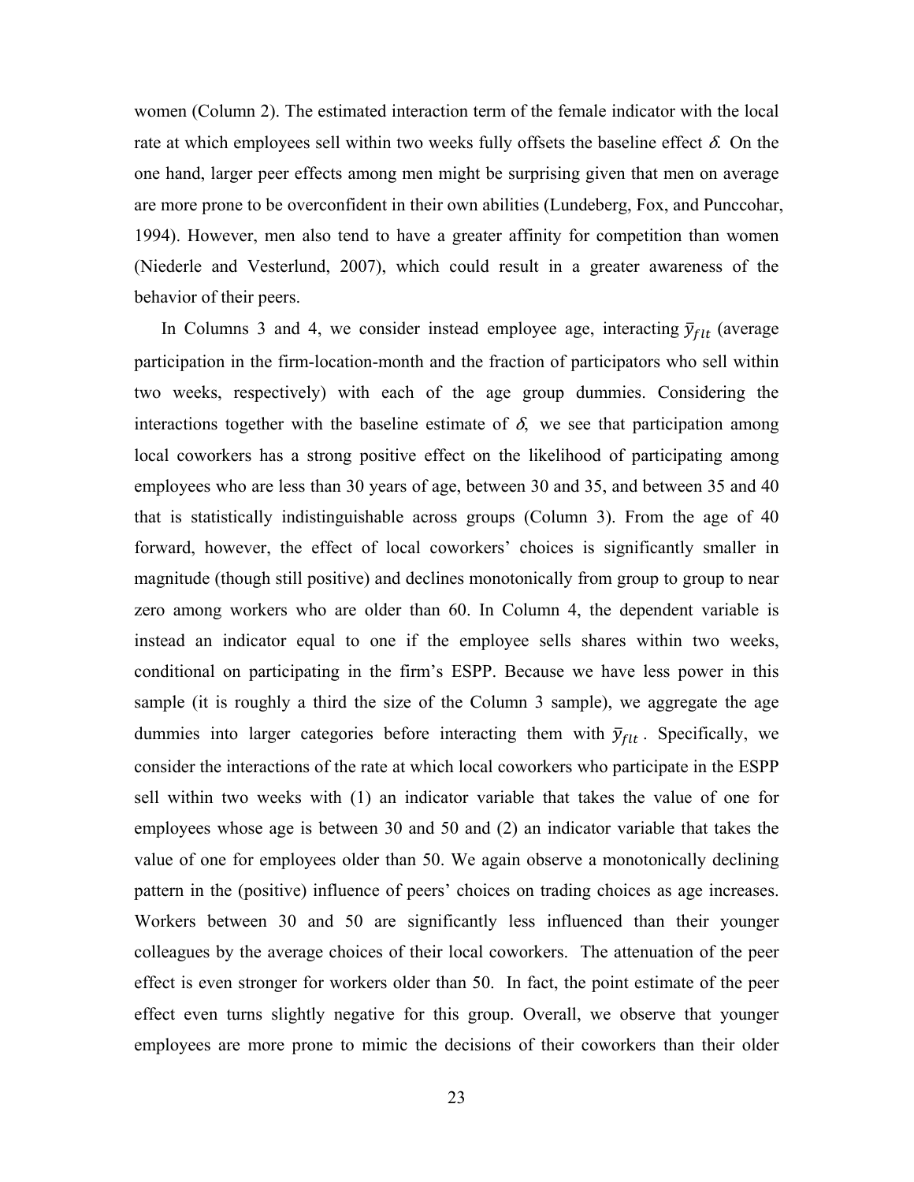women (Column 2). The estimated interaction term of the female indicator with the local rate at which employees sell within two weeks fully offsets the baseline effect $\delta$. On the one hand, larger peer effects among men might be surprising given that men on average are more prone to be overconfident in their own abilities (Lundeberg, Fox, and Punccohar, 1994). However, men also tend to have a greater affinity for competition than women (Niederle and Vesterlund, 2007), which could result in a greater awareness of the behavior of their peers.

In Columns 3 and 4, we consider instead employee age, interacting $\bar{y}_{flt}$ (average participation in the firm-location-month and the fraction of participators who sell within two weeks, respectively) with each of the age group dummies. Considering the interactions together with the baseline estimate of $\delta$, we see that participation among local coworkers has a strong positive effect on the likelihood of participating among employees who are less than 30 years of age, between 30 and 35, and between 35 and 40 that is statistically indistinguishable across groups (Column 3). From the age of 40 forward, however, the effect of local coworkers' choices is significantly smaller in magnitude (though still positive) and declines monotonically from group to group to near zero among workers who are older than 60. In Column 4, the dependent variable is instead an indicator equal to one if the employee sells shares within two weeks, conditional on participating in the firm's ESPP. Because we have less power in this sample (it is roughly a third the size of the Column 3 sample), we aggregate the age dummies into larger categories before interacting them with $\bar{y}_{flt}$. Specifically, we consider the interactions of the rate at which local coworkers who participate in the ESPP sell within two weeks with (1) an indicator variable that takes the value of one for employees whose age is between 30 and 50 and (2) an indicator variable that takes the value of one for employees older than 50. We again observe a monotonically declining pattern in the (positive) influence of peers' choices on trading choices as age increases. Workers between 30 and 50 are significantly less influenced than their younger colleagues by the average choices of their local coworkers. The attenuation of the peer effect is even stronger for workers older than 50. In fact, the point estimate of the peer effect even turns slightly negative for this group. Overall, we observe that younger employees are more prone to mimic the decisions of their coworkers than their older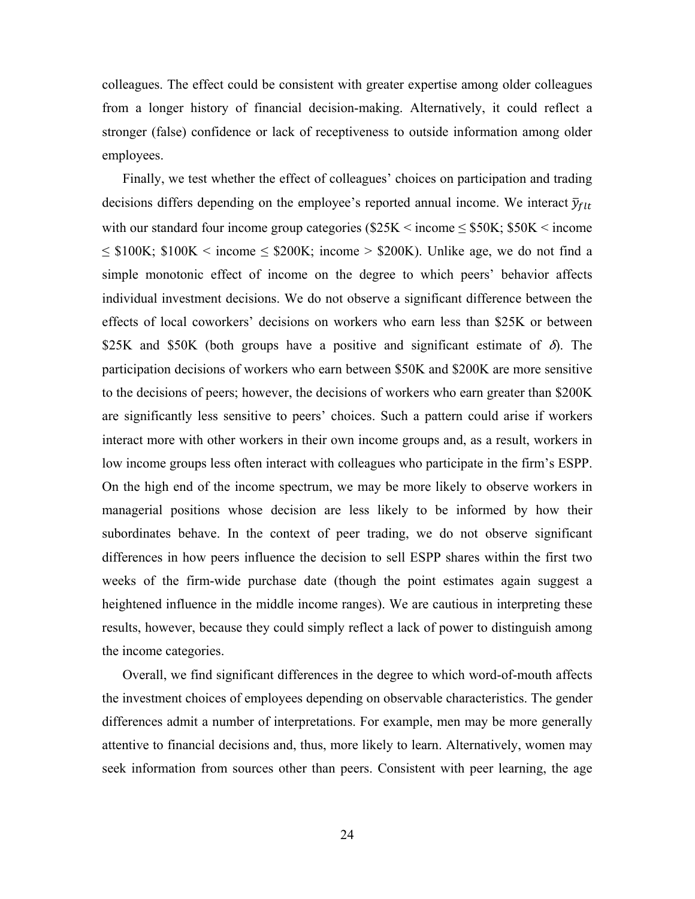colleagues. The effect could be consistent with greater expertise among older colleagues from a longer history of financial decision-making. Alternatively, it could reflect a stronger (false) confidence or lack of receptiveness to outside information among older employees.

Finally, we test whether the effect of colleagues' choices on participation and trading decisions differs depending on the employee's reported annual income. We interact $\bar{y}_{flt}$ with our standard four income group categories (\$25K < income ≤ \$50K; \$50K < income ≤ \$100K; \$100K < income ≤ \$200K; income > \$200K). Unlike age, we do not find a simple monotonic effect of income on the degree to which peers' behavior affects individual investment decisions. We do not observe a significant difference between the effects of local coworkers' decisions on workers who earn less than \$25K or between \$25K and \$50K (both groups have a positive and significant estimate of $\delta$). The participation decisions of workers who earn between \$50K and \$200K are more sensitive to the decisions of peers; however, the decisions of workers who earn greater than \$200K are significantly less sensitive to peers' choices. Such a pattern could arise if workers interact more with other workers in their own income groups and, as a result, workers in low income groups less often interact with colleagues who participate in the firm's ESPP. On the high end of the income spectrum, we may be more likely to observe workers in managerial positions whose decision are less likely to be informed by how their subordinates behave. In the context of peer trading, we do not observe significant differences in how peers influence the decision to sell ESPP shares within the first two weeks of the firm-wide purchase date (though the point estimates again suggest a heightened influence in the middle income ranges). We are cautious in interpreting these results, however, because they could simply reflect a lack of power to distinguish among the income categories.

Overall, we find significant differences in the degree to which word-of-mouth affects the investment choices of employees depending on observable characteristics. The gender differences admit a number of interpretations. For example, men may be more generally attentive to financial decisions and, thus, more likely to learn. Alternatively, women may seek information from sources other than peers. Consistent with peer learning, the age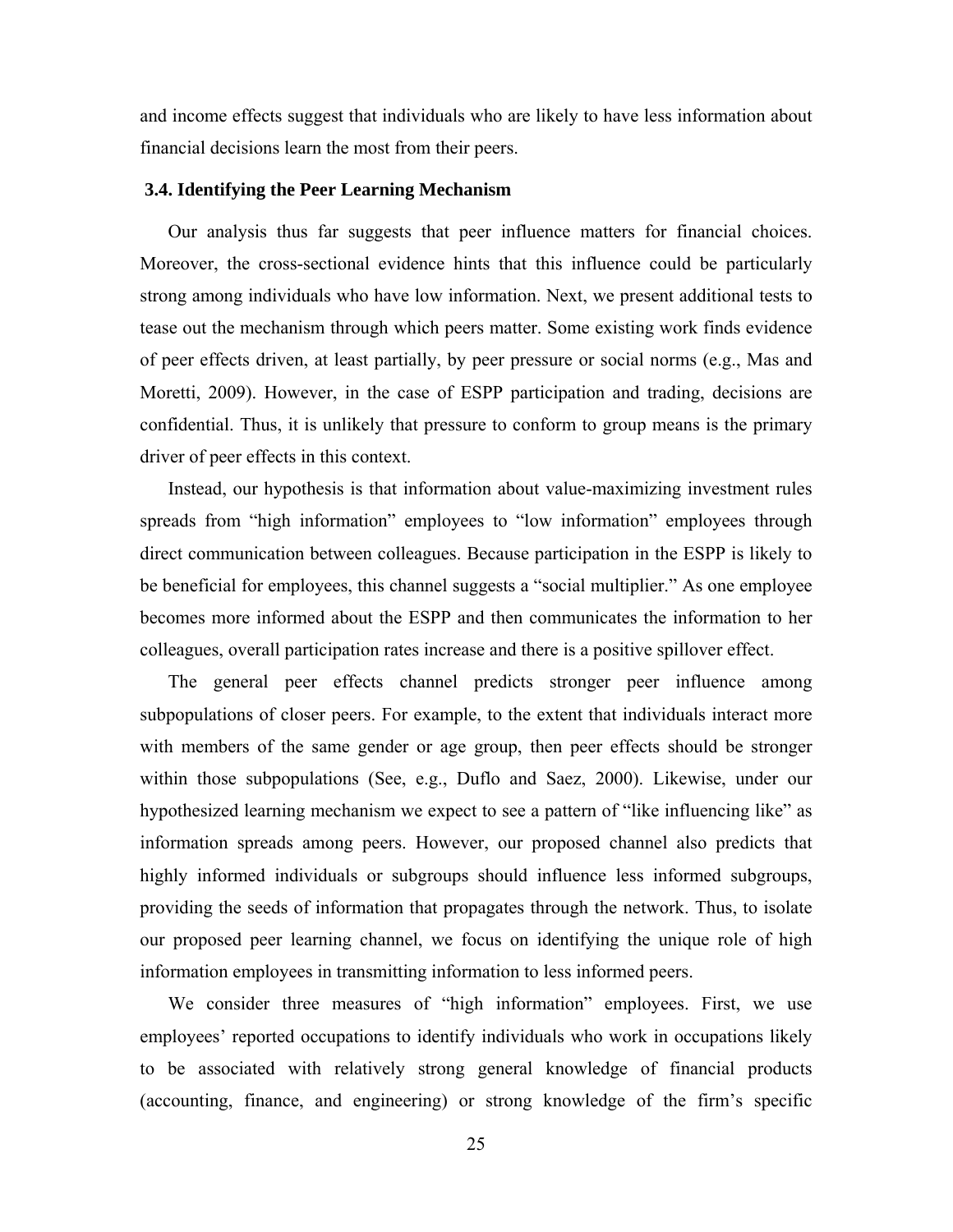and income effects suggest that individuals who are likely to have less information about financial decisions learn the most from their peers.

### 3.4. Identifying the Peer Learning Mechanism

Our analysis thus far suggests that peer influence matters for financial choices. Moreover, the cross-sectional evidence hints that this influence could be particularly strong among individuals who have low information. Next, we present additional tests to tease out the mechanism through which peers matter. Some existing work finds evidence of peer effects driven, at least partially, by peer pressure or social norms (e.g., Mas and Moretti, 2009). However, in the case of ESPP participation and trading, decisions are confidential. Thus, it is unlikely that pressure to conform to group means is the primary driver of peer effects in this context.

Instead, our hypothesis is that information about value-maximizing investment rules spreads from "high information" employees to "low information" employees through direct communication between colleagues. Because participation in the ESPP is likely to be beneficial for employees, this channel suggests a "social multiplier." As one employee becomes more informed about the ESPP and then communicates the information to her colleagues, overall participation rates increase and there is a positive spillover effect.

The general peer effects channel predicts stronger peer influence among subpopulations of closer peers. For example, to the extent that individuals interact more with members of the same gender or age group, then peer effects should be stronger within those subpopulations (See, e.g., Duflo and Saez, 2000). Likewise, under our hypothesized learning mechanism we expect to see a pattern of "like influencing like" as information spreads among peers. However, our proposed channel also predicts that highly informed individuals or subgroups should influence less informed subgroups, providing the seeds of information that propagates through the network. Thus, to isolate our proposed peer learning channel, we focus on identifying the unique role of high information employees in transmitting information to less informed peers.

We consider three measures of "high information" employees. First, we use employees' reported occupations to identify individuals who work in occupations likely to be associated with relatively strong general knowledge of financial products (accounting, finance, and engineering) or strong knowledge of the firm's specific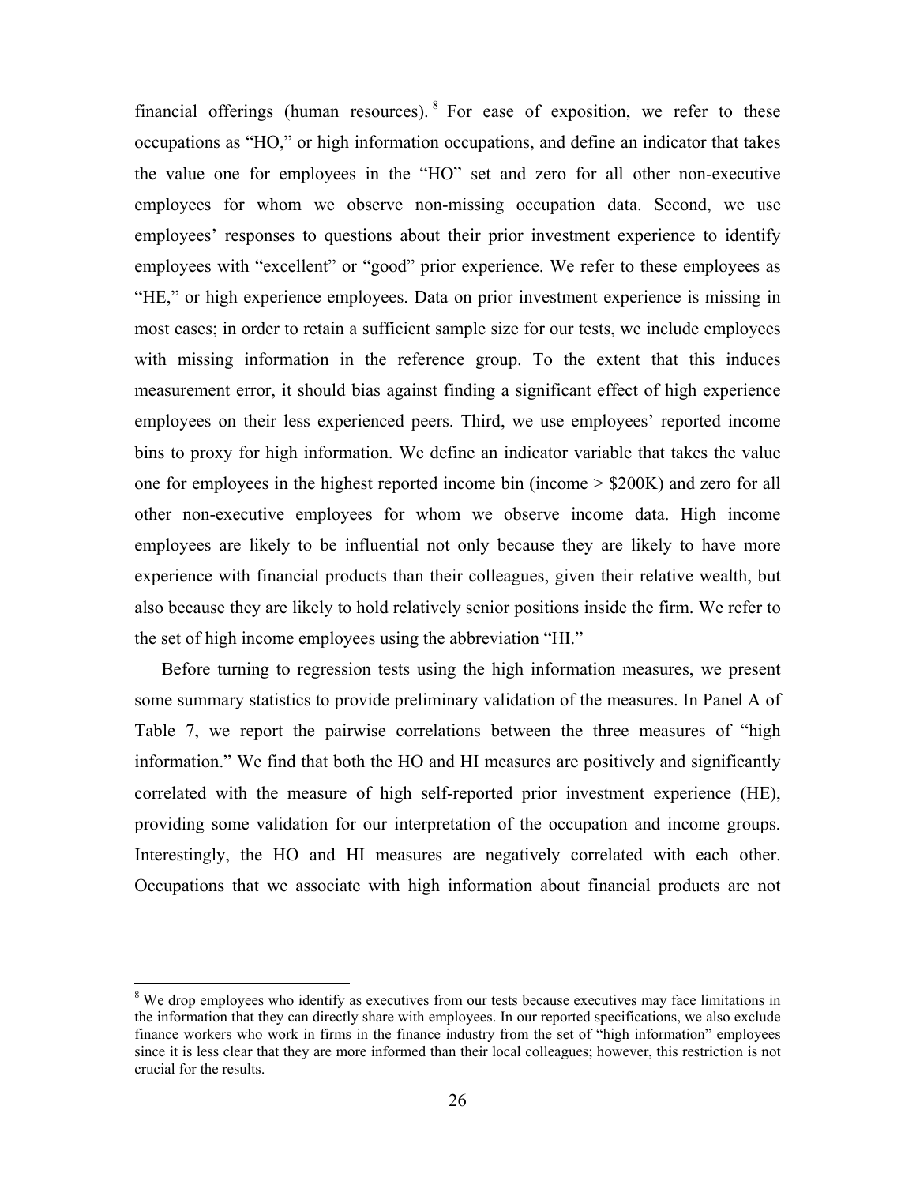financial offerings (human resources).[8] For ease of exposition, we refer to these occupations as "HO," or high information occupations, and define an indicator that takes the value one for employees in the "HO" set and zero for all other non-executive employees for whom we observe non-missing occupation data. Second, we use employees' responses to questions about their prior investment experience to identify employees with "excellent" or "good" prior experience. We refer to these employees as "HE," or high experience employees. Data on prior investment experience is missing in most cases; in order to retain a sufficient sample size for our tests, we include employees with missing information in the reference group. To the extent that this induces measurement error, it should bias against finding a significant effect of high experience employees on their less experienced peers. Third, we use employees' reported income bins to proxy for high information. We define an indicator variable that takes the value one for employees in the highest reported income bin (income > $200K) and zero for all other non-executive employees for whom we observe income data. High income employees are likely to be influential not only because they are likely to have more experience with financial products than their colleagues, given their relative wealth, but also because they are likely to hold relatively senior positions inside the firm. We refer to the set of high income employees using the abbreviation "HI."

Before turning to regression tests using the high information measures, we present some summary statistics to provide preliminary validation of the measures. In Panel A of Table 7, we report the pairwise correlations between the three measures of "high information." We find that both the HO and HI measures are positively and significantly correlated with the measure of high self-reported prior investment experience (HE), providing some validation for our interpretation of the occupation and income groups. Interestingly, the HO and HI measures are negatively correlated with each other. Occupations that we associate with high information about financial products are not

[8] We drop employees who identify as executives from our tests because executives may face limitations in the information that they can directly share with employees. In our reported specifications, we also exclude finance workers who work in firms in the finance industry from the set of "high information" employees since it is less clear that they are more informed than their local colleagues; however, this restriction is not crucial for the results.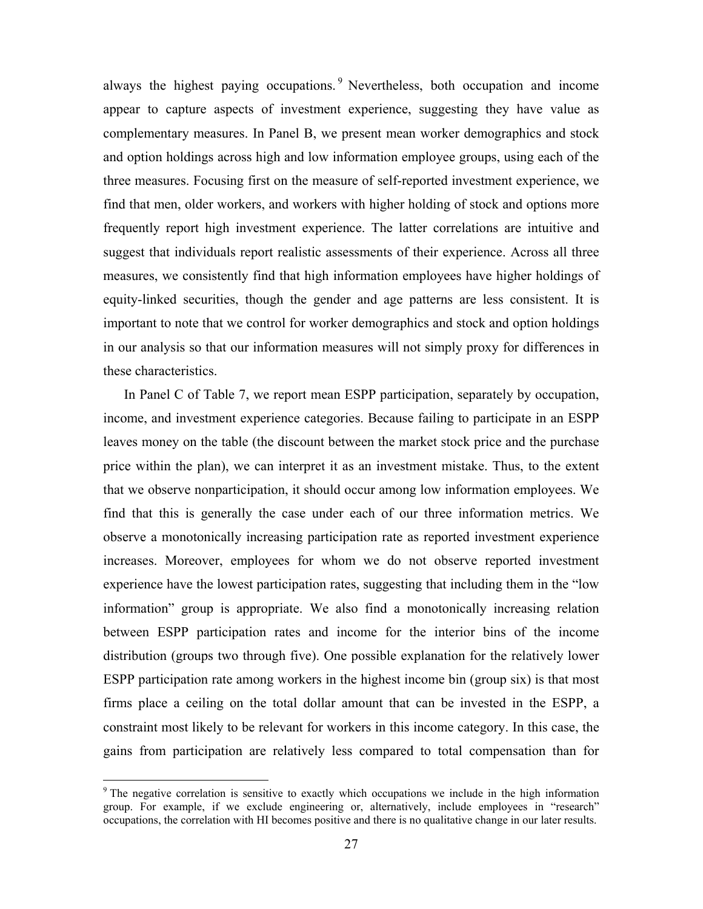always the highest paying occupations.[9] Nevertheless, both occupation and income appear to capture aspects of investment experience, suggesting they have value as complementary measures. In Panel B, we present mean worker demographics and stock and option holdings across high and low information employee groups, using each of the three measures. Focusing first on the measure of self-reported investment experience, we find that men, older workers, and workers with higher holding of stock and options more frequently report high investment experience. The latter correlations are intuitive and suggest that individuals report realistic assessments of their experience. Across all three measures, we consistently find that high information employees have higher holdings of equity-linked securities, though the gender and age patterns are less consistent. It is important to note that we control for worker demographics and stock and option holdings in our analysis so that our information measures will not simply proxy for differences in these characteristics.

In Panel C of Table 7, we report mean ESPP participation, separately by occupation, income, and investment experience categories. Because failing to participate in an ESPP leaves money on the table (the discount between the market stock price and the purchase price within the plan), we can interpret it as an investment mistake. Thus, to the extent that we observe nonparticipation, it should occur among low information employees. We find that this is generally the case under each of our three information metrics. We observe a monotonically increasing participation rate as reported investment experience increases. Moreover, employees for whom we do not observe reported investment experience have the lowest participation rates, suggesting that including them in the "low information" group is appropriate. We also find a monotonically increasing relation between ESPP participation rates and income for the interior bins of the income distribution (groups two through five). One possible explanation for the relatively lower ESPP participation rate among workers in the highest income bin (group six) is that most firms place a ceiling on the total dollar amount that can be invested in the ESPP, a constraint most likely to be relevant for workers in this income category. In this case, the gains from participation are relatively less compared to total compensation than for

[9] The negative correlation is sensitive to exactly which occupations we include in the high information group. For example, if we exclude engineering or, alternatively, include employees in "research" occupations, the correlation with HI becomes positive and there is no qualitative change in our later results.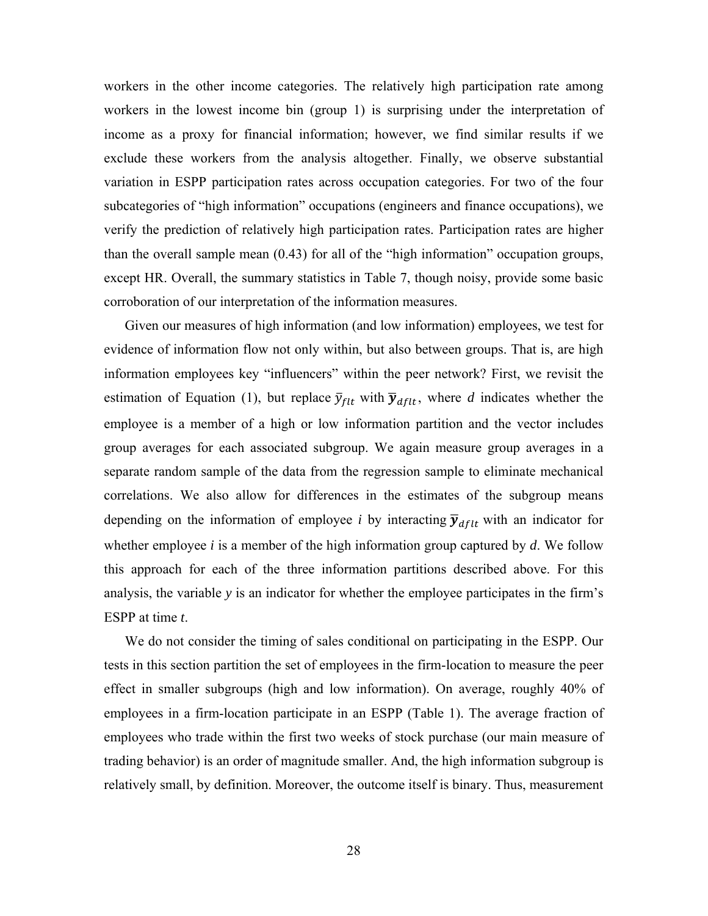workers in the other income categories. The relatively high participation rate among workers in the lowest income bin (group 1) is surprising under the interpretation of income as a proxy for financial information; however, we find similar results if we exclude these workers from the analysis altogether. Finally, we observe substantial variation in ESPP participation rates across occupation categories. For two of the four subcategories of "high information" occupations (engineers and finance occupations), we verify the prediction of relatively high participation rates. Participation rates are higher than the overall sample mean (0.43) for all of the "high information" occupation groups, except HR. Overall, the summary statistics in Table 7, though noisy, provide some basic corroboration of our interpretation of the information measures.

Given our measures of high information (and low information) employees, we test for evidence of information flow not only within, but also between groups. That is, are high information employees key "influencers" within the peer network? First, we revisit the estimation of Equation (1), but replace $\bar{y}_{flt}$ with $\bar{\mathbf{y}}_{dflt}$, where $d$ indicates whether the employee is a member of a high or low information partition and the vector includes group averages for each associated subgroup. We again measure group averages in a separate random sample of the data from the regression sample to eliminate mechanical correlations. We also allow for differences in the estimates of the subgroup means depending on the information of employee *i* by interacting $\bar{\mathbf{y}}_{dflt}$ with an indicator for whether employee *i* is a member of the high information group captured by *d*. We follow this approach for each of the three information partitions described above. For this analysis, the variable *y* is an indicator for whether the employee participates in the firm's ESPP at time *t*.

We do not consider the timing of sales conditional on participating in the ESPP. Our tests in this section partition the set of employees in the firm-location to measure the peer effect in smaller subgroups (high and low information). On average, roughly 40% of employees in a firm-location participate in an ESPP (Table 1). The average fraction of employees who trade within the first two weeks of stock purchase (our main measure of trading behavior) is an order of magnitude smaller. And, the high information subgroup is relatively small, by definition. Moreover, the outcome itself is binary. Thus, measurement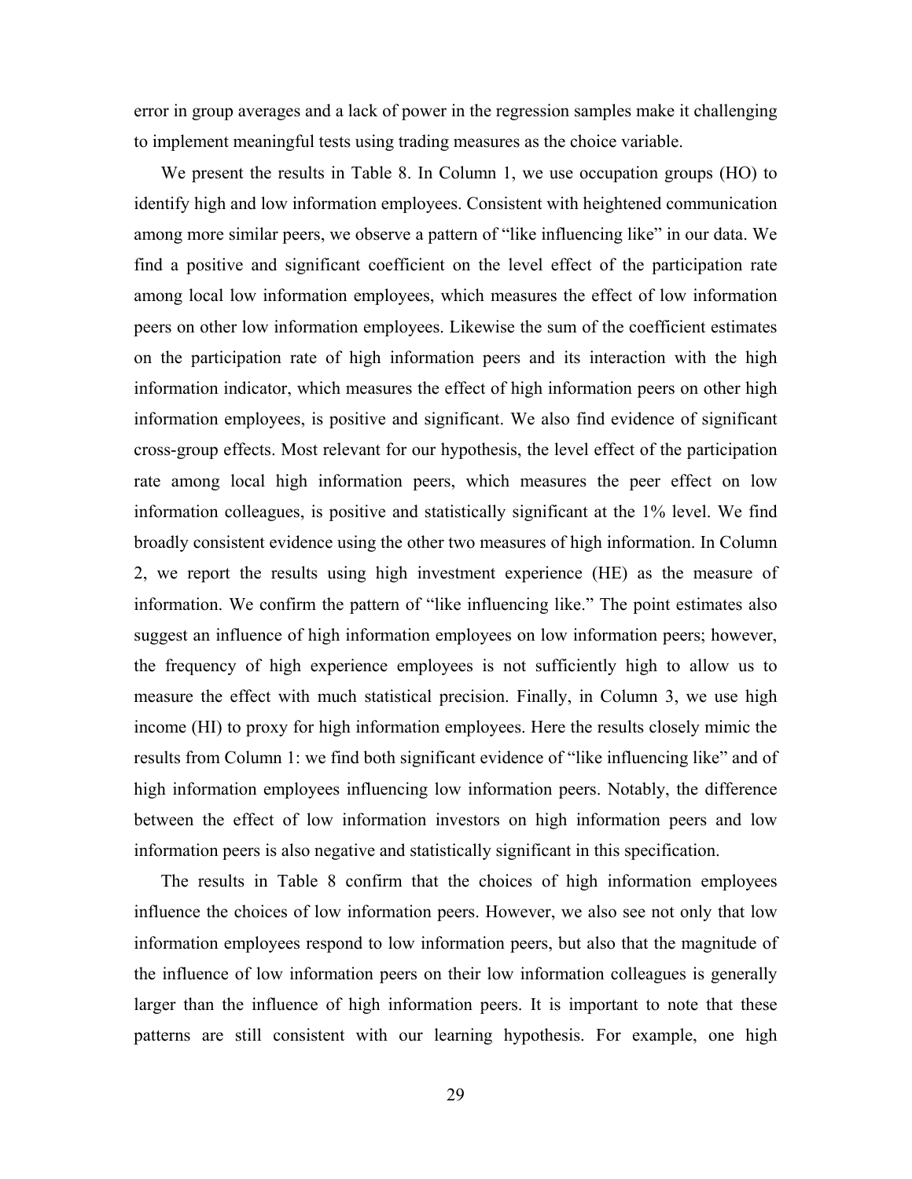error in group averages and a lack of power in the regression samples make it challenging to implement meaningful tests using trading measures as the choice variable.

We present the results in Table 8. In Column 1, we use occupation groups (HO) to identify high and low information employees. Consistent with heightened communication among more similar peers, we observe a pattern of "like influencing like" in our data. We find a positive and significant coefficient on the level effect of the participation rate among local low information employees, which measures the effect of low information peers on other low information employees. Likewise the sum of the coefficient estimates on the participation rate of high information peers and its interaction with the high information indicator, which measures the effect of high information peers on other high information employees, is positive and significant. We also find evidence of significant cross-group effects. Most relevant for our hypothesis, the level effect of the participation rate among local high information peers, which measures the peer effect on low information colleagues, is positive and statistically significant at the 1% level. We find broadly consistent evidence using the other two measures of high information. In Column 2, we report the results using high investment experience (HE) as the measure of information. We confirm the pattern of "like influencing like." The point estimates also suggest an influence of high information employees on low information peers; however, the frequency of high experience employees is not sufficiently high to allow us to measure the effect with much statistical precision. Finally, in Column 3, we use high income (HI) to proxy for high information employees. Here the results closely mimic the results from Column 1: we find both significant evidence of "like influencing like" and of high information employees influencing low information peers. Notably, the difference between the effect of low information investors on high information peers and low information peers is also negative and statistically significant in this specification.

The results in Table 8 confirm that the choices of high information employees influence the choices of low information peers. However, we also see not only that low information employees respond to low information peers, but also that the magnitude of the influence of low information peers on their low information colleagues is generally larger than the influence of high information peers. It is important to note that these patterns are still consistent with our learning hypothesis. For example, one high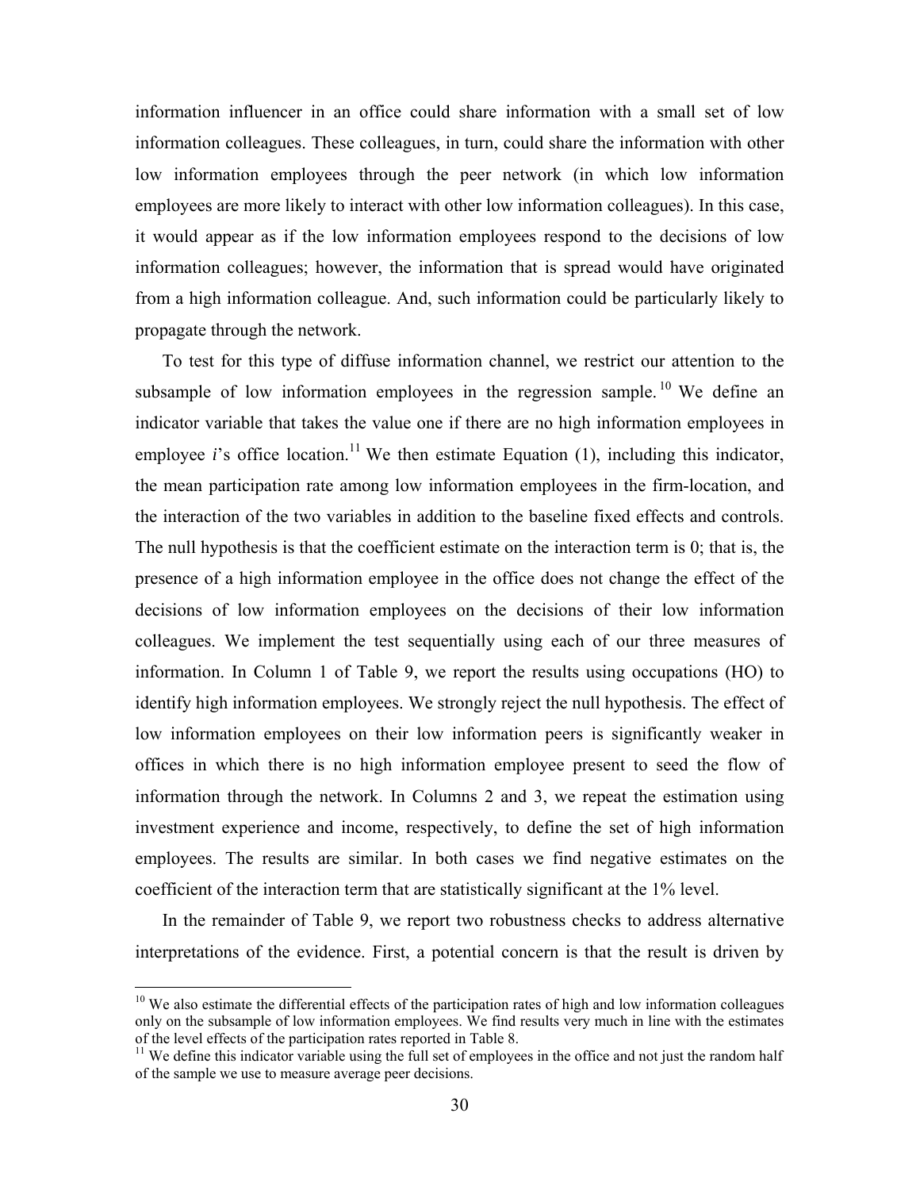information influencer in an office could share information with a small set of low information colleagues. These colleagues, in turn, could share the information with other low information employees through the peer network (in which low information employees are more likely to interact with other low information colleagues). In this case, it would appear as if the low information employees respond to the decisions of low information colleagues; however, the information that is spread would have originated from a high information colleague. And, such information could be particularly likely to propagate through the network.

To test for this type of diffuse information channel, we restrict our attention to the subsample of low information employees in the regression sample.[10] We define an indicator variable that takes the value one if there are no high information employees in employee *i*'s office location.[11] We then estimate Equation (1), including this indicator, the mean participation rate among low information employees in the firm-location, and the interaction of the two variables in addition to the baseline fixed effects and controls. The null hypothesis is that the coefficient estimate on the interaction term is 0; that is, the presence of a high information employee in the office does not change the effect of the decisions of low information employees on the decisions of their low information colleagues. We implement the test sequentially using each of our three measures of information. In Column 1 of Table 9, we report the results using occupations (HO) to identify high information employees. We strongly reject the null hypothesis. The effect of low information employees on their low information peers is significantly weaker in offices in which there is no high information employee present to seed the flow of information through the network. In Columns 2 and 3, we repeat the estimation using investment experience and income, respectively, to define the set of high information employees. The results are similar. In both cases we find negative estimates on the coefficient of the interaction term that are statistically significant at the 1% level.

In the remainder of Table 9, we report two robustness checks to address alternative interpretations of the evidence. First, a potential concern is that the result is driven by

---

[10] We also estimate the differential effects of the participation rates of high and low information colleagues only on the subsample of low information employees. We find results very much in line with the estimates of the level effects of the participation rates reported in Table 8.

[11] We define this indicator variable using the full set of employees in the office and not just the random half of the sample we use to measure average peer decisions.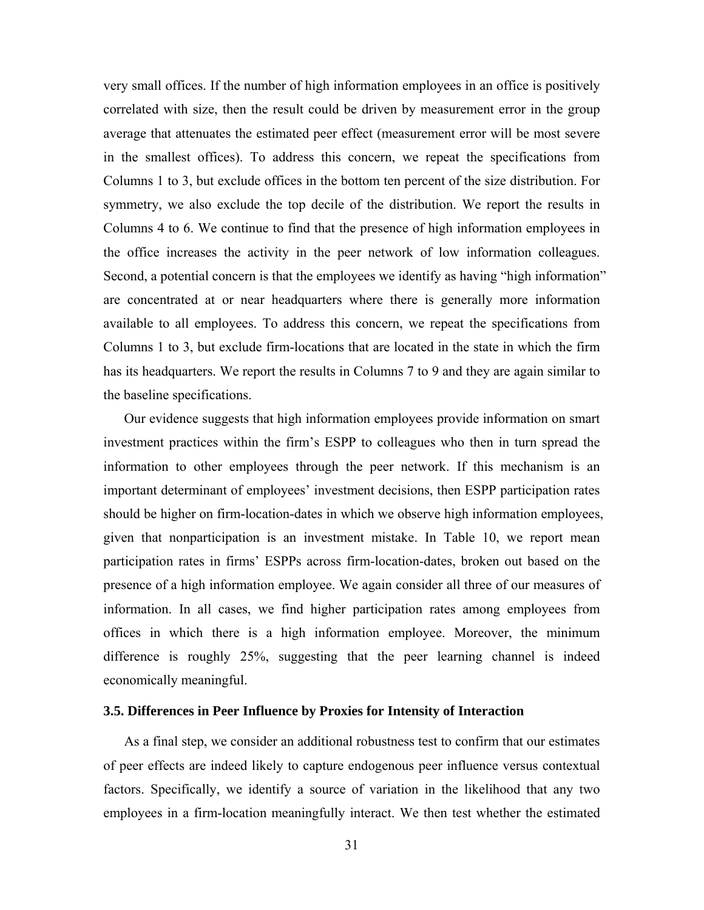very small offices. If the number of high information employees in an office is positively correlated with size, then the result could be driven by measurement error in the group average that attenuates the estimated peer effect (measurement error will be most severe in the smallest offices). To address this concern, we repeat the specifications from Columns 1 to 3, but exclude offices in the bottom ten percent of the size distribution. For symmetry, we also exclude the top decile of the distribution. We report the results in Columns 4 to 6. We continue to find that the presence of high information employees in the office increases the activity in the peer network of low information colleagues. Second, a potential concern is that the employees we identify as having "high information" are concentrated at or near headquarters where there is generally more information available to all employees. To address this concern, we repeat the specifications from Columns 1 to 3, but exclude firm-locations that are located in the state in which the firm has its headquarters. We report the results in Columns 7 to 9 and they are again similar to the baseline specifications.

Our evidence suggests that high information employees provide information on smart investment practices within the firm's ESPP to colleagues who then in turn spread the information to other employees through the peer network. If this mechanism is an important determinant of employees' investment decisions, then ESPP participation rates should be higher on firm-location-dates in which we observe high information employees, given that nonparticipation is an investment mistake. In Table 10, we report mean participation rates in firms' ESPPs across firm-location-dates, broken out based on the presence of a high information employee. We again consider all three of our measures of information. In all cases, we find higher participation rates among employees from offices in which there is a high information employee. Moreover, the minimum difference is roughly 25%, suggesting that the peer learning channel is indeed economically meaningful.

### 3.5. Differences in Peer Influence by Proxies for Intensity of Interaction

As a final step, we consider an additional robustness test to confirm that our estimates of peer effects are indeed likely to capture endogenous peer influence versus contextual factors. Specifically, we identify a source of variation in the likelihood that any two employees in a firm-location meaningfully interact. We then test whether the estimated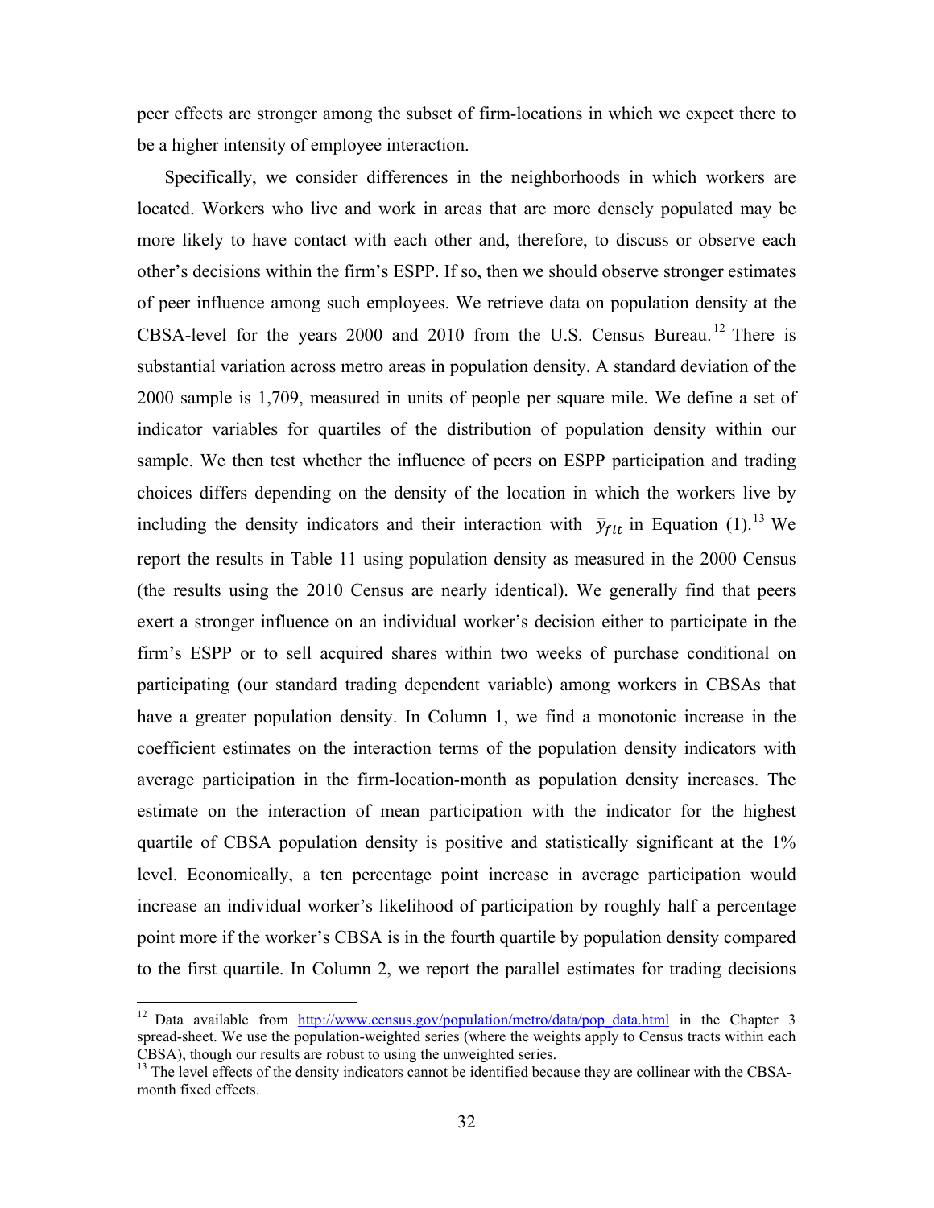peer effects are stronger among the subset of firm-locations in which we expect there to be a higher intensity of employee interaction.

Specifically, we consider differences in the neighborhoods in which workers are located. Workers who live and work in areas that are more densely populated may be more likely to have contact with each other and, therefore, to discuss or observe each other's decisions within the firm's ESPP. If so, then we should observe stronger estimates of peer influence among such employees. We retrieve data on population density at the CBSA-level for the years 2000 and 2010 from the U.S. Census Bureau.[12] There is substantial variation across metro areas in population density. A standard deviation of the 2000 sample is 1,709, measured in units of people per square mile. We define a set of indicator variables for quartiles of the distribution of population density within our sample. We then test whether the influence of peers on ESPP participation and trading choices differs depending on the density of the location in which the workers live by including the density indicators and their interaction with $\bar{y}_{flt}$ in Equation (1).[13] We report the results in Table 11 using population density as measured in the 2000 Census (the results using the 2010 Census are nearly identical). We generally find that peers exert a stronger influence on an individual worker's decision either to participate in the firm's ESPP or to sell acquired shares within two weeks of purchase conditional on participating (our standard trading dependent variable) among workers in CBSAs that have a greater population density. In Column 1, we find a monotonic increase in the coefficient estimates on the interaction terms of the population density indicators with average participation in the firm-location-month as population density increases. The estimate on the interaction of mean participation with the indicator for the highest quartile of CBSA population density is positive and statistically significant at the 1% level. Economically, a ten percentage point increase in average participation would increase an individual worker's likelihood of participation by roughly half a percentage point more if the worker's CBSA is in the fourth quartile by population density compared to the first quartile. In Column 2, we report the parallel estimates for trading decisions

---

[12] Data available from http://www.census.gov/population/metro/data/pop_data.html in the Chapter 3 spread-sheet. We use the population-weighted series (where the weights apply to Census tracts within each CBSA), though our results are robust to using the unweighted series.

[13] The level effects of the density indicators cannot be identified because they are collinear with the CBSA-month fixed effects.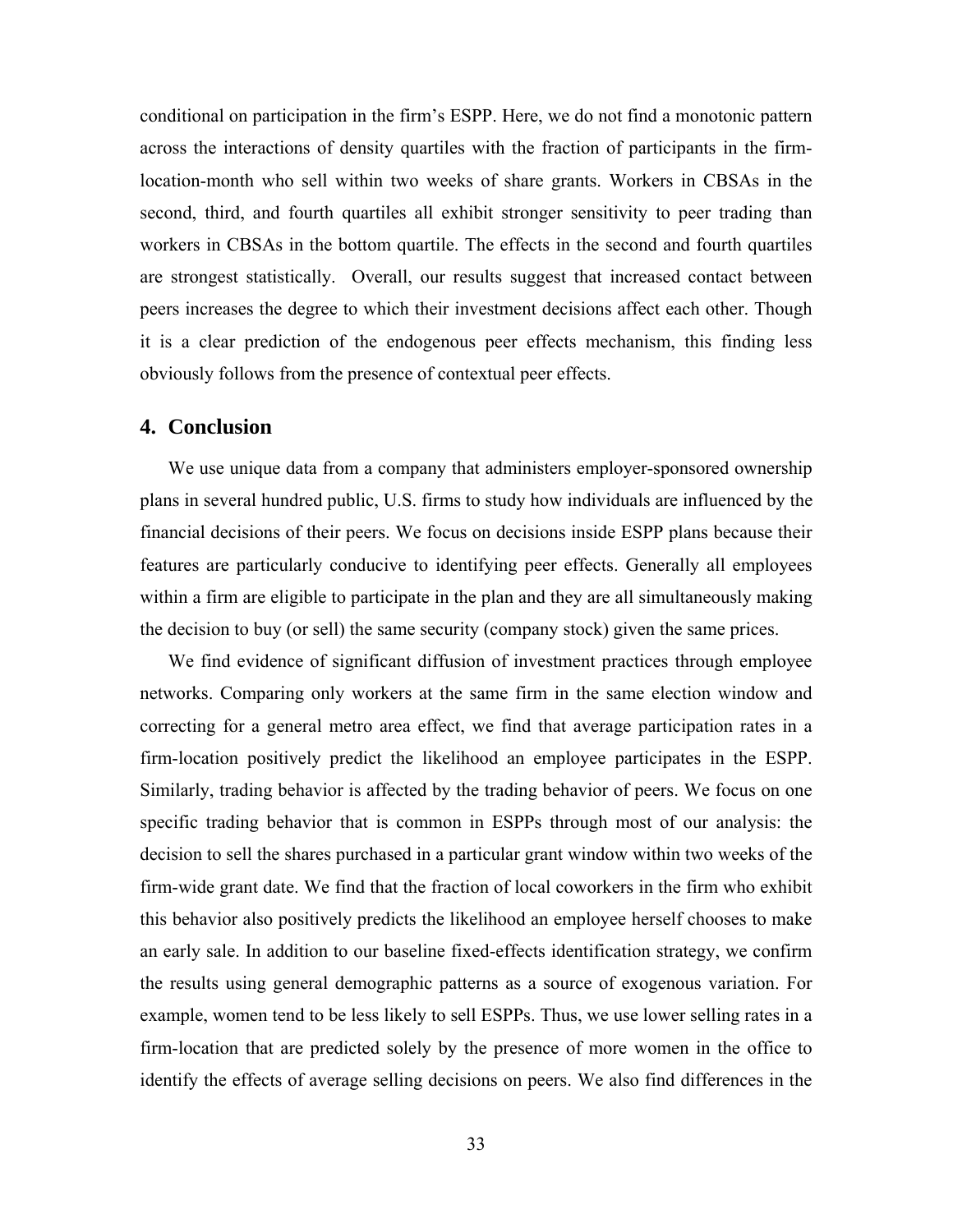conditional on participation in the firm's ESPP. Here, we do not find a monotonic pattern across the interactions of density quartiles with the fraction of participants in the firm-location-month who sell within two weeks of share grants. Workers in CBSAs in the second, third, and fourth quartiles all exhibit stronger sensitivity to peer trading than workers in CBSAs in the bottom quartile. The effects in the second and fourth quartiles are strongest statistically. Overall, our results suggest that increased contact between peers increases the degree to which their investment decisions affect each other. Though it is a clear prediction of the endogenous peer effects mechanism, this finding less obviously follows from the presence of contextual peer effects.

## 4. Conclusion

We use unique data from a company that administers employer-sponsored ownership plans in several hundred public, U.S. firms to study how individuals are influenced by the financial decisions of their peers. We focus on decisions inside ESPP plans because their features are particularly conducive to identifying peer effects. Generally all employees within a firm are eligible to participate in the plan and they are all simultaneously making the decision to buy (or sell) the same security (company stock) given the same prices.

We find evidence of significant diffusion of investment practices through employee networks. Comparing only workers at the same firm in the same election window and correcting for a general metro area effect, we find that average participation rates in a firm-location positively predict the likelihood an employee participates in the ESPP. Similarly, trading behavior is affected by the trading behavior of peers. We focus on one specific trading behavior that is common in ESPPs through most of our analysis: the decision to sell the shares purchased in a particular grant window within two weeks of the firm-wide grant date. We find that the fraction of local coworkers in the firm who exhibit this behavior also positively predicts the likelihood an employee herself chooses to make an early sale. In addition to our baseline fixed-effects identification strategy, we confirm the results using general demographic patterns as a source of exogenous variation. For example, women tend to be less likely to sell ESPPs. Thus, we use lower selling rates in a firm-location that are predicted solely by the presence of more women in the office to identify the effects of average selling decisions on peers. We also find differences in the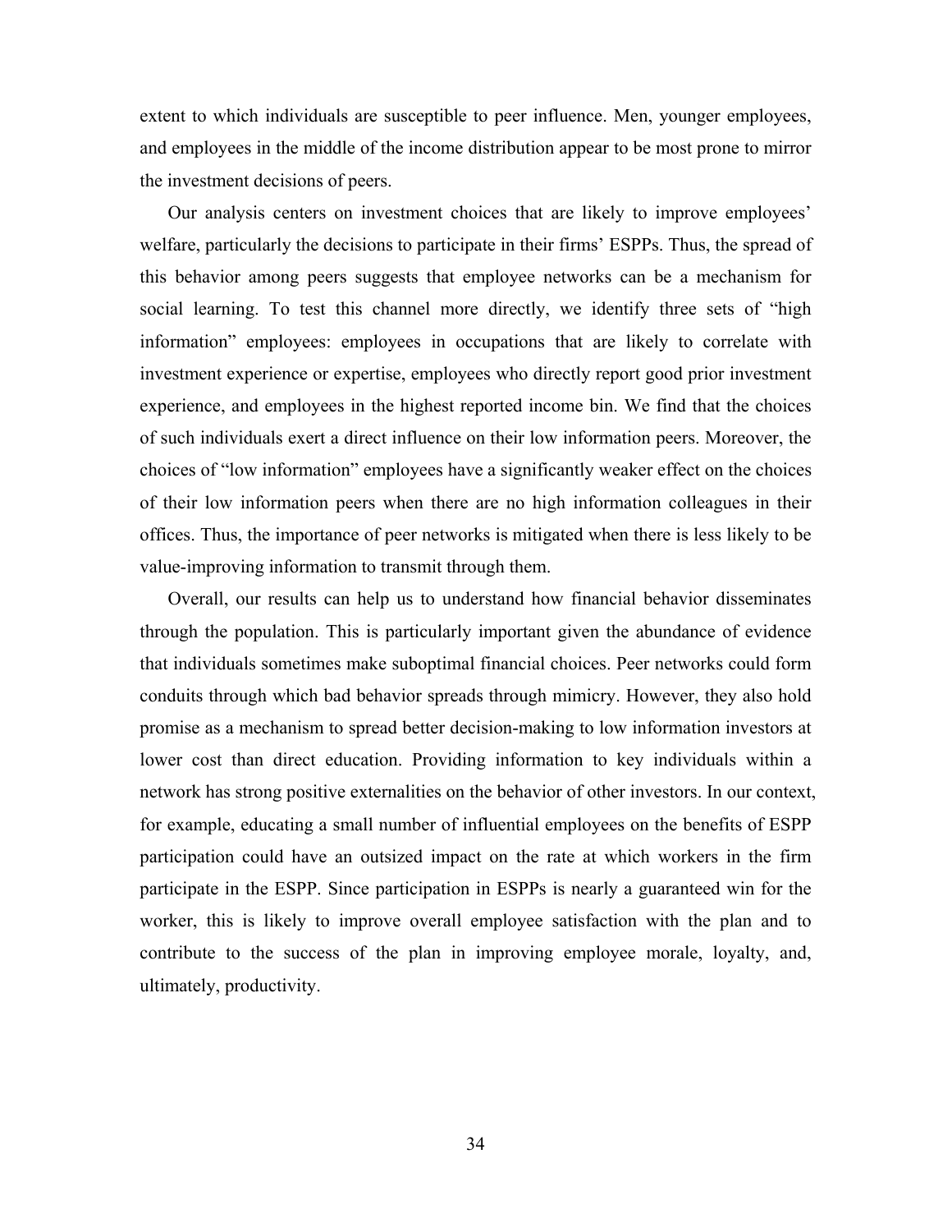extent to which individuals are susceptible to peer influence. Men, younger employees, and employees in the middle of the income distribution appear to be most prone to mirror the investment decisions of peers.

Our analysis centers on investment choices that are likely to improve employees' welfare, particularly the decisions to participate in their firms' ESPPs. Thus, the spread of this behavior among peers suggests that employee networks can be a mechanism for social learning. To test this channel more directly, we identify three sets of "high information" employees: employees in occupations that are likely to correlate with investment experience or expertise, employees who directly report good prior investment experience, and employees in the highest reported income bin. We find that the choices of such individuals exert a direct influence on their low information peers. Moreover, the choices of "low information" employees have a significantly weaker effect on the choices of their low information peers when there are no high information colleagues in their offices. Thus, the importance of peer networks is mitigated when there is less likely to be value-improving information to transmit through them.

Overall, our results can help us to understand how financial behavior disseminates through the population. This is particularly important given the abundance of evidence that individuals sometimes make suboptimal financial choices. Peer networks could form conduits through which bad behavior spreads through mimicry. However, they also hold promise as a mechanism to spread better decision-making to low information investors at lower cost than direct education. Providing information to key individuals within a network has strong positive externalities on the behavior of other investors. In our context, for example, educating a small number of influential employees on the benefits of ESPP participation could have an outsized impact on the rate at which workers in the firm participate in the ESPP. Since participation in ESPPs is nearly a guaranteed win for the worker, this is likely to improve overall employee satisfaction with the plan and to contribute to the success of the plan in improving employee morale, loyalty, and, ultimately, productivity.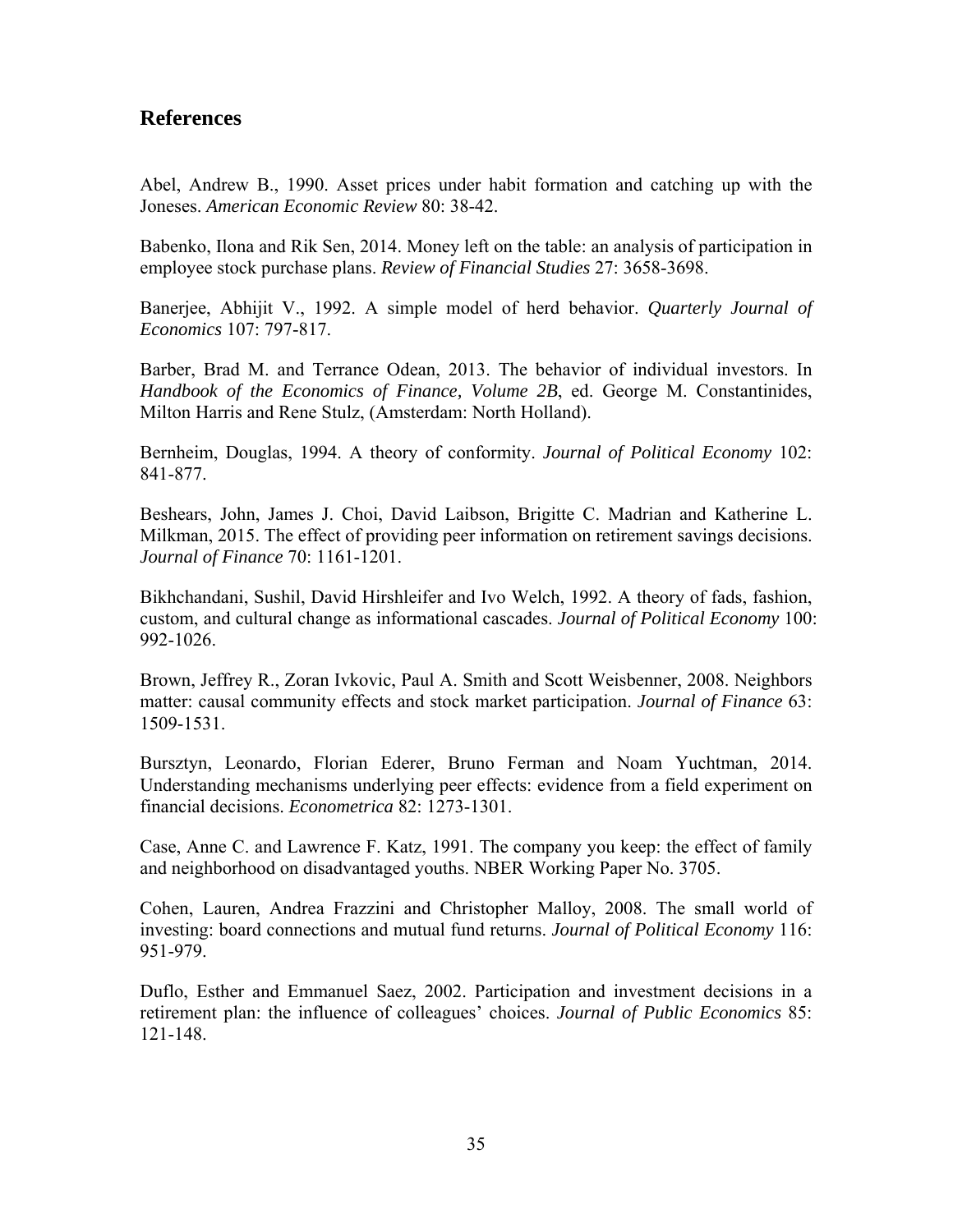## References

Abel, Andrew B., 1990. Asset prices under habit formation and catching up with the Joneses. *American Economic Review* 80: 38-42.

Babenko, Ilona and Rik Sen, 2014. Money left on the table: an analysis of participation in employee stock purchase plans. *Review of Financial Studies* 27: 3658-3698.

Banerjee, Abhijit V., 1992. A simple model of herd behavior. *Quarterly Journal of Economics* 107: 797-817.

Barber, Brad M. and Terrance Odean, 2013. The behavior of individual investors. In *Handbook of the Economics of Finance, Volume 2B*, ed. George M. Constantinides, Milton Harris and Rene Stulz, (Amsterdam: North Holland).

Bernheim, Douglas, 1994. A theory of conformity. *Journal of Political Economy* 102: 841-877.

Beshears, John, James J. Choi, David Laibson, Brigitte C. Madrian and Katherine L. Milkman, 2015. The effect of providing peer information on retirement savings decisions. *Journal of Finance* 70: 1161-1201.

Bikhchandani, Sushil, David Hirshleifer and Ivo Welch, 1992. A theory of fads, fashion, custom, and cultural change as informational cascades. *Journal of Political Economy* 100: 992-1026.

Brown, Jeffrey R., Zoran Ivkovic, Paul A. Smith and Scott Weisbenner, 2008. Neighbors matter: causal community effects and stock market participation. *Journal of Finance* 63: 1509-1531.

Bursztyn, Leonardo, Florian Ederer, Bruno Ferman and Noam Yuchtman, 2014. Understanding mechanisms underlying peer effects: evidence from a field experiment on financial decisions. *Econometrica* 82: 1273-1301.

Case, Anne C. and Lawrence F. Katz, 1991. The company you keep: the effect of family and neighborhood on disadvantaged youths. NBER Working Paper No. 3705.

Cohen, Lauren, Andrea Frazzini and Christopher Malloy, 2008. The small world of investing: board connections and mutual fund returns. *Journal of Political Economy* 116: 951-979.

Duflo, Esther and Emmanuel Saez, 2002. Participation and investment decisions in a retirement plan: the influence of colleagues' choices. *Journal of Public Economics* 85: 121-148.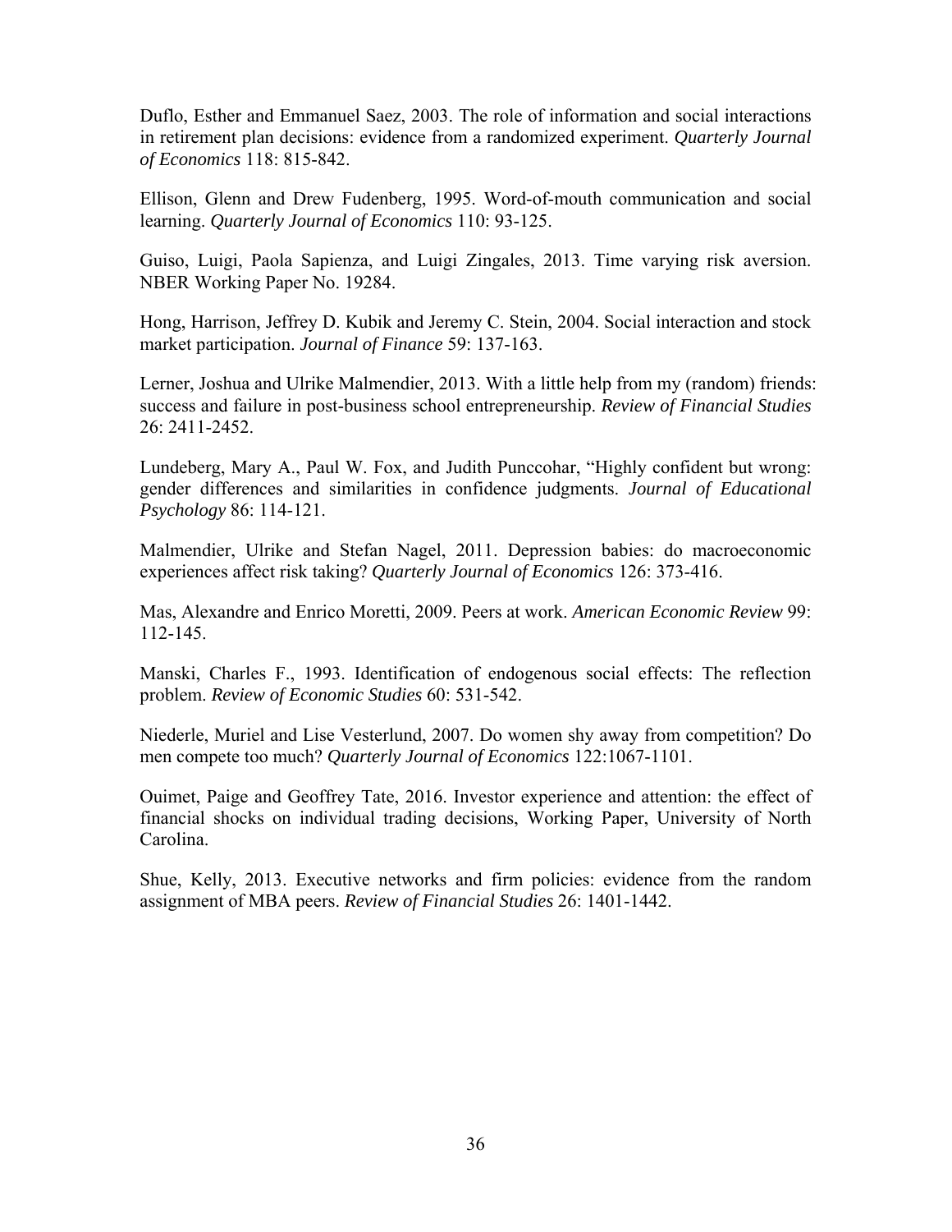Duflo, Esther and Emmanuel Saez, 2003. The role of information and social interactions in retirement plan decisions: evidence from a randomized experiment. *Quarterly Journal of Economics* 118: 815-842.

Ellison, Glenn and Drew Fudenberg, 1995. Word-of-mouth communication and social learning. *Quarterly Journal of Economics* 110: 93-125.

Guiso, Luigi, Paola Sapienza, and Luigi Zingales, 2013. Time varying risk aversion. NBER Working Paper No. 19284.

Hong, Harrison, Jeffrey D. Kubik and Jeremy C. Stein, 2004. Social interaction and stock market participation. *Journal of Finance* 59: 137-163.

Lerner, Joshua and Ulrike Malmendier, 2013. With a little help from my (random) friends: success and failure in post-business school entrepreneurship. *Review of Financial Studies* 26: 2411-2452.

Lundeberg, Mary A., Paul W. Fox, and Judith Punccohar, "Highly confident but wrong: gender differences and similarities in confidence judgments. *Journal of Educational Psychology* 86: 114-121.

Malmendier, Ulrike and Stefan Nagel, 2011. Depression babies: do macroeconomic experiences affect risk taking? *Quarterly Journal of Economics* 126: 373-416.

Mas, Alexandre and Enrico Moretti, 2009. Peers at work. *American Economic Review* 99: 112-145.

Manski, Charles F., 1993. Identification of endogenous social effects: The reflection problem. *Review of Economic Studies* 60: 531-542.

Niederle, Muriel and Lise Vesterlund, 2007. Do women shy away from competition? Do men compete too much? *Quarterly Journal of Economics* 122:1067-1101.

Ouimet, Paige and Geoffrey Tate, 2016. Investor experience and attention: the effect of financial shocks on individual trading decisions, Working Paper, University of North Carolina.

Shue, Kelly, 2013. Executive networks and firm policies: evidence from the random assignment of MBA peers. *Review of Financial Studies* 26: 1401-1442.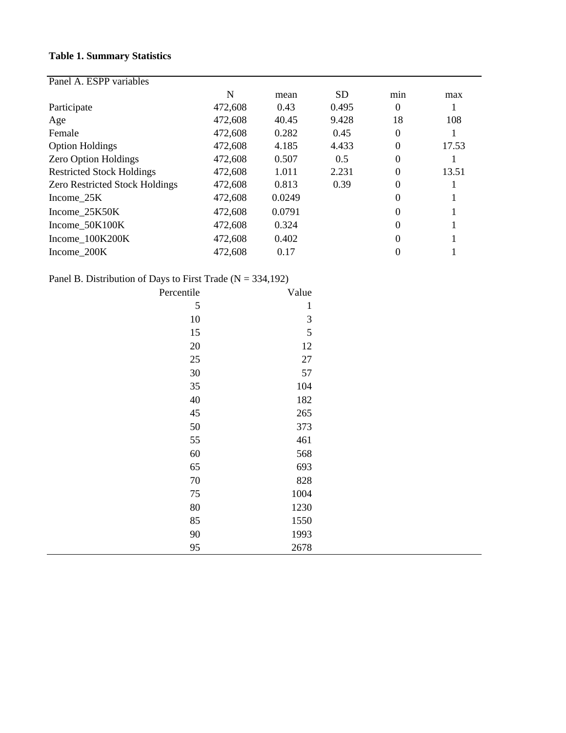**Table 1. Summary Statistics**

Panel A. ESPP variables

| | N | mean | SD | min | max |
|---|---|---|---|---|---|
| Participate | 472,608 | 0.43 | 0.495 | 0 | 1 |
| Age | 472,608 | 40.45 | 9.428 | 18 | 108 |
| Female | 472,608 | 0.282 | 0.45 | 0 | 1 |
| Option Holdings | 472,608 | 4.185 | 4.433 | 0 | 17.53 |
| Zero Option Holdings | 472,608 | 0.507 | 0.5 | 0 | 1 |
| Restricted Stock Holdings | 472,608 | 1.011 | 2.231 | 0 | 13.51 |
| Zero Restricted Stock Holdings | 472,608 | 0.813 | 0.39 | 0 | 1 |
| Income_25K | 472,608 | 0.0249 | | 0 | 1 |
| Income_25K50K | 472,608 | 0.0791 | | 0 | 1 |
| Income_50K100K | 472,608 | 0.324 | | 0 | 1 |
| Income_100K200K | 472,608 | 0.402 | | 0 | 1 |
| Income_200K | 472,608 | 0.17 | | 0 | 1 |

Panel B. Distribution of Days to First Trade (N = 334,192)

| Percentile | Value |
|---|---|
| 5 | 1 |
| 10 | 3 |
| 15 | 5 |
| 20 | 12 |
| 25 | 27 |
| 30 | 57 |
| 35 | 104 |
| 40 | 182 |
| 45 | 265 |
| 50 | 373 |
| 55 | 461 |
| 60 | 568 |
| 65 | 693 |
| 70 | 828 |
| 75 | 1004 |
| 80 | 1230 |
| 85 | 1550 |
| 90 | 1993 |
| 95 | 2678 |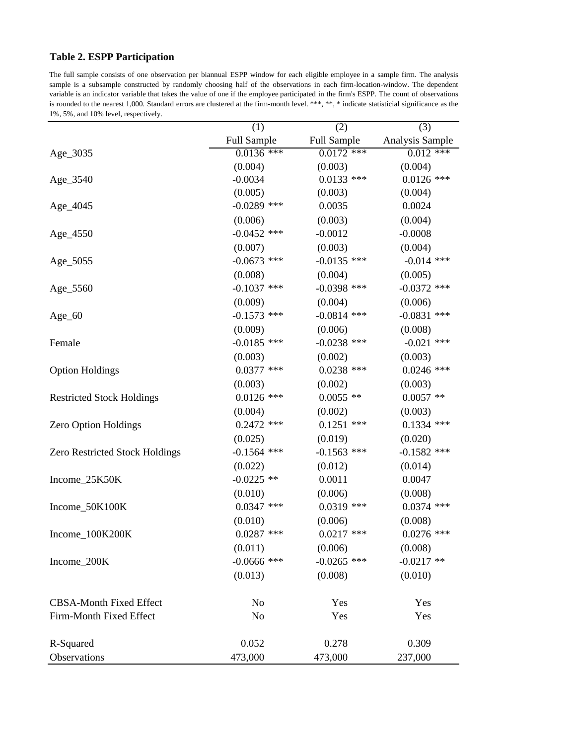## Table 2. ESPP Participation

The full sample consists of one observation per biannual ESPP window for each eligible employee in a sample firm. The analysis sample is a subsample constructed by randomly choosing half of the observations in each firm-location-window. The dependent variable is an indicator variable that takes the value of one if the employee participated in the firm's ESPP. The count of observations is rounded to the nearest 1,000. Standard errors are clustered at the firm-month level. ***, **, * indicate statisticial significance as the 1%, 5%, and 10% level, respectively.

| | (1) | (2) | (3) |
|---|---|---|---|
| | Full Sample | Full Sample | Analysis Sample |
| Age_3035 | 0.0136 *** | 0.0172 *** | 0.012 *** |
| | (0.004) | (0.003) | (0.004) |
| Age_3540 | -0.0034 | 0.0133 *** | 0.0126 *** |
| | (0.005) | (0.003) | (0.004) |
| Age_4045 | -0.0289 *** | 0.0035 | 0.0024 |
| | (0.006) | (0.003) | (0.004) |
| Age_4550 | -0.0452 *** | -0.0012 | -0.0008 |
| | (0.007) | (0.003) | (0.004) |
| Age_5055 | -0.0673 *** | -0.0135 *** | -0.014 *** |
| | (0.008) | (0.004) | (0.005) |
| Age_5560 | -0.1037 *** | -0.0398 *** | -0.0372 *** |
| | (0.009) | (0.004) | (0.006) |
| Age_60 | -0.1573 *** | -0.0814 *** | -0.0831 *** |
| | (0.009) | (0.006) | (0.008) |
| Female | -0.0185 *** | -0.0238 *** | -0.021 *** |
| | (0.003) | (0.002) | (0.003) |
| Option Holdings | 0.0377 *** | 0.0238 *** | 0.0246 *** |
| | (0.003) | (0.002) | (0.003) |
| Restricted Stock Holdings | 0.0126 *** | 0.0055 ** | 0.0057 ** |
| | (0.004) | (0.002) | (0.003) |
| Zero Option Holdings | 0.2472 *** | 0.1251 *** | 0.1334 *** |
| | (0.025) | (0.019) | (0.020) |
| Zero Restricted Stock Holdings | -0.1564 *** | -0.1563 *** | -0.1582 *** |
| | (0.022) | (0.012) | (0.014) |
| Income_25K50K | -0.0225 ** | 0.0011 | 0.0047 |
| | (0.010) | (0.006) | (0.008) |
| Income_50K100K | 0.0347 *** | 0.0319 *** | 0.0374 *** |
| | (0.010) | (0.006) | (0.008) |
| Income_100K200K | 0.0287 *** | 0.0217 *** | 0.0276 *** |
| | (0.011) | (0.006) | (0.008) |
| Income_200K | -0.0666 *** | -0.0265 *** | -0.0217 ** |
| | (0.013) | (0.008) | (0.010) |
| | | | |
| CBSA-Month Fixed Effect | No | Yes | Yes |
| Firm-Month Fixed Effect | No | Yes | Yes |
| | | | |
| R-Squared | 0.052 | 0.278 | 0.309 |
| Observations | 473,000 | 473,000 | 237,000 |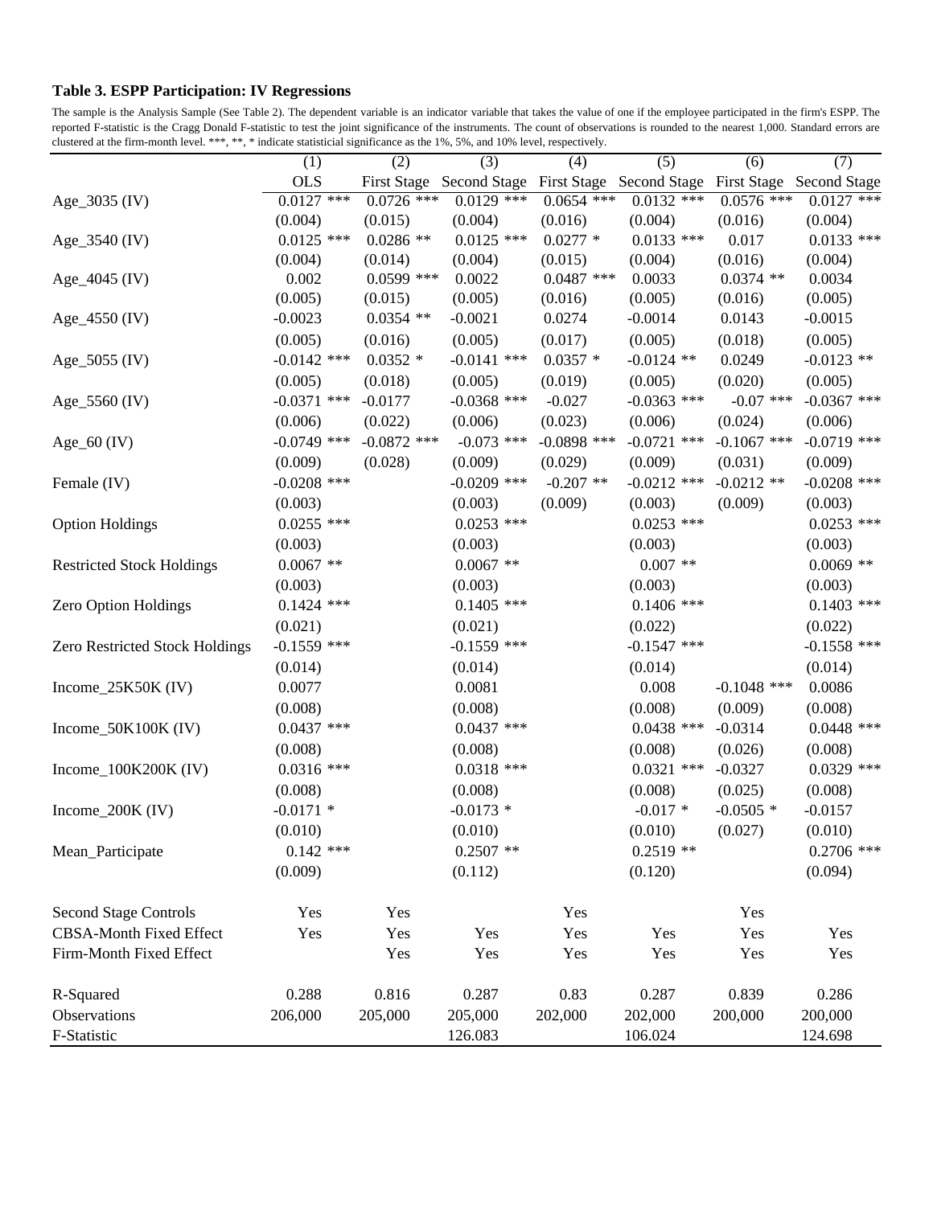**Table 3. ESPP Participation: IV Regressions**

The sample is the Analysis Sample (See Table 2). The dependent variable is an indicator variable that takes the value of one if the employee participated in the firm's ESPP. The reported F-statistic is the Cragg Donald F-statistic to test the joint significance of the instruments. The count of observations is rounded to the nearest 1,000. Standard errors are clustered at the firm-month level. ***, **, * indicate statistical significance as the 1%, 5%, and 10% level, respectively.

| | (1) | (2) | (3) | (4) | (5) | (6) | (7) |
|---|---|---|---|---|---|---|---|
| | OLS | First Stage | Second Stage | First Stage | Second Stage | First Stage | Second Stage |
| Age_3035 (IV) | 0.0127 *** | 0.0726 *** | 0.0129 *** | 0.0654 *** | 0.0132 *** | 0.0576 *** | 0.0127 *** |
| | (0.004) | (0.015) | (0.004) | (0.016) | (0.004) | (0.016) | (0.004) |
| Age_3540 (IV) | 0.0125 *** | 0.0286 ** | 0.0125 *** | 0.0277 * | 0.0133 *** | 0.017 | 0.0133 *** |
| | (0.004) | (0.014) | (0.004) | (0.015) | (0.004) | (0.016) | (0.004) |
| Age_4045 (IV) | 0.002 | 0.0599 *** | 0.0022 | 0.0487 *** | 0.0033 | 0.0374 ** | 0.0034 |
| | (0.005) | (0.015) | (0.005) | (0.016) | (0.005) | (0.016) | (0.005) |
| Age_4550 (IV) | -0.0023 | 0.0354 ** | -0.0021 | 0.0274 | -0.0014 | 0.0143 | -0.0015 |
| | (0.005) | (0.016) | (0.005) | (0.017) | (0.005) | (0.018) | (0.005) |
| Age_5055 (IV) | -0.0142 *** | 0.0352 * | -0.0141 *** | 0.0357 * | -0.0124 ** | 0.0249 | -0.0123 ** |
| | (0.005) | (0.018) | (0.005) | (0.019) | (0.005) | (0.020) | (0.005) |
| Age_5560 (IV) | -0.0371 *** | -0.0177 | -0.0368 *** | -0.027 | -0.0363 *** | -0.07 *** | -0.0367 *** |
| | (0.006) | (0.022) | (0.006) | (0.023) | (0.006) | (0.024) | (0.006) |
| Age_60 (IV) | -0.0749 *** | -0.0872 *** | -0.073 *** | -0.0898 *** | -0.0721 *** | -0.1067 *** | -0.0719 *** |
| | (0.009) | (0.028) | (0.009) | (0.029) | (0.009) | (0.031) | (0.009) |
| Female (IV) | -0.0208 *** | | -0.0209 *** | -0.207 ** | -0.0212 *** | -0.0212 ** | -0.0208 *** |
| | (0.003) | | (0.003) | (0.009) | (0.003) | (0.009) | (0.003) |
| Option Holdings | 0.0255 *** | | 0.0253 *** | | 0.0253 *** | | 0.0253 *** |
| | (0.003) | | (0.003) | | (0.003) | | (0.003) |
| Restricted Stock Holdings | 0.0067 ** | | 0.0067 ** | | 0.007 ** | | 0.0069 ** |
| | (0.003) | | (0.003) | | (0.003) | | (0.003) |
| Zero Option Holdings | 0.1424 *** | | 0.1405 *** | | 0.1406 *** | | 0.1403 *** |
| | (0.021) | | (0.021) | | (0.022) | | (0.022) |
| Zero Restricted Stock Holdings | -0.1559 *** | | -0.1559 *** | | -0.1547 *** | | -0.1558 *** |
| | (0.014) | | (0.014) | | (0.014) | | (0.014) |
| Income_25K50K (IV) | 0.0077 | | 0.0081 | | 0.008 | -0.1048 *** | 0.0086 |
| | (0.008) | | (0.008) | | (0.008) | (0.009) | (0.008) |
| Income_50K100K (IV) | 0.0437 *** | | 0.0437 *** | | 0.0438 *** | -0.0314 | 0.0448 *** |
| | (0.008) | | (0.008) | | (0.008) | (0.026) | (0.008) |
| Income_100K200K (IV) | 0.0316 *** | | 0.0318 *** | | 0.0321 *** | -0.0327 | 0.0329 *** |
| | (0.008) | | (0.008) | | (0.008) | (0.025) | (0.008) |
| Income_200K (IV) | -0.0171 * | | -0.0173 * | | -0.017 * | -0.0505 * | -0.0157 |
| | (0.010) | | (0.010) | | (0.010) | (0.027) | (0.010) |
| Mean_Participate | 0.142 *** | | 0.2507 ** | | 0.2519 ** | | 0.2706 *** |
| | (0.009) | | (0.112) | | (0.120) | | (0.094) |
| Second Stage Controls | Yes | Yes | | Yes | | Yes | |
| CBSA-Month Fixed Effect | Yes | Yes | Yes | Yes | Yes | Yes | Yes |
| Firm-Month Fixed Effect | | Yes | Yes | Yes | Yes | Yes | Yes |
| R-Squared | 0.288 | 0.816 | 0.287 | 0.83 | 0.287 | 0.839 | 0.286 |
| Observations | 206,000 | 205,000 | 205,000 | 202,000 | 202,000 | 200,000 | 200,000 |
| F-Statistic | | | 126.083 | | 106.024 | | 124.698 |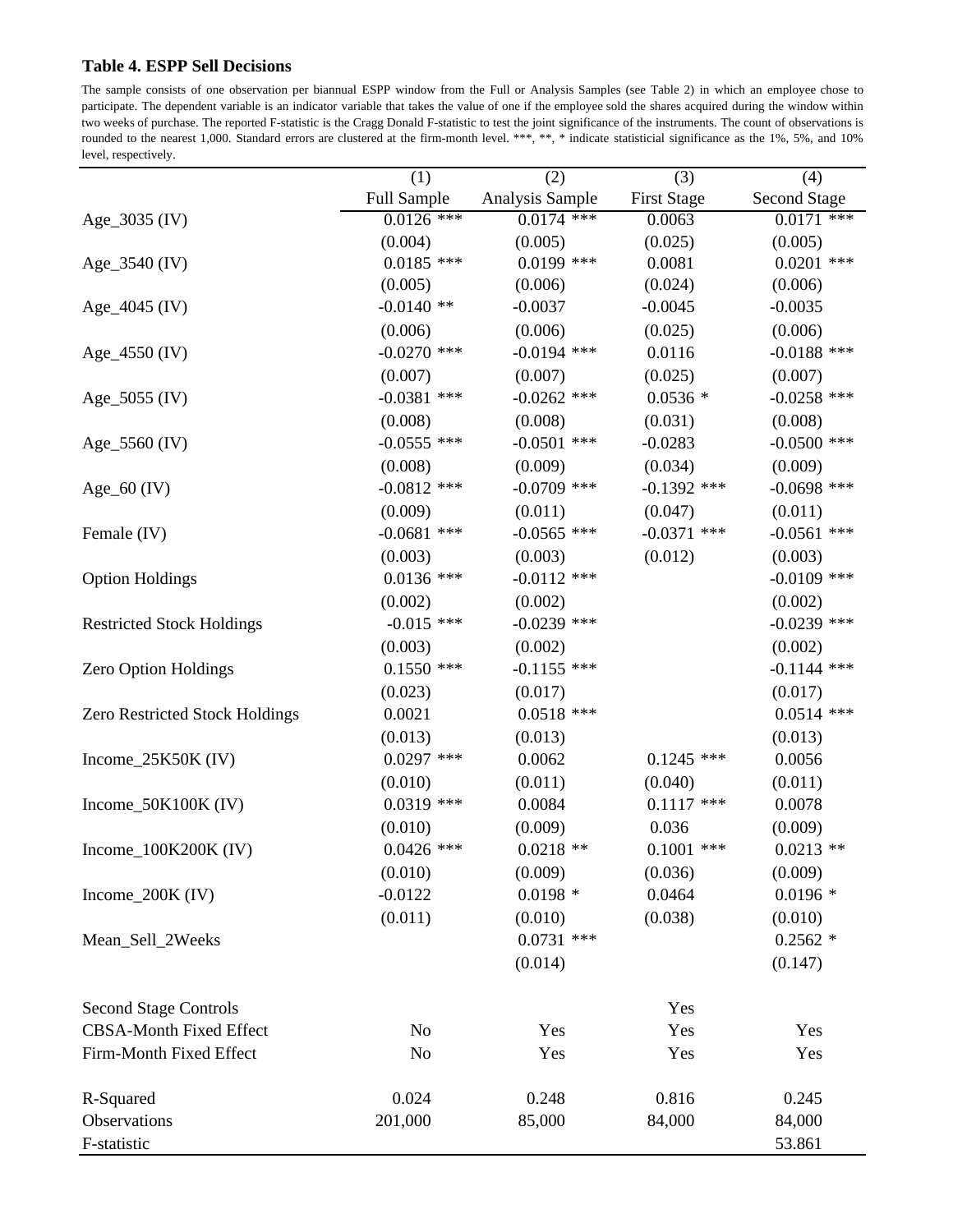**Table 4. ESPP Sell Decisions**

The sample consists of one observation per biannual ESPP window from the Full or Analysis Samples (see Table 2) in which an employee chose to participate. The dependent variable is an indicator variable that takes the value of one if the employee sold the shares acquired during the window within two weeks of purchase. The reported F-statistic is the Cragg Donald F-statistic to test the joint significance of the instruments. The count of observations is rounded to the nearest 1,000. Standard errors are clustered at the firm-month level. ***, **, * indicate statisticial significance as the 1%, 5%, and 10% level, respectively.

| | (1) | (2) | (3) | (4) |
|---|---|---|---|---|
| | Full Sample | Analysis Sample | First Stage | Second Stage |
| Age_3035 (IV) | 0.0126 *** | 0.0174 *** | 0.0063 | 0.0171 *** |
| | (0.004) | (0.005) | (0.025) | (0.005) |
| Age_3540 (IV) | 0.0185 *** | 0.0199 *** | 0.0081 | 0.0201 *** |
| | (0.005) | (0.006) | (0.024) | (0.006) |
| Age_4045 (IV) | -0.0140 ** | -0.0037 | -0.0045 | -0.0035 |
| | (0.006) | (0.006) | (0.025) | (0.006) |
| Age_4550 (IV) | -0.0270 *** | -0.0194 *** | 0.0116 | -0.0188 *** |
| | (0.007) | (0.007) | (0.025) | (0.007) |
| Age_5055 (IV) | -0.0381 *** | -0.0262 *** | 0.0536 * | -0.0258 *** |
| | (0.008) | (0.008) | (0.031) | (0.008) |
| Age_5560 (IV) | -0.0555 *** | -0.0501 *** | -0.0283 | -0.0500 *** |
| | (0.008) | (0.009) | (0.034) | (0.009) |
| Age_60 (IV) | -0.0812 *** | -0.0709 *** | -0.1392 *** | -0.0698 *** |
| | (0.009) | (0.011) | (0.047) | (0.011) |
| Female (IV) | -0.0681 *** | -0.0565 *** | -0.0371 *** | -0.0561 *** |
| | (0.003) | (0.003) | (0.012) | (0.003) |
| Option Holdings | 0.0136 *** | -0.0112 *** | | -0.0109 *** |
| | (0.002) | (0.002) | | (0.002) |
| Restricted Stock Holdings | -0.015 *** | -0.0239 *** | | -0.0239 *** |
| | (0.003) | (0.002) | | (0.002) |
| Zero Option Holdings | 0.1550 *** | -0.1155 *** | | -0.1144 *** |
| | (0.023) | (0.017) | | (0.017) |
| Zero Restricted Stock Holdings | 0.0021 | 0.0518 *** | | 0.0514 *** |
| | (0.013) | (0.013) | | (0.013) |
| Income_25K50K (IV) | 0.0297 *** | 0.0062 | 0.1245 *** | 0.0056 |
| | (0.010) | (0.011) | (0.040) | (0.011) |
| Income_50K100K (IV) | 0.0319 *** | 0.0084 | 0.1117 *** | 0.0078 |
| | (0.010) | (0.009) | 0.036 | (0.009) |
| Income_100K200K (IV) | 0.0426 *** | 0.0218 ** | 0.1001 *** | 0.0213 ** |
| | (0.010) | (0.009) | (0.036) | (0.009) |
| Income_200K (IV) | -0.0122 | 0.0198 * | 0.0464 | 0.0196 * |
| | (0.011) | (0.010) | (0.038) | (0.010) |
| Mean_Sell_2Weeks | | 0.0731 *** | | 0.2562 * |
| | | (0.014) | | (0.147) |
| Second Stage Controls | | | Yes | |
| CBSA-Month Fixed Effect | No | Yes | Yes | Yes |
| Firm-Month Fixed Effect | No | Yes | Yes | Yes |
| R-Squared | 0.024 | 0.248 | 0.816 | 0.245 |
| Observations | 201,000 | 85,000 | 84,000 | 84,000 |
| F-statistic | | | | 53.861 |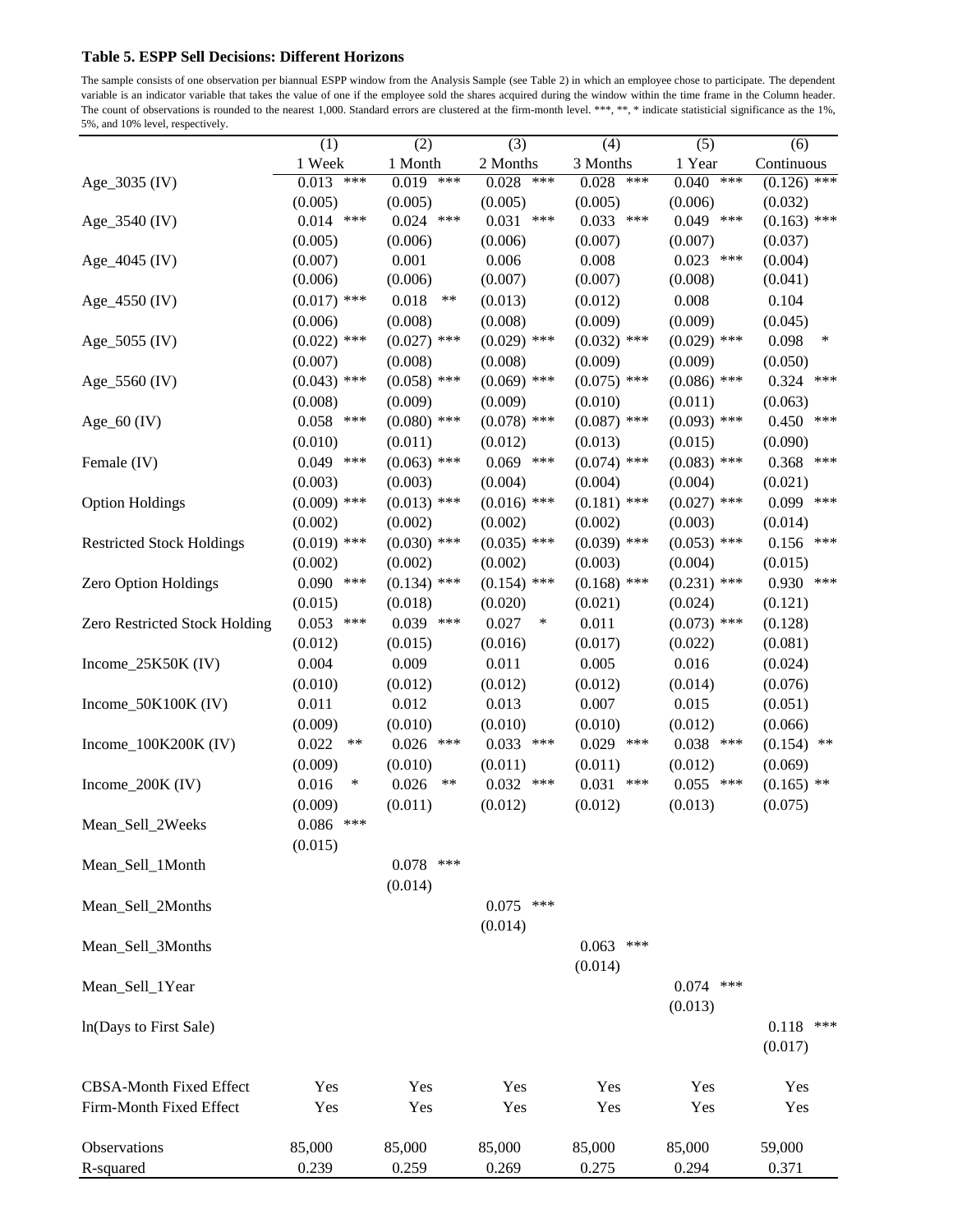**Table 5. ESPP Sell Decisions: Different Horizons**

The sample consists of one observation per biannual ESPP window from the Analysis Sample (see Table 2) in which an employee chose to participate. The dependent variable is an indicator variable that takes the value of one if the employee sold the shares acquired during the window within the time frame in the Column header. The count of observations is rounded to the nearest 1,000. Standard errors are clustered at the firm-month level. ***, **, * indicate statisticial significance as the 1%, 5%, and 10% level, respectively.

| | (1) | (2) | (3) | (4) | (5) | (6) |
|---|---|---|---|---|---|---|
| | 1 Week | 1 Month | 2 Months | 3 Months | 1 Year | Continuous |
| Age_3035 (IV) | 0.013 *** | 0.019 *** | 0.028 *** | 0.028 *** | 0.040 *** | (0.126) *** |
| | (0.005) | (0.005) | (0.005) | (0.005) | (0.006) | (0.032) |
| Age_3540 (IV) | 0.014 *** | 0.024 *** | 0.031 *** | 0.033 *** | 0.049 *** | (0.163) *** |
| | (0.005) | (0.006) | (0.006) | (0.007) | (0.007) | (0.037) |
| Age_4045 (IV) | (0.007) | 0.001 | 0.006 | 0.008 | 0.023 *** | (0.004) |
| | (0.006) | (0.006) | (0.007) | (0.007) | (0.008) | (0.041) |
| Age_4550 (IV) | (0.017) *** | 0.018 ** | (0.013) | (0.012) | 0.008 | 0.104 |
| | (0.006) | (0.008) | (0.008) | (0.009) | (0.009) | (0.045) |
| Age_5055 (IV) | (0.022) *** | (0.027) *** | (0.029) *** | (0.032) *** | (0.029) *** | 0.098 * |
| | (0.007) | (0.008) | (0.008) | (0.009) | (0.009) | (0.050) |
| Age_5560 (IV) | (0.043) *** | (0.058) *** | (0.069) *** | (0.075) *** | (0.086) *** | 0.324 *** |
| | (0.008) | (0.009) | (0.009) | (0.010) | (0.011) | (0.063) |
| Age_60 (IV) | 0.058 *** | (0.080) *** | (0.078) *** | (0.087) *** | (0.093) *** | 0.450 *** |
| | (0.010) | (0.011) | (0.012) | (0.013) | (0.015) | (0.090) |
| Female (IV) | 0.049 *** | (0.063) *** | 0.069 *** | (0.074) *** | (0.083) *** | 0.368 *** |
| | (0.003) | (0.003) | (0.004) | (0.004) | (0.004) | (0.021) |
| Option Holdings | (0.009) *** | (0.013) *** | (0.016) *** | (0.181) *** | (0.027) *** | 0.099 *** |
| | (0.002) | (0.002) | (0.002) | (0.002) | (0.003) | (0.014) |
| Restricted Stock Holdings | (0.019) *** | (0.030) *** | (0.035) *** | (0.039) *** | (0.053) *** | 0.156 *** |
| | (0.002) | (0.002) | (0.002) | (0.003) | (0.004) | (0.015) |
| Zero Option Holdings | 0.090 *** | (0.134) *** | (0.154) *** | (0.168) *** | (0.231) *** | 0.930 *** |
| | (0.015) | (0.018) | (0.020) | (0.021) | (0.024) | (0.121) |
| Zero Restricted Stock Holding | 0.053 *** | 0.039 *** | 0.027 * | 0.011 | (0.073) *** | (0.128) |
| | (0.012) | (0.015) | (0.016) | (0.017) | (0.022) | (0.081) |
| Income_25K50K (IV) | 0.004 | 0.009 | 0.011 | 0.005 | 0.016 | (0.024) |
| | (0.010) | (0.012) | (0.012) | (0.012) | (0.014) | (0.076) |
| Income_50K100K (IV) | 0.011 | 0.012 | 0.013 | 0.007 | 0.015 | (0.051) |
| | (0.009) | (0.010) | (0.010) | (0.010) | (0.012) | (0.066) |
| Income_100K200K (IV) | 0.022 ** | 0.026 *** | 0.033 *** | 0.029 *** | 0.038 *** | (0.154) ** |
| | (0.009) | (0.010) | (0.011) | (0.011) | (0.012) | (0.069) |
| Income_200K (IV) | 0.016 * | 0.026 ** | 0.032 *** | 0.031 *** | 0.055 *** | (0.165) ** |
| | (0.009) | (0.011) | (0.012) | (0.012) | (0.013) | (0.075) |
| Mean_Sell_2Weeks | 0.086 *** | | | | | |
| | (0.015) | | | | | |
| Mean_Sell_1Month | | 0.078 *** | | | | |
| | | (0.014) | | | | |
| Mean_Sell_2Months | | | 0.075 *** | | | |
| | | | (0.014) | | | |
| Mean_Sell_3Months | | | | 0.063 *** | | |
| | | | | (0.014) | | |
| Mean_Sell_1Year | | | | | 0.074 *** | |
| | | | | | (0.013) | |
| ln(Days to First Sale) | | | | | | 0.118 *** |
| | | | | | | (0.017) |
| CBSA-Month Fixed Effect | Yes | Yes | Yes | Yes | Yes | Yes |
| Firm-Month Fixed Effect | Yes | Yes | Yes | Yes | Yes | Yes |
| Observations | 85,000 | 85,000 | 85,000 | 85,000 | 85,000 | 59,000 |
| R-squared | 0.239 | 0.259 | 0.269 | 0.275 | 0.294 | 0.371 |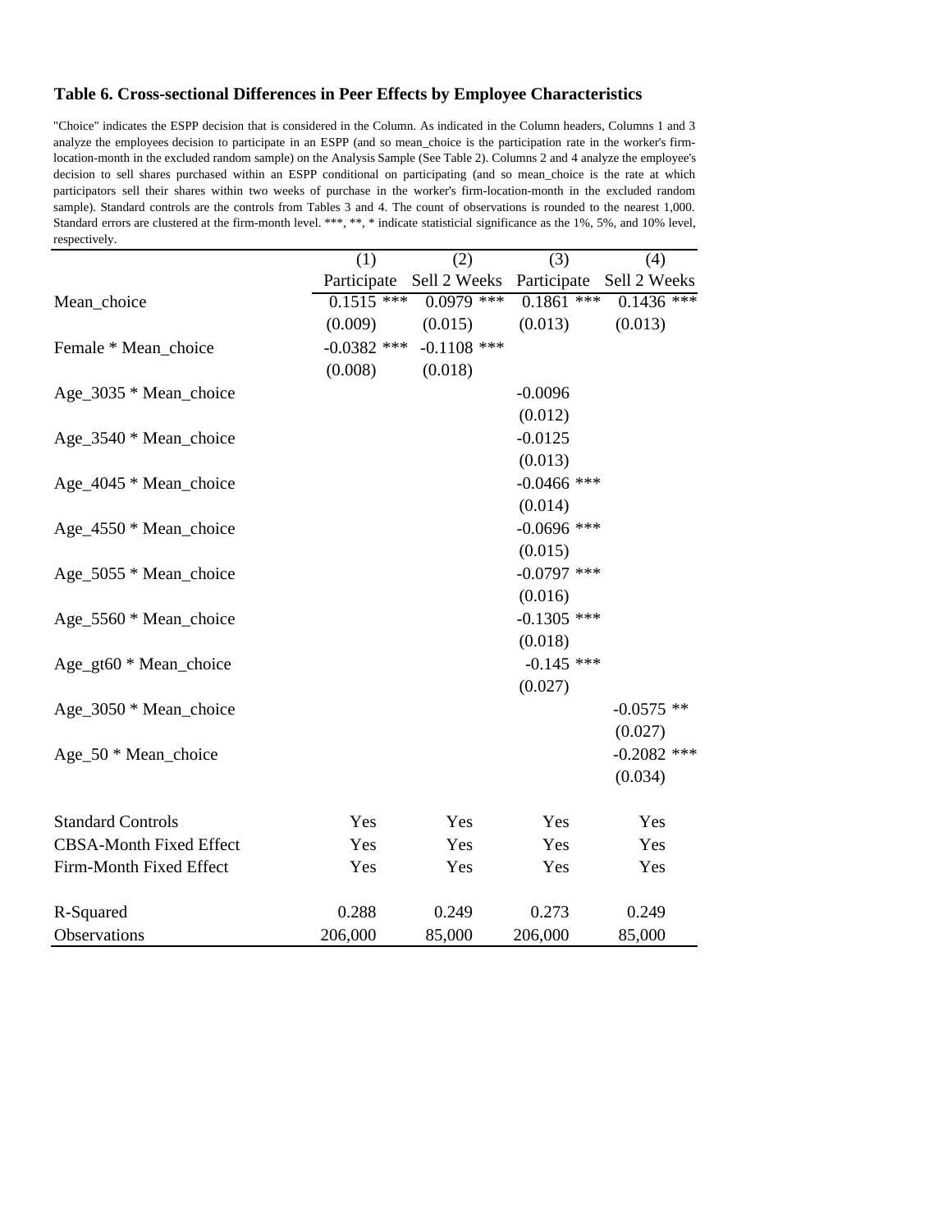**Table 6. Cross-sectional Differences in Peer Effects by Employee Characteristics**

"Choice" indicates the ESPP decision that is considered in the Column. As indicated in the Column headers, Columns 1 and 3 analyze the employees decision to participate in an ESPP (and so mean_choice is the participation rate in the worker's firm-location-month in the excluded random sample) on the Analysis Sample (See Table 2). Columns 2 and 4 analyze the employee's decision to sell shares purchased within an ESPP conditional on participating (and so mean_choice is the rate at which participators sell their shares within two weeks of purchase in the worker's firm-location-month in the excluded random sample). Standard controls are the controls from Tables 3 and 4. The count of observations is rounded to the nearest 1,000. Standard errors are clustered at the firm-month level. ***, **, * indicate statisticial significance as the 1%, 5%, and 10% level, respectively.

| | (1) | (2) | (3) | (4) |
|---|---|---|---|---|
| | Participate | Sell 2 Weeks | Participate | Sell 2 Weeks |
| Mean_choice | 0.1515 *** | 0.0979 *** | 0.1861 *** | 0.1436 *** |
| | (0.009) | (0.015) | (0.013) | (0.013) |
| Female * Mean_choice | -0.0382 *** | -0.1108 *** | | |
| | (0.008) | (0.018) | | |
| Age_3035 * Mean_choice | | | -0.0096 | |
| | | | (0.012) | |
| Age_3540 * Mean_choice | | | -0.0125 | |
| | | | (0.013) | |
| Age_4045 * Mean_choice | | | -0.0466 *** | |
| | | | (0.014) | |
| Age_4550 * Mean_choice | | | -0.0696 *** | |
| | | | (0.015) | |
| Age_5055 * Mean_choice | | | -0.0797 *** | |
| | | | (0.016) | |
| Age_5560 * Mean_choice | | | -0.1305 *** | |
| | | | (0.018) | |
| Age_gt60 * Mean_choice | | | -0.145 *** | |
| | | | (0.027) | |
| Age_3050 * Mean_choice | | | | -0.0575 ** |
| | | | | (0.027) |
| Age_50 * Mean_choice | | | | -0.2082 *** |
| | | | | (0.034) |
| Standard Controls | Yes | Yes | Yes | Yes |
| CBSA-Month Fixed Effect | Yes | Yes | Yes | Yes |
| Firm-Month Fixed Effect | Yes | Yes | Yes | Yes |
| R-Squared | 0.288 | 0.249 | 0.273 | 0.249 |
| Observations | 206,000 | 85,000 | 206,000 | 85,000 |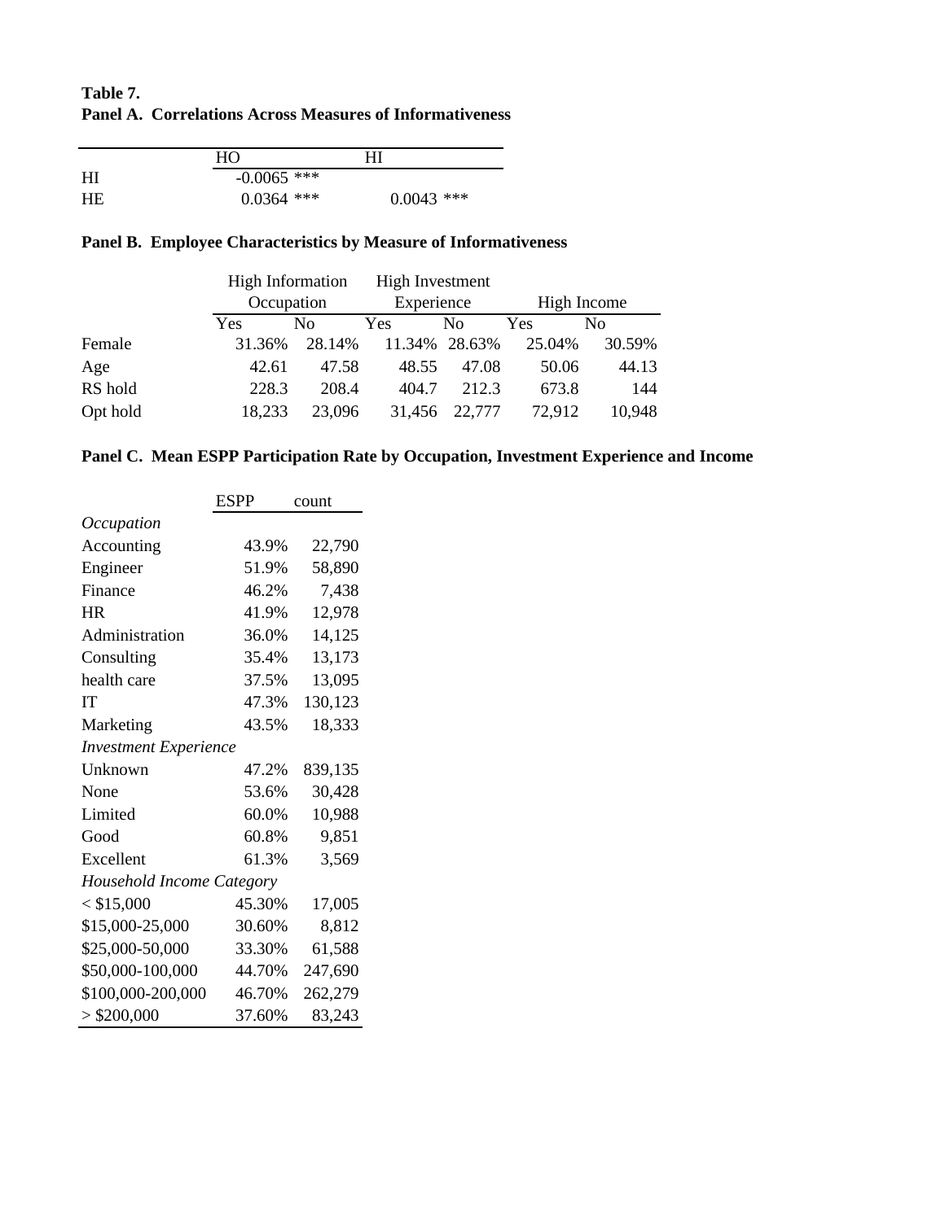**Table 7.**
**Panel A. Correlations Across Measures of Informativeness**

| | HO | HI |
|---|---|---|
| HI | -0.0065 *** | |
| HE | 0.0364 *** | 0.0043 *** |

**Panel B. Employee Characteristics by Measure of Informativeness**

| | High Information Occupation | | High Investment Experience | | High Income | |
|---|---|---|---|---|---|---|
| | Yes | No | Yes | No | Yes | No |
| Female | 31.36% | 28.14% | 11.34% | 28.63% | 25.04% | 30.59% |
| Age | 42.61 | 47.58 | 48.55 | 47.08 | 50.06 | 44.13 |
| RS hold | 228.3 | 208.4 | 404.7 | 212.3 | 673.8 | 144 |
| Opt hold | 18,233 | 23,096 | 31,456 | 22,777 | 72,912 | 10,948 |

**Panel C. Mean ESPP Participation Rate by Occupation, Investment Experience and Income**

| | ESPP | count |
|---|---|---|
| *Occupation* | | |
| Accounting | 43.9% | 22,790 |
| Engineer | 51.9% | 58,890 |
| Finance | 46.2% | 7,438 |
| HR | 41.9% | 12,978 |
| Administration | 36.0% | 14,125 |
| Consulting | 35.4% | 13,173 |
| health care | 37.5% | 13,095 |
| IT | 47.3% | 130,123 |
| Marketing | 43.5% | 18,333 |
| *Investment Experience* | | |
| Unknown | 47.2% | 839,135 |
| None | 53.6% | 30,428 |
| Limited | 60.0% | 10,988 |
| Good | 60.8% | 9,851 |
| Excellent | 61.3% | 3,569 |
| *Household Income Category* | | |
| < $15,000 | 45.30% | 17,005 |
| $15,000-25,000 | 30.60% | 8,812 |
| $25,000-50,000 | 33.30% | 61,588 |
| $50,000-100,000 | 44.70% | 247,690 |
| $100,000-200,000 | 46.70% | 262,279 |
| > $200,000 | 37.60% | 83,243 |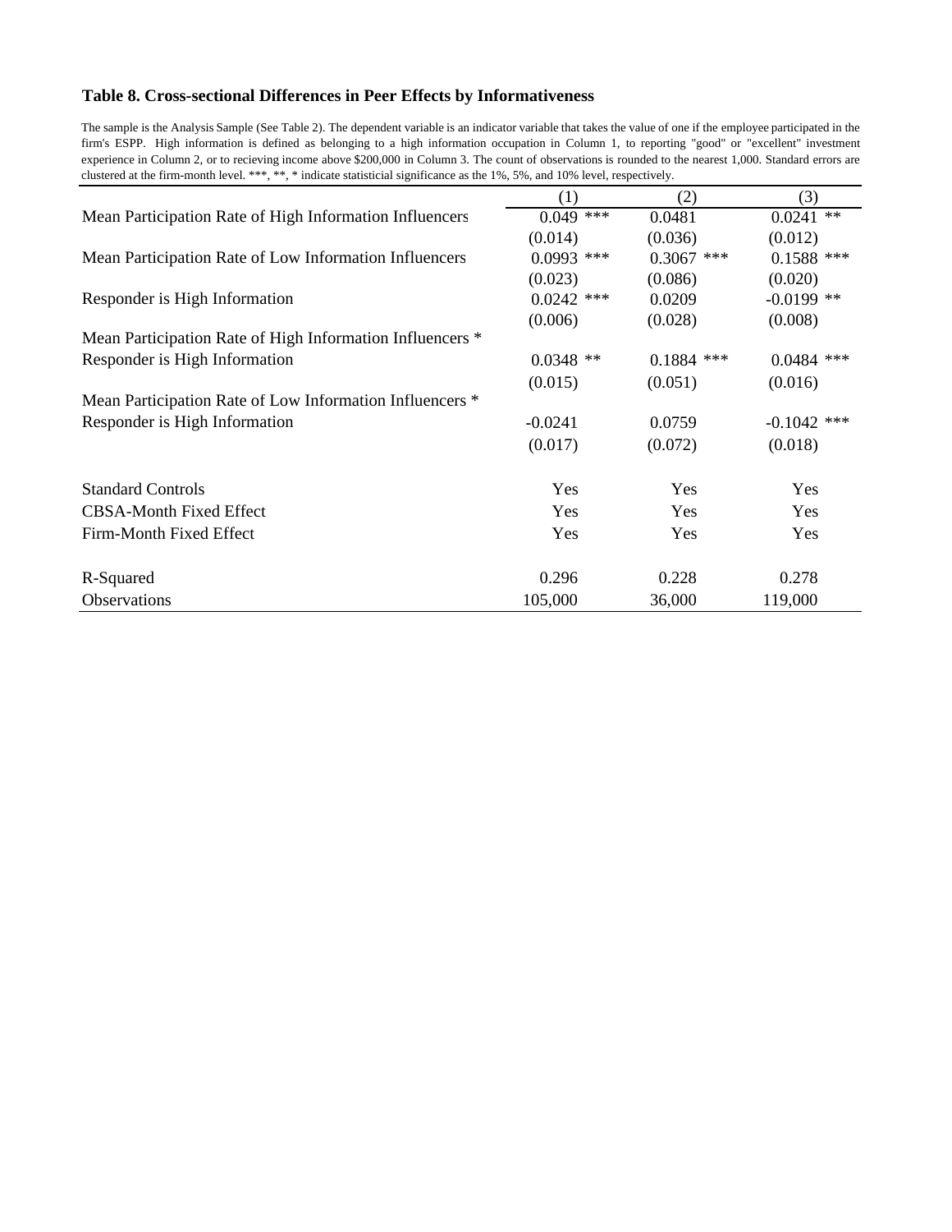**Table 8. Cross-sectional Differences in Peer Effects by Informativeness**

The sample is the Analysis Sample (See Table 2). The dependent variable is an indicator variable that takes the value of one if the employee participated in the firm's ESPP. High information is defined as belonging to a high information occupation in Column 1, to reporting "good" or "excellent" investment experience in Column 2, or to recieving income above $200,000 in Column 3. The count of observations is rounded to the nearest 1,000. Standard errors are clustered at the firm-month level. ***, **, * indicate statisticial significance as the 1%, 5%, and 10% level, respectively.

| | (1) | (2) | (3) |
|---|---|---|---|
| Mean Participation Rate of High Information Influencers | 0.049 *** | 0.0481 | 0.0241 ** |
| | (0.014) | (0.036) | (0.012) |
| Mean Participation Rate of Low Information Influencers | 0.0993 *** | 0.3067 *** | 0.1588 *** |
| | (0.023) | (0.086) | (0.020) |
| Responder is High Information | 0.0242 *** | 0.0209 | -0.0199 ** |
| | (0.006) | (0.028) | (0.008) |
| Mean Participation Rate of High Information Influencers * Responder is High Information | 0.0348 ** | 0.1884 *** | 0.0484 *** |
| | (0.015) | (0.051) | (0.016) |
| Mean Participation Rate of Low Information Influencers * Responder is High Information | -0.0241 | 0.0759 | -0.1042 *** |
| | (0.017) | (0.072) | (0.018) |
| Standard Controls | Yes | Yes | Yes |
| CBSA-Month Fixed Effect | Yes | Yes | Yes |
| Firm-Month Fixed Effect | Yes | Yes | Yes |
| R-Squared | 0.296 | 0.228 | 0.278 |
| Observations | 105,000 | 36,000 | 119,000 |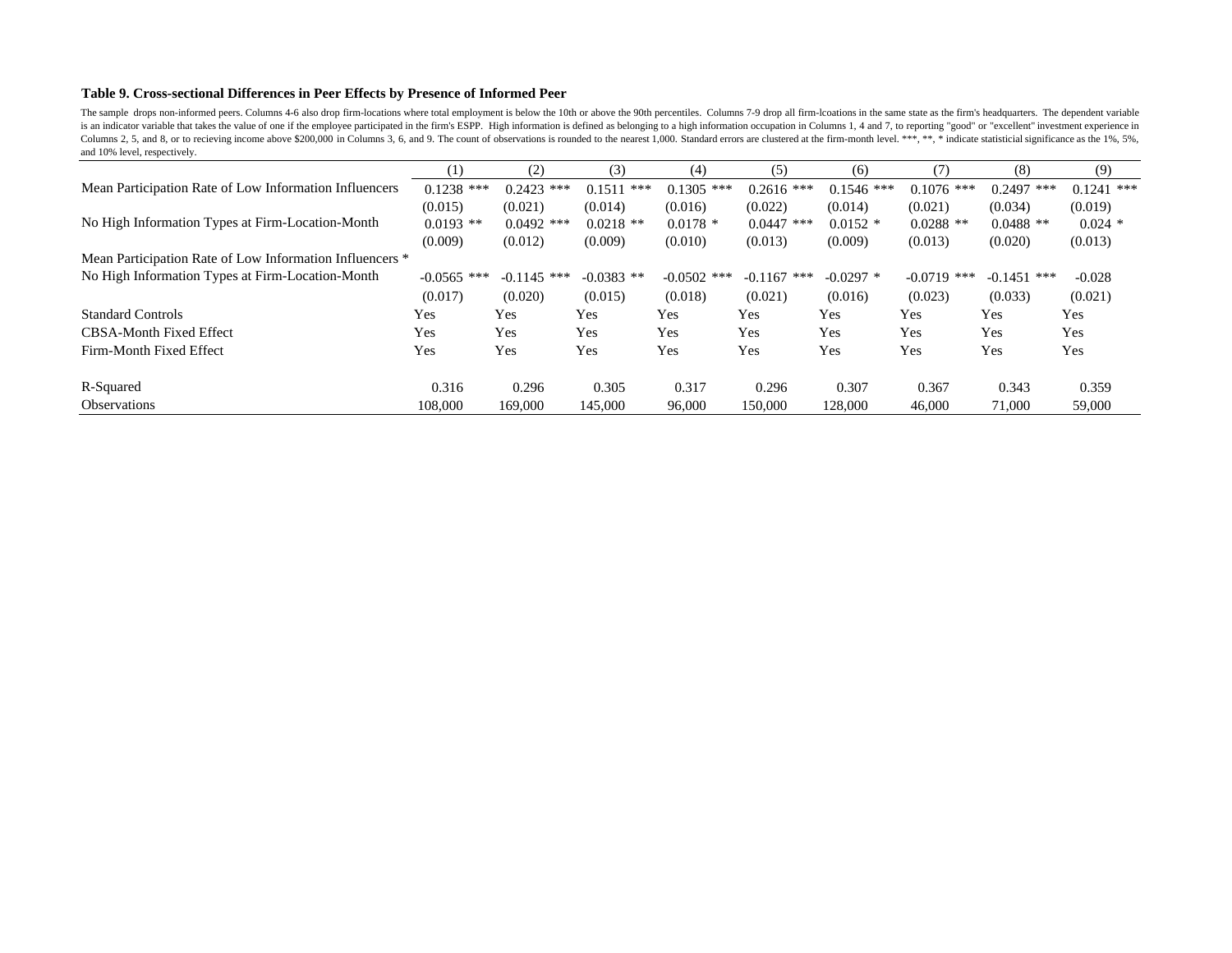**Table 9. Cross-sectional Differences in Peer Effects by Presence of Informed Peer**

The sample drops non-informed peers. Columns 4-6 also drop firm-locations where total employment is below the 10th or above the 90th percentiles. Columns 7-9 drop all firm-lcoations in the same state as the firm's headquarters. The dependent variable is an indicator variable that takes the value of one if the employee participated in the firm's ESPP. High information is defined as belonging to a high information occupation in Columns 1, 4 and 7, to reporting "good" or "excellent" investment experience in Columns 2, 5, and 8, or to recieving income above $200,000 in Columns 3, 6, and 9. The count of observations is rounded to the nearest 1,000. Standard errors are clustered at the firm-month level. ***, **, * indicate statisticial significance as the 1%, 5%, and 10% level, respectively.

| | (1) | (2) | (3) | (4) | (5) | (6) | (7) | (8) | (9) |
|---|---|---|---|---|---|---|---|---|---|
| Mean Participation Rate of Low Information Influencers | 0.1238 *** | 0.2423 *** | 0.1511 *** | 0.1305 *** | 0.2616 *** | 0.1546 *** | 0.1076 *** | 0.2497 *** | 0.1241 *** |
| | (0.015) | (0.021) | (0.014) | (0.016) | (0.022) | (0.014) | (0.021) | (0.034) | (0.019) |
| No High Information Types at Firm-Location-Month | 0.0193 ** | 0.0492 *** | 0.0218 ** | 0.0178 * | 0.0447 *** | 0.0152 * | 0.0288 ** | 0.0488 ** | 0.024 * |
| | (0.009) | (0.012) | (0.009) | (0.010) | (0.013) | (0.009) | (0.013) | (0.020) | (0.013) |
| Mean Participation Rate of Low Information Influencers * No High Information Types at Firm-Location-Month | -0.0565 *** | -0.1145 *** | -0.0383 ** | -0.0502 *** | -0.1167 *** | -0.0297 * | -0.0719 *** | -0.1451 *** | -0.028 |
| | (0.017) | (0.020) | (0.015) | (0.018) | (0.021) | (0.016) | (0.023) | (0.033) | (0.021) |
| Standard Controls | Yes | Yes | Yes | Yes | Yes | Yes | Yes | Yes | Yes |
| CBSA-Month Fixed Effect | Yes | Yes | Yes | Yes | Yes | Yes | Yes | Yes | Yes |
| Firm-Month Fixed Effect | Yes | Yes | Yes | Yes | Yes | Yes | Yes | Yes | Yes |
| R-Squared | 0.316 | 0.296 | 0.305 | 0.317 | 0.296 | 0.307 | 0.367 | 0.343 | 0.359 |
| Observations | 108,000 | 169,000 | 145,000 | 96,000 | 150,000 | 128,000 | 46,000 | 71,000 | 59,000 |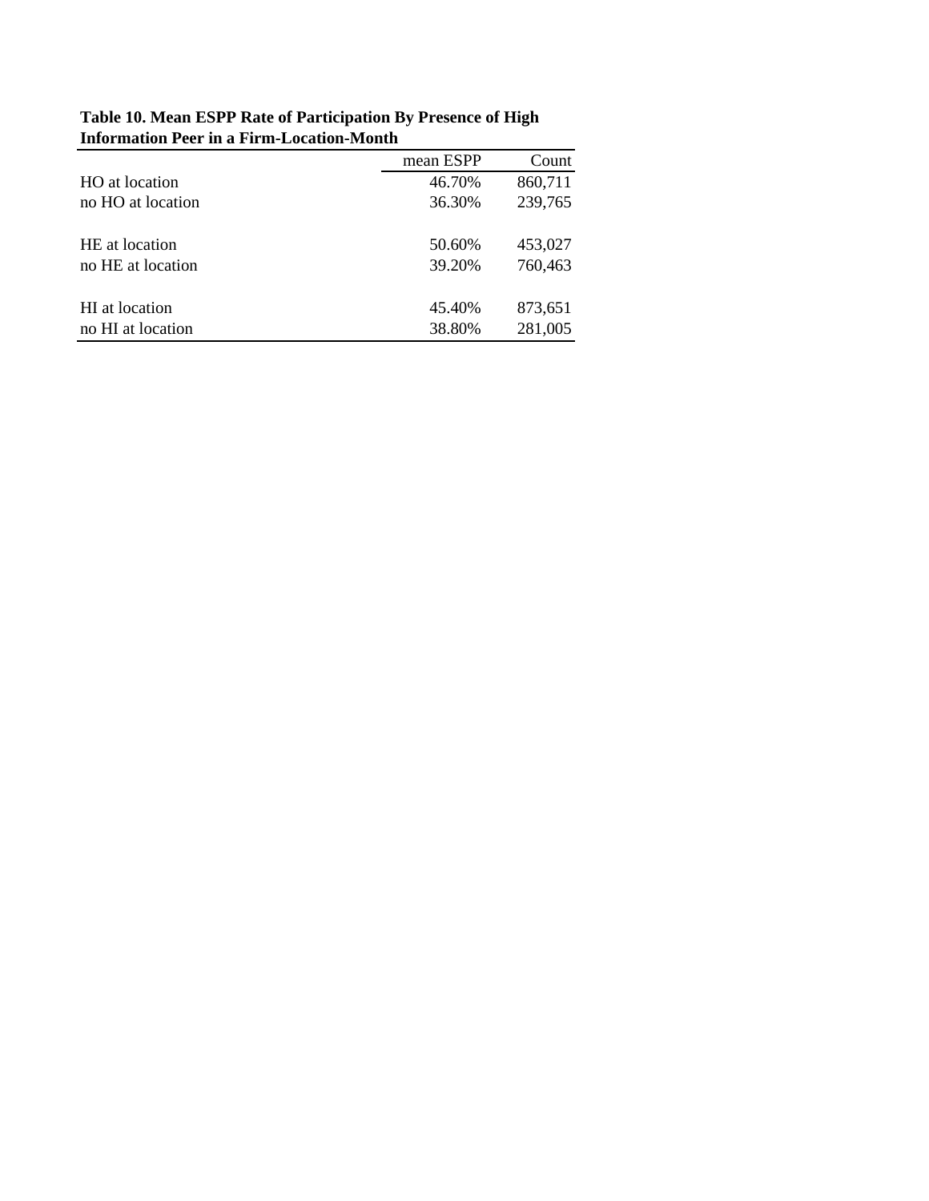**Table 10. Mean ESPP Rate of Participation By Presence of High Information Peer in a Firm-Location-Month**

| | mean ESPP | Count |
|---|---|---|
| HO at location | 46.70% | 860,711 |
| no HO at location | 36.30% | 239,765 |
| | | |
| HE at location | 50.60% | 453,027 |
| no HE at location | 39.20% | 760,463 |
| | | |
| HI at location | 45.40% | 873,651 |
| no HI at location | 38.80% | 281,005 |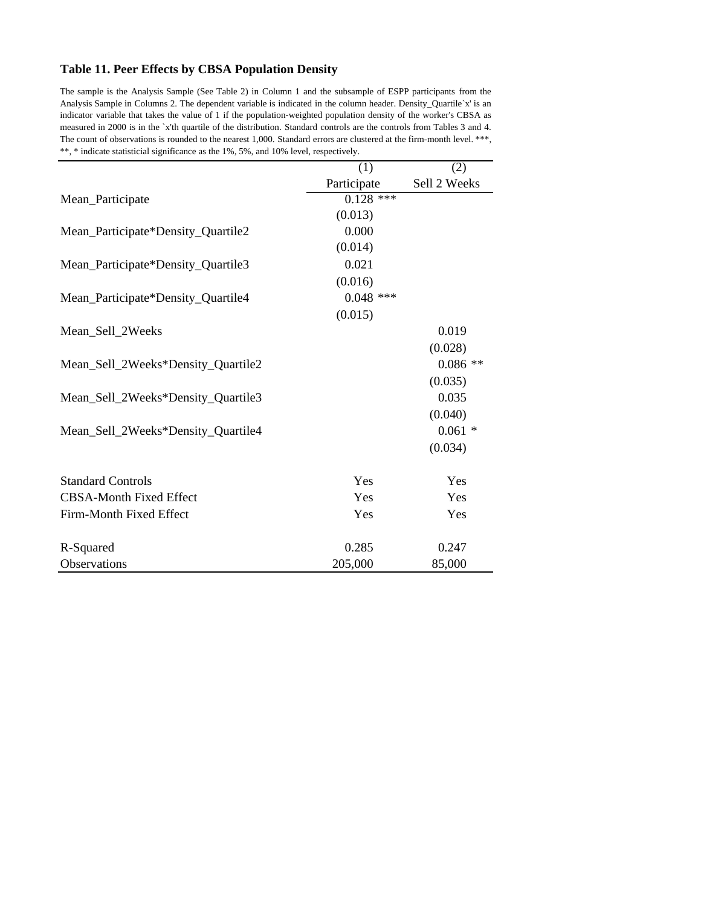### Table 11. Peer Effects by CBSA Population Density

The sample is the Analysis Sample (See Table 2) in Column 1 and the subsample of ESPP participants from the Analysis Sample in Columns 2. The dependent variable is indicated in the column header. Density_Quartile`x' is an indicator variable that takes the value of 1 if the population-weighted population density of the worker's CBSA as measured in 2000 is in the `x'th quartile of the distribution. Standard controls are the controls from Tables 3 and 4. The count of observations is rounded to the nearest 1,000. Standard errors are clustered at the firm-month level. ***, **, * indicate statisticial significance as the 1%, 5%, and 10% level, respectively.

| | (1) | (2) |
|---|---|---|
| | Participate | Sell 2 Weeks |
| Mean_Participate | 0.128 *** | |
| | (0.013) | |
| Mean_Participate*Density_Quartile2 | 0.000 | |
| | (0.014) | |
| Mean_Participate*Density_Quartile3 | 0.021 | |
| | (0.016) | |
| Mean_Participate*Density_Quartile4 | 0.048 *** | |
| | (0.015) | |
| Mean_Sell_2Weeks | | 0.019 |
| | | (0.028) |
| Mean_Sell_2Weeks*Density_Quartile2 | | 0.086 ** |
| | | (0.035) |
| Mean_Sell_2Weeks*Density_Quartile3 | | 0.035 |
| | | (0.040) |
| Mean_Sell_2Weeks*Density_Quartile4 | | 0.061 * |
| | | (0.034) |
| | | |
| Standard Controls | Yes | Yes |
| CBSA-Month Fixed Effect | Yes | Yes |
| Firm-Month Fixed Effect | Yes | Yes |
| | | |
| R-Squared | 0.285 | 0.247 |
| Observations | 205,000 | 85,000 |